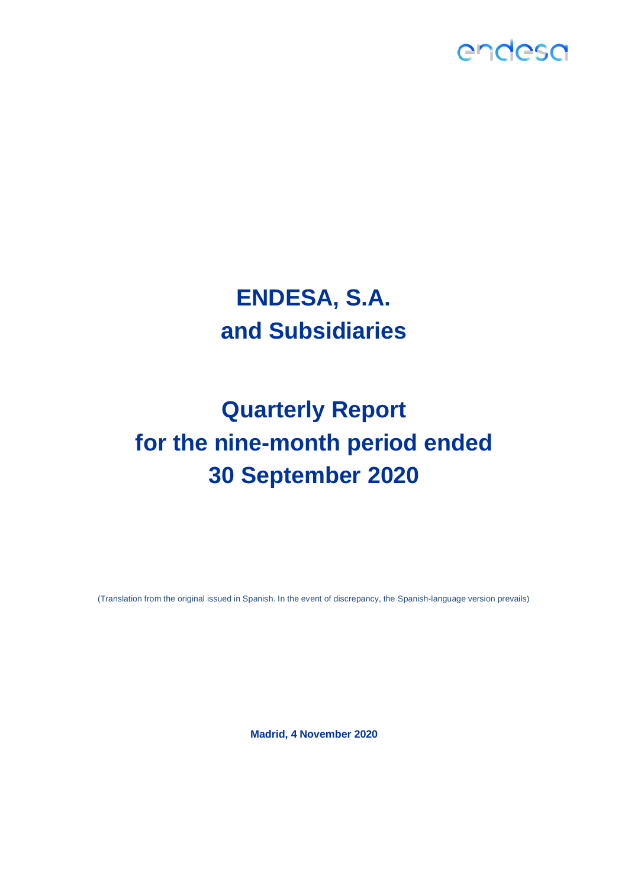endesa

# ENDESA, S.A.
# and Subsidiaries

# Quarterly Report
# for the nine-month period ended
# 30 September 2020

(Translation from the original issued in Spanish. In the event of discrepancy, the Spanish-language version prevails)

**Madrid, 4 November 2020**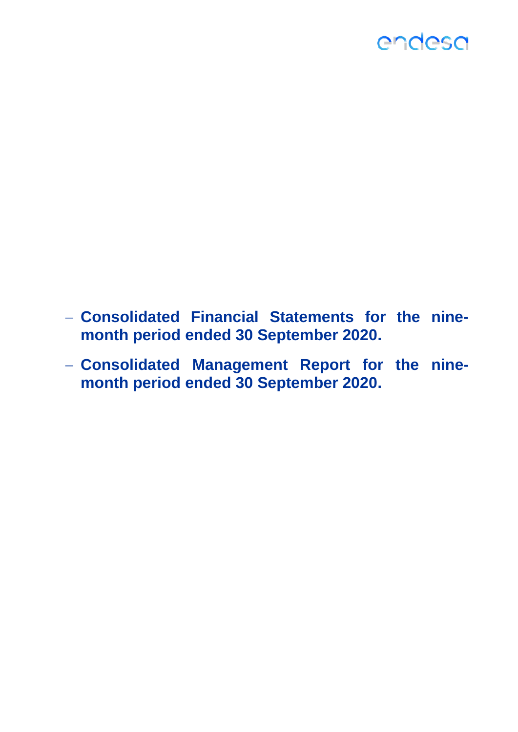- **Consolidated Financial Statements for the nine-month period ended 30 September 2020.**
- **Consolidated Management Report for the nine-month period ended 30 September 2020.**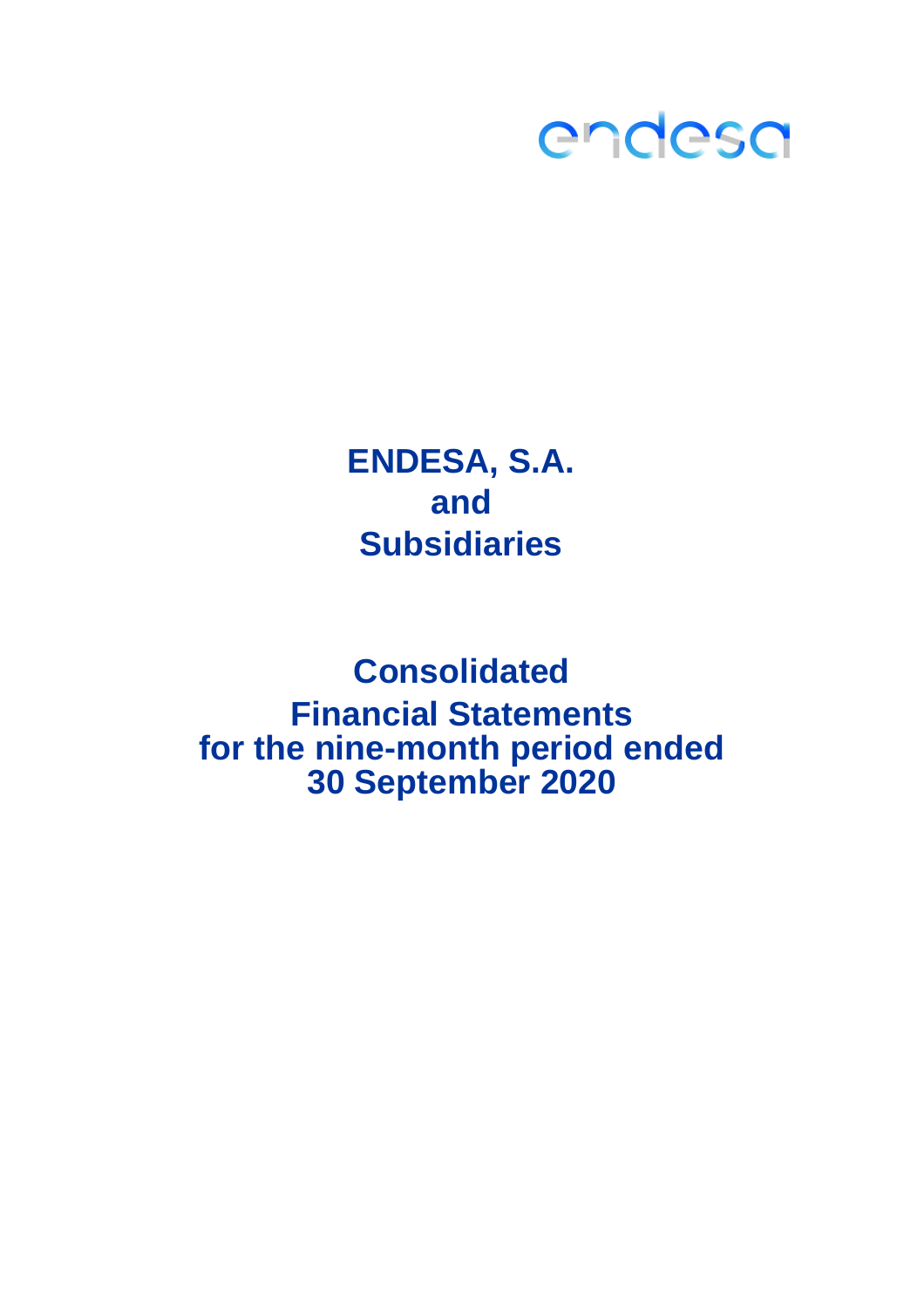endesa

# ENDESA, S.A.
# and
# Subsidiaries

# Consolidated
# Financial Statements
# for the nine-month period ended
# 30 September 2020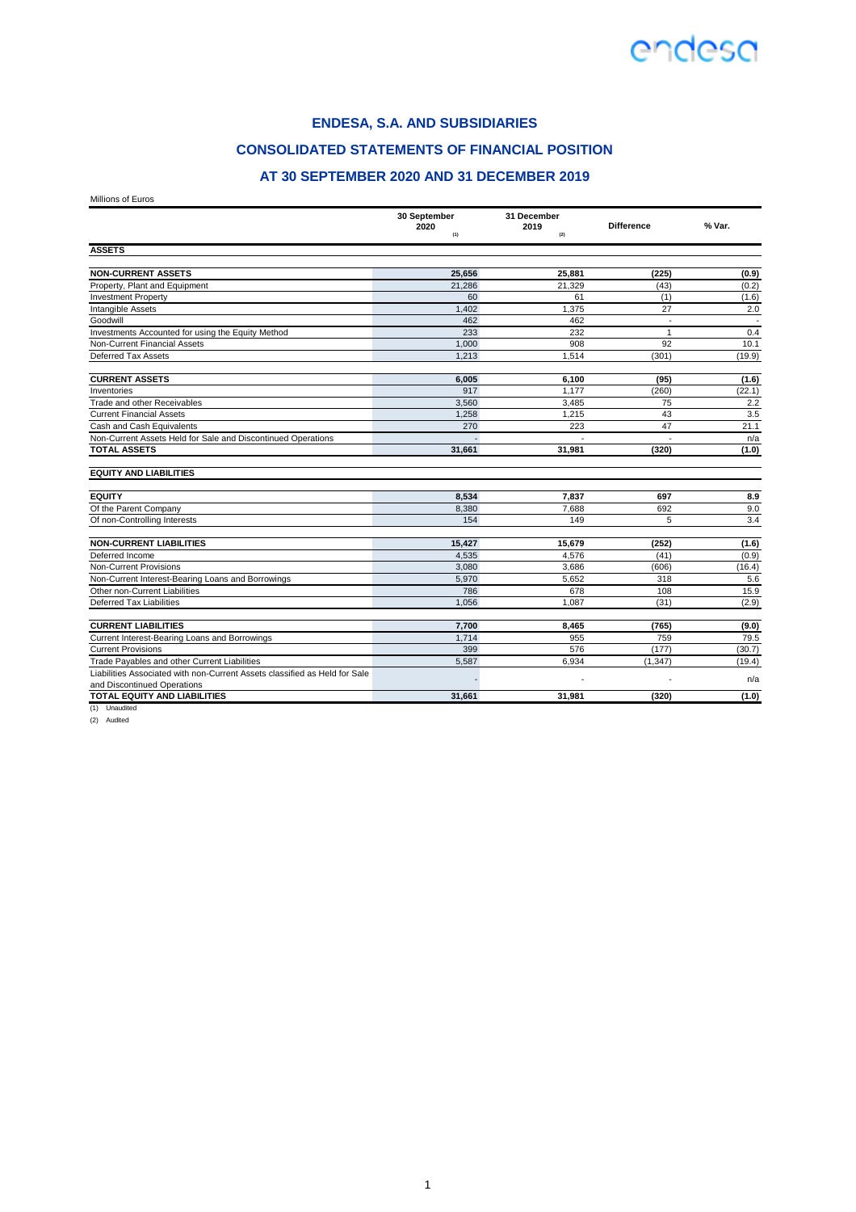# ENDESA, S.A. AND SUBSIDIARIES

## CONSOLIDATED STATEMENTS OF FINANCIAL POSITION

## AT 30 SEPTEMBER 2020 AND 31 DECEMBER 2019

Millions of Euros

| | 30 September 2020 (1) | 31 December 2019 (2) | Difference | % Var. |
|---|---|---|---|---|
| **ASSETS** | | | | |
| **NON-CURRENT ASSETS** | **25,656** | **25,881** | **(225)** | **(0.9)** |
| Property, Plant and Equipment | 21,286 | 21,329 | (43) | (0.2) |
| Investment Property | 60 | 61 | (1) | (1.6) |
| Intangible Assets | 1,402 | 1,375 | 27 | 2.0 |
| Goodwill | 462 | 462 | - | - |
| Investments Accounted for using the Equity Method | 233 | 232 | 1 | 0.4 |
| Non-Current Financial Assets | 1,000 | 908 | 92 | 10.1 |
| Deferred Tax Assets | 1,213 | 1,514 | (301) | (19.9) |
| **CURRENT ASSETS** | **6,005** | **6,100** | **(95)** | **(1.6)** |
| Inventories | 917 | 1,177 | (260) | (22.1) |
| Trade and other Receivables | 3,560 | 3,485 | 75 | 2.2 |
| Current Financial Assets | 1,258 | 1,215 | 43 | 3.5 |
| Cash and Cash Equivalents | 270 | 223 | 47 | 21.1 |
| Non-Current Assets Held for Sale and Discontinued Operations | - | - | - | n/a |
| **TOTAL ASSETS** | **31,661** | **31,981** | **(320)** | **(1.0)** |
| **EQUITY AND LIABILITIES** | | | | |
| **EQUITY** | **8,534** | **7,837** | **697** | **8.9** |
| Of the Parent Company | 8,380 | 7,688 | 692 | 9.0 |
| Of non-Controlling Interests | 154 | 149 | 5 | 3.4 |
| **NON-CURRENT LIABILITIES** | **15,427** | **15,679** | **(252)** | **(1.6)** |
| Deferred Income | 4,535 | 4,576 | (41) | (0.9) |
| Non-Current Provisions | 3,080 | 3,686 | (606) | (16.4) |
| Non-Current Interest-Bearing Loans and Borrowings | 5,970 | 5,652 | 318 | 5.6 |
| Other non-Current Liabilities | 786 | 678 | 108 | 15.9 |
| Deferred Tax Liabilities | 1,056 | 1,087 | (31) | (2.9) |
| **CURRENT LIABILITIES** | **7,700** | **8,465** | **(765)** | **(9.0)** |
| Current Interest-Bearing Loans and Borrowings | 1,714 | 955 | 759 | 79.5 |
| Current Provisions | 399 | 576 | (177) | (30.7) |
| Trade Payables and other Current Liabilities | 5,587 | 6,934 | (1,347) | (19.4) |
| Liabilities Associated with non-Current Assets classified as Held for Sale and Discontinued Operations | - | - | - | n/a |
| **TOTAL EQUITY AND LIABILITIES** | **31,661** | **31,981** | **(320)** | **(1.0)** |

(1) Unaudited

(2) Audited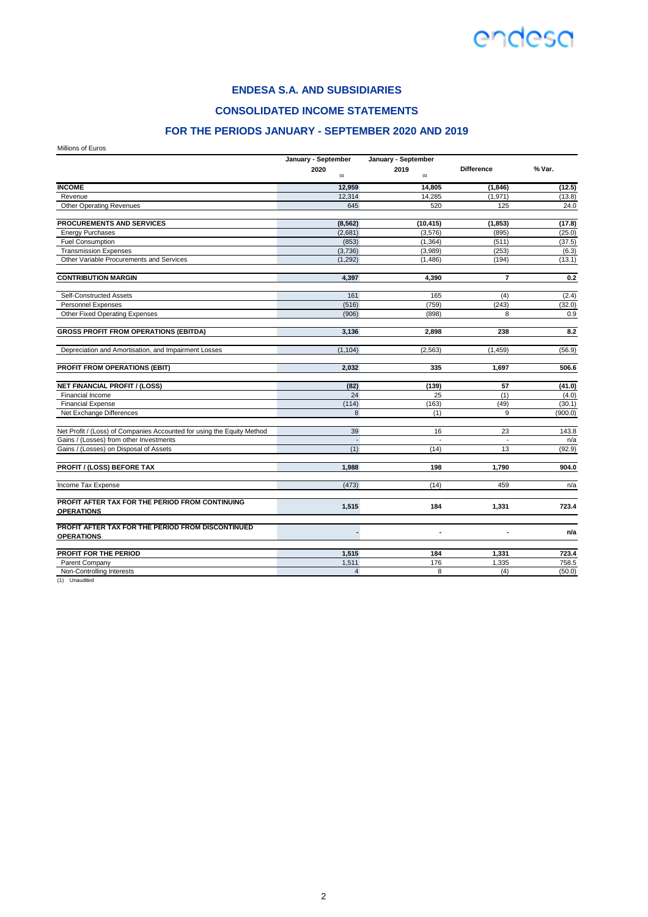## ENDESA S.A. AND SUBSIDIARIES

## CONSOLIDATED INCOME STATEMENTS

## FOR THE PERIODS JANUARY - SEPTEMBER 2020 AND 2019

Millions of Euros

| | January - September 2020 (1) | January - September 2019 (1) | Difference | % Var. |
|---|---|---|---|---|
| **INCOME** | **12,959** | **14,805** | **(1,846)** | **(12.5)** |
| Revenue | 12,314 | 14,285 | (1,971) | (13.8) |
| Other Operating Revenues | 645 | 520 | 125 | 24.0 |
| **PROCUREMENTS AND SERVICES** | **(8,562)** | **(10,415)** | **(1,853)** | **(17.8)** |
| Energy Purchases | (2,681) | (3,576) | (895) | (25.0) |
| Fuel Consumption | (853) | (1,364) | (511) | (37.5) |
| Transmission Expenses | (3,736) | (3,989) | (253) | (6.3) |
| Other Variable Procurements and Services | (1,292) | (1,486) | (194) | (13.1) |
| **CONTRIBUTION MARGIN** | **4,397** | **4,390** | **7** | **0.2** |
| Self-Constructed Assets | 161 | 165 | (4) | (2.4) |
| Personnel Expenses | (516) | (759) | (243) | (32.0) |
| Other Fixed Operating Expenses | (906) | (898) | 8 | 0.9 |
| **GROSS PROFIT FROM OPERATIONS (EBITDA)** | **3,136** | **2,898** | **238** | **8.2** |
| Depreciation and Amortisation, and Impairment Losses | (1,104) | (2,563) | (1,459) | (56.9) |
| **PROFIT FROM OPERATIONS (EBIT)** | **2,032** | **335** | **1,697** | **506.6** |
| **NET FINANCIAL PROFIT / (LOSS)** | **(82)** | **(139)** | **57** | **(41.0)** |
| Financial Income | 24 | 25 | (1) | (4.0) |
| Financial Expense | (114) | (163) | (49) | (30.1) |
| Net Exchange Differences | 8 | (1) | 9 | (900.0) |
| Net Profit / (Loss) of Companies Accounted for using the Equity Method | 39 | 16 | 23 | 143.8 |
| Gains / (Losses) from other Investments | - | - | - | n/a |
| Gains / (Losses) on Disposal of Assets | (1) | (14) | 13 | (92.9) |
| **PROFIT / (LOSS) BEFORE TAX** | **1,988** | **198** | **1,790** | **904.0** |
| Income Tax Expense | (473) | (14) | 459 | n/a |
| **PROFIT AFTER TAX FOR THE PERIOD FROM CONTINUING OPERATIONS** | **1,515** | **184** | **1,331** | **723.4** |
| **PROFIT AFTER TAX FOR THE PERIOD FROM DISCONTINUED OPERATIONS** | **-** | **-** | **-** | **n/a** |
| **PROFIT FOR THE PERIOD** | **1,515** | **184** | **1,331** | **723.4** |
| Parent Company | 1,511 | 176 | 1,335 | 758.5 |
| Non-Controlling Interests | 4 | 8 | (4) | (50.0) |

(1) Unaudited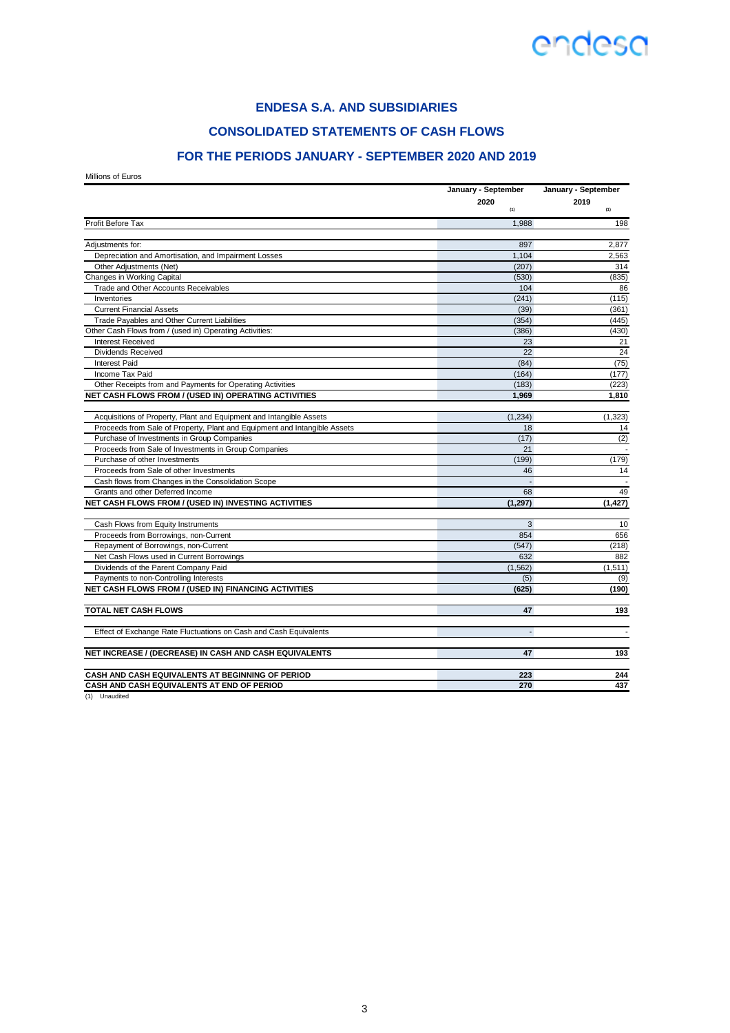# ENDESA S.A. AND SUBSIDIARIES

## CONSOLIDATED STATEMENTS OF CASH FLOWS

## FOR THE PERIODS JANUARY - SEPTEMBER 2020 AND 2019

Millions of Euros

| | January - September 2020 (1) | January - September 2019 (1) |
|---|---|---|
| Profit Before Tax | 1,988 | 198 |
| Adjustments for: | 897 | 2,877 |
| Depreciation and Amortisation, and Impairment Losses | 1,104 | 2,563 |
| Other Adjustments (Net) | (207) | 314 |
| Changes in Working Capital | (530) | (835) |
| Trade and Other Accounts Receivables | 104 | 86 |
| Inventories | (241) | (115) |
| Current Financial Assets | (39) | (361) |
| Trade Payables and Other Current Liabilities | (354) | (445) |
| Other Cash Flows from / (used in) Operating Activities: | (386) | (430) |
| Interest Received | 23 | 21 |
| Dividends Received | 22 | 24 |
| Interest Paid | (84) | (75) |
| Income Tax Paid | (164) | (177) |
| Other Receipts from and Payments for Operating Activities | (183) | (223) |
| **NET CASH FLOWS FROM / (USED IN) OPERATING ACTIVITIES** | **1,969** | **1,810** |
| Acquisitions of Property, Plant and Equipment and Intangible Assets | (1,234) | (1,323) |
| Proceeds from Sale of Property, Plant and Equipment and Intangible Assets | 18 | 14 |
| Purchase of Investments in Group Companies | (17) | (2) |
| Proceeds from Sale of Investments in Group Companies | 21 | - |
| Purchase of other Investments | (199) | (179) |
| Proceeds from Sale of other Investments | 46 | 14 |
| Cash flows from Changes in the Consolidation Scope | - | - |
| Grants and other Deferred Income | 68 | 49 |
| **NET CASH FLOWS FROM / (USED IN) INVESTING ACTIVITIES** | **(1,297)** | **(1,427)** |
| Cash Flows from Equity Instruments | 3 | 10 |
| Proceeds from Borrowings, non-Current | 854 | 656 |
| Repayment of Borrowings, non-Current | (547) | (218) |
| Net Cash Flows used in Current Borrowings | 632 | 882 |
| Dividends of the Parent Company Paid | (1,562) | (1,511) |
| Payments to non-Controlling Interests | (5) | (9) |
| **NET CASH FLOWS FROM / (USED IN) FINANCING ACTIVITIES** | **(625)** | **(190)** |
| **TOTAL NET CASH FLOWS** | **47** | **193** |
| Effect of Exchange Rate Fluctuations on Cash and Cash Equivalents | - | - |
| **NET INCREASE / (DECREASE) IN CASH AND CASH EQUIVALENTS** | **47** | **193** |
| **CASH AND CASH EQUIVALENTS AT BEGINNING OF PERIOD** | **223** | **244** |
| **CASH AND CASH EQUIVALENTS AT END OF PERIOD** | **270** | **437** |

(1) Unaudited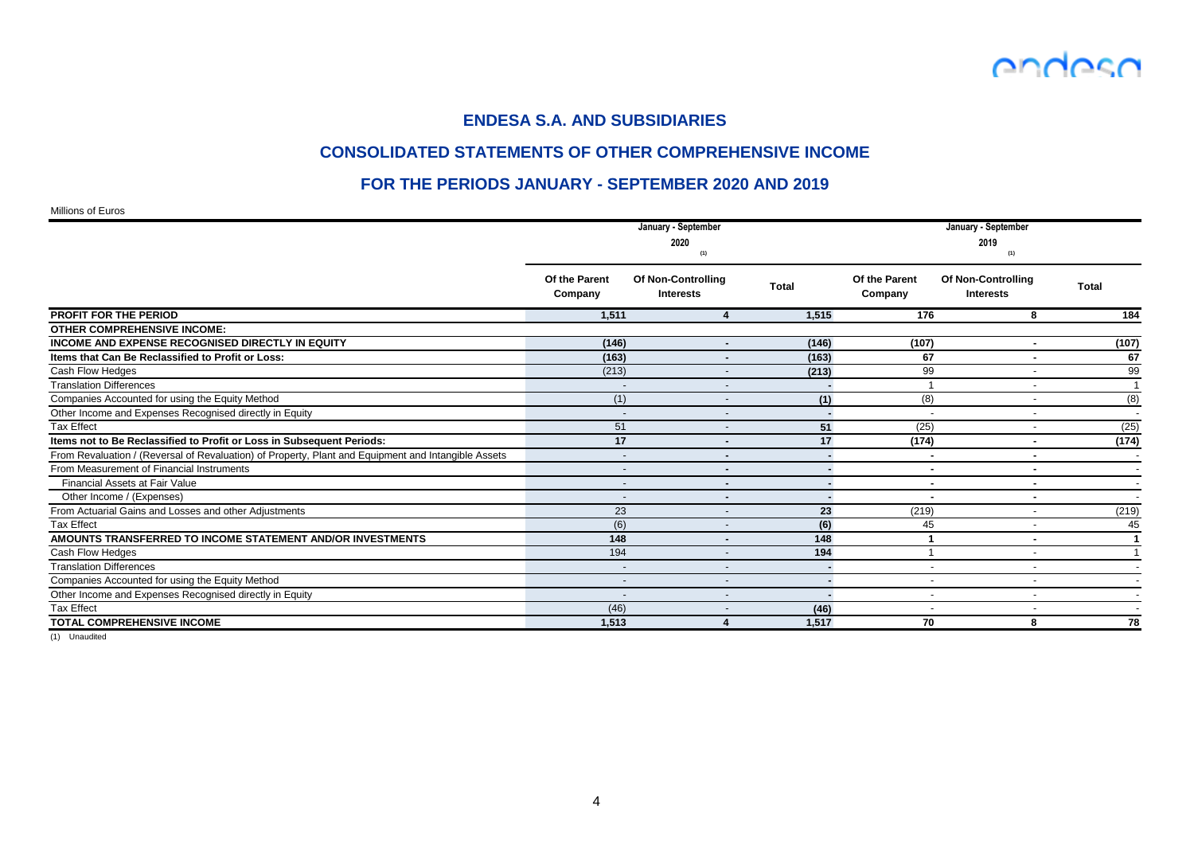# ENDESA S.A. AND SUBSIDIARIES

## CONSOLIDATED STATEMENTS OF OTHER COMPREHENSIVE INCOME

## FOR THE PERIODS JANUARY - SEPTEMBER 2020 AND 2019

Millions of Euros

| | January - September 2020 (1) | | | January - September 2019 (1) | | |
|---|---|---|---|---|---|---|
| | Of the Parent Company | Of Non-Controlling Interests | Total | Of the Parent Company | Of Non-Controlling Interests | Total |
| **PROFIT FOR THE PERIOD** | **1,511** | **4** | **1,515** | **176** | **8** | **184** |
| **OTHER COMPREHENSIVE INCOME:** | | | | | | |
| **INCOME AND EXPENSE RECOGNISED DIRECTLY IN EQUITY** | **(146)** | **-** | **(146)** | **(107)** | **-** | **(107)** |
| **Items that Can Be Reclassified to Profit or Loss:** | **(163)** | **-** | **(163)** | **67** | **-** | **67** |
| Cash Flow Hedges | (213) | - | **(213)** | 99 | - | 99 |
| Translation Differences | - | - | **-** | 1 | - | 1 |
| Companies Accounted for using the Equity Method | (1) | - | **(1)** | (8) | - | (8) |
| Other Income and Expenses Recognised directly in Equity | - | - | **-** | - | - | - |
| Tax Effect | 51 | - | **51** | (25) | - | (25) |
| **Items not to Be Reclassified to Profit or Loss in Subsequent Periods:** | **17** | **-** | **17** | **(174)** | **-** | **(174)** |
| From Revaluation / (Reversal of Revaluation) of Property, Plant and Equipment and Intangible Assets | - | - | **-** | - | - | - |
| From Measurement of Financial Instruments | - | - | **-** | - | - | - |
| Financial Assets at Fair Value | - | - | **-** | - | - | - |
| Other Income / (Expenses) | - | - | **-** | - | - | - |
| From Actuarial Gains and Losses and other Adjustments | 23 | - | **23** | (219) | - | (219) |
| Tax Effect | (6) | - | **(6)** | 45 | - | 45 |
| **AMOUNTS TRANSFERRED TO INCOME STATEMENT AND/OR INVESTMENTS** | **148** | **-** | **148** | **1** | **-** | **1** |
| Cash Flow Hedges | 194 | - | **194** | 1 | - | 1 |
| Translation Differences | - | - | **-** | - | - | - |
| Companies Accounted for using the Equity Method | - | - | **-** | - | - | - |
| Other Income and Expenses Recognised directly in Equity | - | - | **-** | - | - | - |
| Tax Effect | (46) | - | **(46)** | - | - | - |
| **TOTAL COMPREHENSIVE INCOME** | **1,513** | **4** | **1,517** | **70** | **8** | **78** |

(1) Unaudited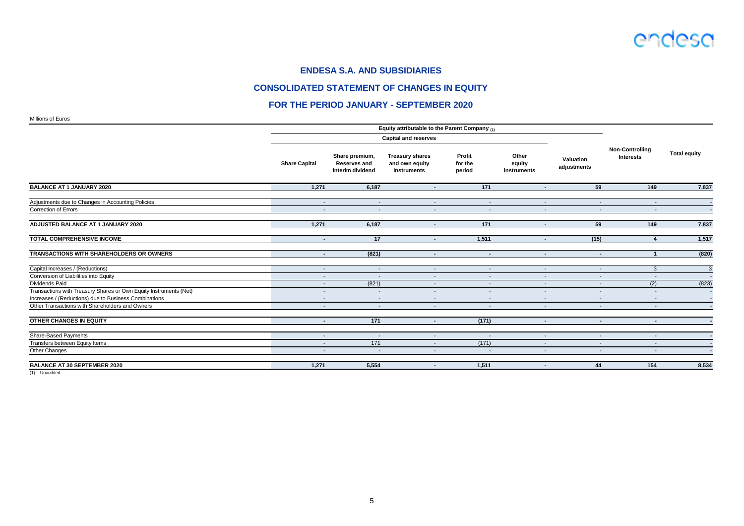# ENDESA S.A. AND SUBSIDIARIES

## CONSOLIDATED STATEMENT OF CHANGES IN EQUITY

## FOR THE PERIOD JANUARY - SEPTEMBER 2020

Millions of Euros

| | Equity attributable to the Parent Company (1) | | | | | | | |
|---|---|---|---|---|---|---|---|---|
| | Capital and reserves | | | | | | | |
| | Share Capital | Share premium, Reserves and interim dividend | Treasury shares and own equity instruments | Profit for the period | Other equity instruments | Valuation adjustments | Non-Controlling Interests | Total equity |
| **BALANCE AT 1 JANUARY 2020** | **1,271** | **6,187** | **-** | **171** | **-** | **59** | **149** | **7,837** |
| Adjustments due to Changes in Accounting Policies | - | - | - | - | - | - | - | - |
| Correction of Errors | - | - | - | - | - | - | - | - |
| **ADJUSTED BALANCE AT 1 JANUARY 2020** | **1,271** | **6,187** | **-** | **171** | **-** | **59** | **149** | **7,837** |
| **TOTAL COMPREHENSIVE INCOME** | **-** | **17** | **-** | **1,511** | **-** | **(15)** | **4** | **1,517** |
| **TRANSACTIONS WITH SHAREHOLDERS OR OWNERS** | **-** | **(821)** | **-** | **-** | **-** | **-** | **1** | **(820)** |
| Capital Increases / (Reductions) | - | - | - | - | - | - | 3 | 3 |
| Conversion of Liabilities into Equity | - | - | - | - | - | - | - | - |
| Dividends Paid | - | (821) | - | - | - | - | (2) | (823) |
| Transactions with Treasury Shares or Own Equity Instruments (Net) | - | - | - | - | - | - | - | - |
| Increases / (Reductions) due to Business Combinations | - | - | - | - | - | - | - | - |
| Other Transactions with Shareholders and Owners | - | - | - | - | - | - | - | - |
| **OTHER CHANGES IN EQUITY** | **-** | **171** | **-** | **(171)** | **-** | **-** | **-** | **-** |
| Share-Based Payments | - | - | - | - | - | - | - | - |
| Transfers between Equity Items | - | 171 | - | (171) | - | - | - | - |
| Other Changes | - | - | - | - | - | - | - | - |
| **BALANCE AT 30 SEPTEMBER 2020** | **1,271** | **5,554** | **-** | **1,511** | **-** | **44** | **154** | **8,534** |

(1) Unaudited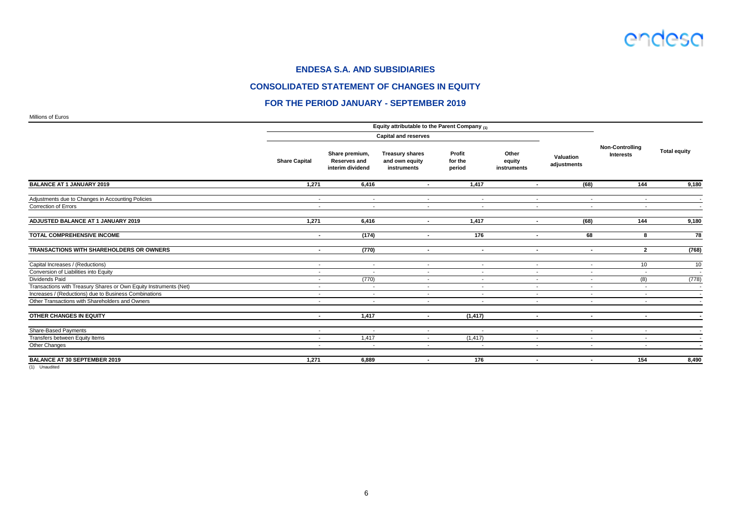# ENDESA S.A. AND SUBSIDIARIES

## CONSOLIDATED STATEMENT OF CHANGES IN EQUITY

## FOR THE PERIOD JANUARY - SEPTEMBER 2019

Millions of Euros

| | Equity attributable to the Parent Company (1) | | | | | | | |
|---|---|---|---|---|---|---|---|---|
| | Capital and reserves | | | | | | | |
| | Share Capital | Share premium, Reserves and interim dividend | Treasury shares and own equity instruments | Profit for the period | Other equity instruments | Valuation adjustments | Non-Controlling Interests | Total equity |
| **BALANCE AT 1 JANUARY 2019** | **1,271** | **6,416** | **-** | **1,417** | **-** | **(68)** | **144** | **9,180** |
| Adjustments due to Changes in Accounting Policies | - | - | - | - | - | - | - | - |
| Correction of Errors | - | - | - | - | - | - | - | - |
| **ADJUSTED BALANCE AT 1 JANUARY 2019** | **1,271** | **6,416** | **-** | **1,417** | **-** | **(68)** | **144** | **9,180** |
| **TOTAL COMPREHENSIVE INCOME** | **-** | **(174)** | **-** | **176** | **-** | **68** | **8** | **78** |
| **TRANSACTIONS WITH SHAREHOLDERS OR OWNERS** | **-** | **(770)** | **-** | **-** | **-** | **-** | **2** | **(768)** |
| Capital Increases / (Reductions) | - | - | - | - | - | - | 10 | 10 |
| Conversion of Liabilities into Equity | - | - | - | - | - | - | - | - |
| Dividends Paid | - | (770) | - | - | - | - | (8) | (778) |
| Transactions with Treasury Shares or Own Equity Instruments (Net) | - | - | - | - | - | - | - | - |
| Increases / (Reductions) due to Business Combinations | - | - | - | - | - | - | - | - |
| Other Transactions with Shareholders and Owners | - | - | - | - | - | - | - | - |
| **OTHER CHANGES IN EQUITY** | **-** | **1,417** | **-** | **(1,417)** | **-** | **-** | **-** | **-** |
| Share-Based Payments | - | - | - | - | - | - | - | - |
| Transfers between Equity Items | - | 1,417 | - | (1,417) | - | - | - | - |
| Other Changes | - | - | - | - | - | - | - | - |
| **BALANCE AT 30 SEPTEMBER 2019** | **1,271** | **6,889** | **-** | **176** | **-** | **-** | **154** | **8,490** |

(1) Unaudited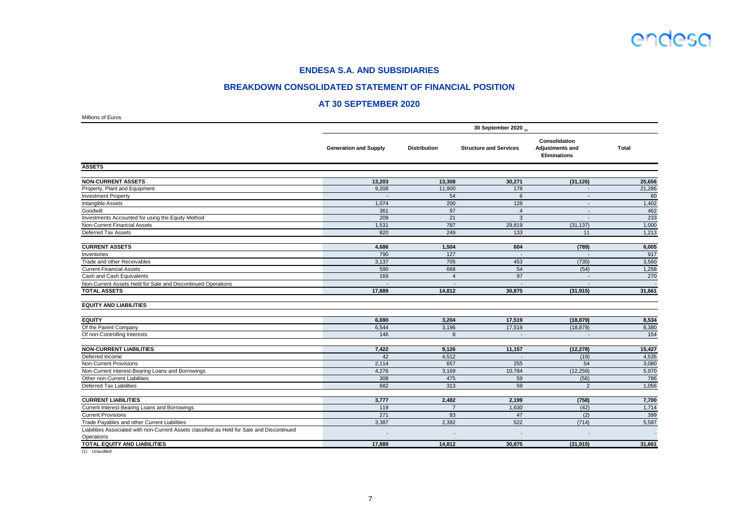## ENDESA S.A. AND SUBSIDIARIES

## BREAKDOWN CONSOLIDATED STATEMENT OF FINANCIAL POSITION

## AT 30 SEPTEMBER 2020

Millions of Euros

| | 30 September 2020 (1) | | | | |
|---|---|---|---|---|---|
| | Generation and Supply | Distribution | Structure and Services | Consolidation Adjustments and Eliminations | Total |
| **ASSETS** | | | | | |
| **NON-CURRENT ASSETS** | **13,203** | **13,308** | **30,271** | **(31,126)** | **25,656** |
| Property, Plant and Equipment | 9,208 | 11,900 | 178 | - | 21,286 |
| Investment Property | - | 54 | 6 | - | 60 |
| Intangible Assets | 1,074 | 200 | 128 | - | 1,402 |
| Goodwill | 361 | 97 | 4 | - | 462 |
| Investments Accounted for using the Equity Method | 209 | 21 | 3 | - | 233 |
| Non-Current Financial Assets | 1,531 | 787 | 29,819 | (31,137) | 1,000 |
| Deferred Tax Assets | 820 | 249 | 133 | 11 | 1,213 |
| **CURRENT ASSETS** | **4,686** | **1,504** | **604** | **(789)** | **6,005** |
| Inventories | 790 | 127 | - | - | 917 |
| Trade and other Receivables | 3,137 | 705 | 453 | (735) | 3,560 |
| Current Financial Assets | 590 | 668 | 54 | (54) | 1,258 |
| Cash and Cash Equivalents | 169 | 4 | 97 | - | 270 |
| Non-Current Assets Held for Sale and Discontinued Operations | - | - | - | - | - |
| **TOTAL ASSETS** | **17,889** | **14,812** | **30,875** | **(31,915)** | **31,661** |
| **EQUITY AND LIABILITIES** | | | | | |
| **EQUITY** | **6,690** | **3,204** | **17,519** | **(18,879)** | **8,534** |
| Of the Parent Company | 6,544 | 3,196 | 17,519 | (18,879) | 8,380 |
| Of non-Controlling Interests | 146 | 8 | - | - | 154 |
| **NON-CURRENT LIABILITIES** | **7,422** | **9,126** | **11,157** | **(12,278)** | **15,427** |
| Deferred Income | 42 | 4,512 | - | (19) | 4,535 |
| Non-Current Provisions | 2,114 | 657 | 255 | 54 | 3,080 |
| Non-Current Interest-Bearing Loans and Borrowings | 4,276 | 3,169 | 10,784 | (12,259) | 5,970 |
| Other non-Current Liabilities | 308 | 475 | 59 | (56) | 786 |
| Deferred Tax Liabilities | 682 | 313 | 59 | 2 | 1,056 |
| **CURRENT LIABILITIES** | **3,777** | **2,482** | **2,199** | **(758)** | **7,700** |
| Current Interest-Bearing Loans and Borrowings | 119 | 7 | 1,630 | (42) | 1,714 |
| Current Provisions | 271 | 83 | 47 | (2) | 399 |
| Trade Payables and other Current Liabilities | 3,387 | 2,392 | 522 | (714) | 5,587 |
| Liabilities Associated with non-Current Assets classified as Held for Sale and Discontinued Operations | - | - | - | - | - |
| **TOTAL EQUITY AND LIABILITIES** | **17,889** | **14,812** | **30,875** | **(31,915)** | **31,661** |

(1) Unaudited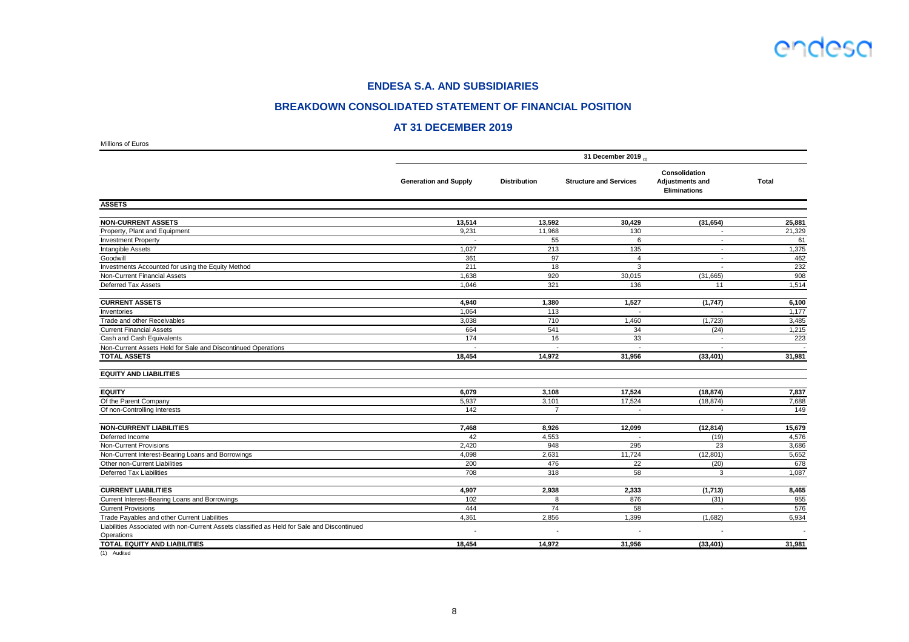# ENDESA S.A. AND SUBSIDIARIES

## BREAKDOWN CONSOLIDATED STATEMENT OF FINANCIAL POSITION

## AT 31 DECEMBER 2019

Millions of Euros

| | 31 December 2019 (1) | | | | |
|---|---|---|---|---|---|
| | Generation and Supply | Distribution | Structure and Services | Consolidation Adjustments and Eliminations | Total |
| **ASSETS** | | | | | |
| **NON-CURRENT ASSETS** | **13,514** | **13,592** | **30,429** | **(31,654)** | **25,881** |
| Property, Plant and Equipment | 9,231 | 11,968 | 130 | - | 21,329 |
| Investment Property | - | 55 | 6 | - | 61 |
| Intangible Assets | 1,027 | 213 | 135 | - | 1,375 |
| Goodwill | 361 | 97 | 4 | - | 462 |
| Investments Accounted for using the Equity Method | 211 | 18 | 3 | - | 232 |
| Non-Current Financial Assets | 1,638 | 920 | 30,015 | (31,665) | 908 |
| Deferred Tax Assets | 1,046 | 321 | 136 | 11 | 1,514 |
| **CURRENT ASSETS** | **4,940** | **1,380** | **1,527** | **(1,747)** | **6,100** |
| Inventories | 1,064 | 113 | - | - | 1,177 |
| Trade and other Receivables | 3,038 | 710 | 1,460 | (1,723) | 3,485 |
| Current Financial Assets | 664 | 541 | 34 | (24) | 1,215 |
| Cash and Cash Equivalents | 174 | 16 | 33 | - | 223 |
| Non-Current Assets Held for Sale and Discontinued Operations | - | - | - | - | - |
| **TOTAL ASSETS** | **18,454** | **14,972** | **31,956** | **(33,401)** | **31,981** |
| **EQUITY AND LIABILITIES** | | | | | |
| **EQUITY** | **6,079** | **3,108** | **17,524** | **(18,874)** | **7,837** |
| Of the Parent Company | 5,937 | 3,101 | 17,524 | (18,874) | 7,688 |
| Of non-Controlling Interests | 142 | 7 | - | - | 149 |
| **NON-CURRENT LIABILITIES** | **7,468** | **8,926** | **12,099** | **(12,814)** | **15,679** |
| Deferred Income | 42 | 4,553 | - | (19) | 4,576 |
| Non-Current Provisions | 2,420 | 948 | 295 | 23 | 3,686 |
| Non-Current Interest-Bearing Loans and Borrowings | 4,098 | 2,631 | 11,724 | (12,801) | 5,652 |
| Other non-Current Liabilities | 200 | 476 | 22 | (20) | 678 |
| Deferred Tax Liabilities | 708 | 318 | 58 | 3 | 1,087 |
| **CURRENT LIABILITIES** | **4,907** | **2,938** | **2,333** | **(1,713)** | **8,465** |
| Current Interest-Bearing Loans and Borrowings | 102 | 8 | 876 | (31) | 955 |
| Current Provisions | 444 | 74 | 58 | - | 576 |
| Trade Payables and other Current Liabilities | 4,361 | 2,856 | 1,399 | (1,682) | 6,934 |
| Liabilities Associated with non-Current Assets classified as Held for Sale and Discontinued Operations | - | - | - | - | - |
| **TOTAL EQUITY AND LIABILITIES** | **18,454** | **14,972** | **31,956** | **(33,401)** | **31,981** |

(1) Audited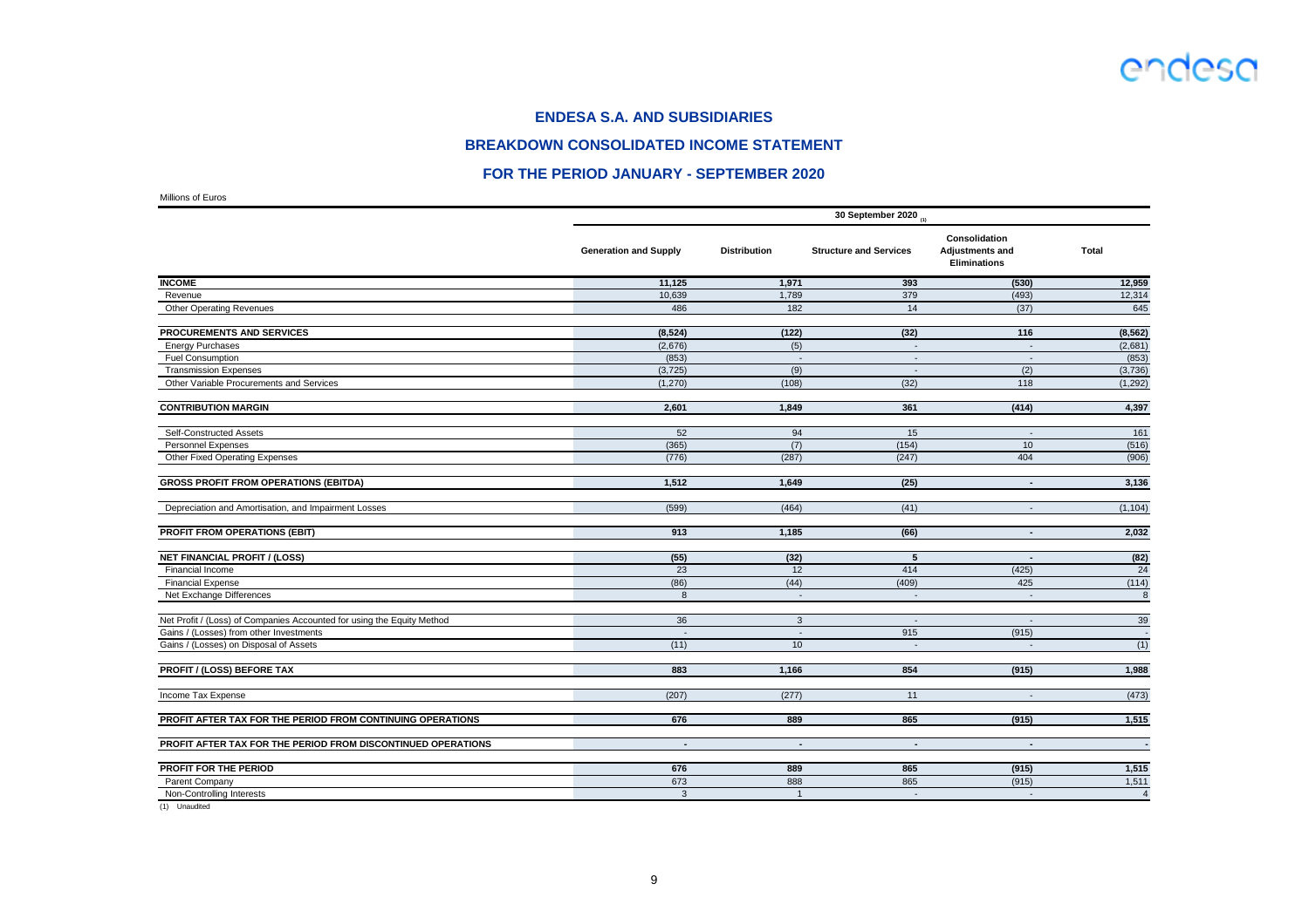# ENDESA S.A. AND SUBSIDIARIES

## BREAKDOWN CONSOLIDATED INCOME STATEMENT

## FOR THE PERIOD JANUARY - SEPTEMBER 2020

Millions of Euros

| | 30 September 2020 (1) | | | | |
|---|---|---|---|---|---|
| | **Generation and Supply** | **Distribution** | **Structure and Services** | **Consolidation Adjustments and Eliminations** | **Total** |
| **INCOME** | **11,125** | **1,971** | **393** | **(530)** | **12,959** |
| Revenue | 10,639 | 1,789 | 379 | (493) | 12,314 |
| Other Operating Revenues | 486 | 182 | 14 | (37) | 645 |
| **PROCUREMENTS AND SERVICES** | **(8,524)** | **(122)** | **(32)** | **116** | **(8,562)** |
| Energy Purchases | (2,676) | (5) | - | - | (2,681) |
| Fuel Consumption | (853) | - | - | - | (853) |
| Transmission Expenses | (3,725) | (9) | - | (2) | (3,736) |
| Other Variable Procurements and Services | (1,270) | (108) | (32) | 118 | (1,292) |
| **CONTRIBUTION MARGIN** | **2,601** | **1,849** | **361** | **(414)** | **4,397** |
| Self-Constructed Assets | 52 | 94 | 15 | - | 161 |
| Personnel Expenses | (365) | (7) | (154) | 10 | (516) |
| Other Fixed Operating Expenses | (776) | (287) | (247) | 404 | (906) |
| **GROSS PROFIT FROM OPERATIONS (EBITDA)** | **1,512** | **1,649** | **(25)** | **-** | **3,136** |
| Depreciation and Amortisation, and Impairment Losses | (599) | (464) | (41) | - | (1,104) |
| **PROFIT FROM OPERATIONS (EBIT)** | **913** | **1,185** | **(66)** | **-** | **2,032** |
| **NET FINANCIAL PROFIT / (LOSS)** | **(55)** | **(32)** | **5** | **-** | **(82)** |
| Financial Income | 23 | 12 | 414 | (425) | 24 |
| Financial Expense | (86) | (44) | (409) | 425 | (114) |
| Net Exchange Differences | 8 | - | - | - | 8 |
| Net Profit / (Loss) of Companies Accounted for using the Equity Method | 36 | 3 | - | - | 39 |
| Gains / (Losses) from other Investments | - | - | 915 | (915) | - |
| Gains / (Losses) on Disposal of Assets | (11) | 10 | - | - | (1) |
| **PROFIT / (LOSS) BEFORE TAX** | **883** | **1,166** | **854** | **(915)** | **1,988** |
| Income Tax Expense | (207) | (277) | 11 | - | (473) |
| **PROFIT AFTER TAX FOR THE PERIOD FROM CONTINUING OPERATIONS** | **676** | **889** | **865** | **(915)** | **1,515** |
| **PROFIT AFTER TAX FOR THE PERIOD FROM DISCONTINUED OPERATIONS** | **-** | **-** | **-** | **-** | **-** |
| **PROFIT FOR THE PERIOD** | **676** | **889** | **865** | **(915)** | **1,515** |
| Parent Company | 673 | 888 | 865 | (915) | 1,511 |
| Non-Controlling Interests | 3 | 1 | - | - | 4 |

(1) Unaudited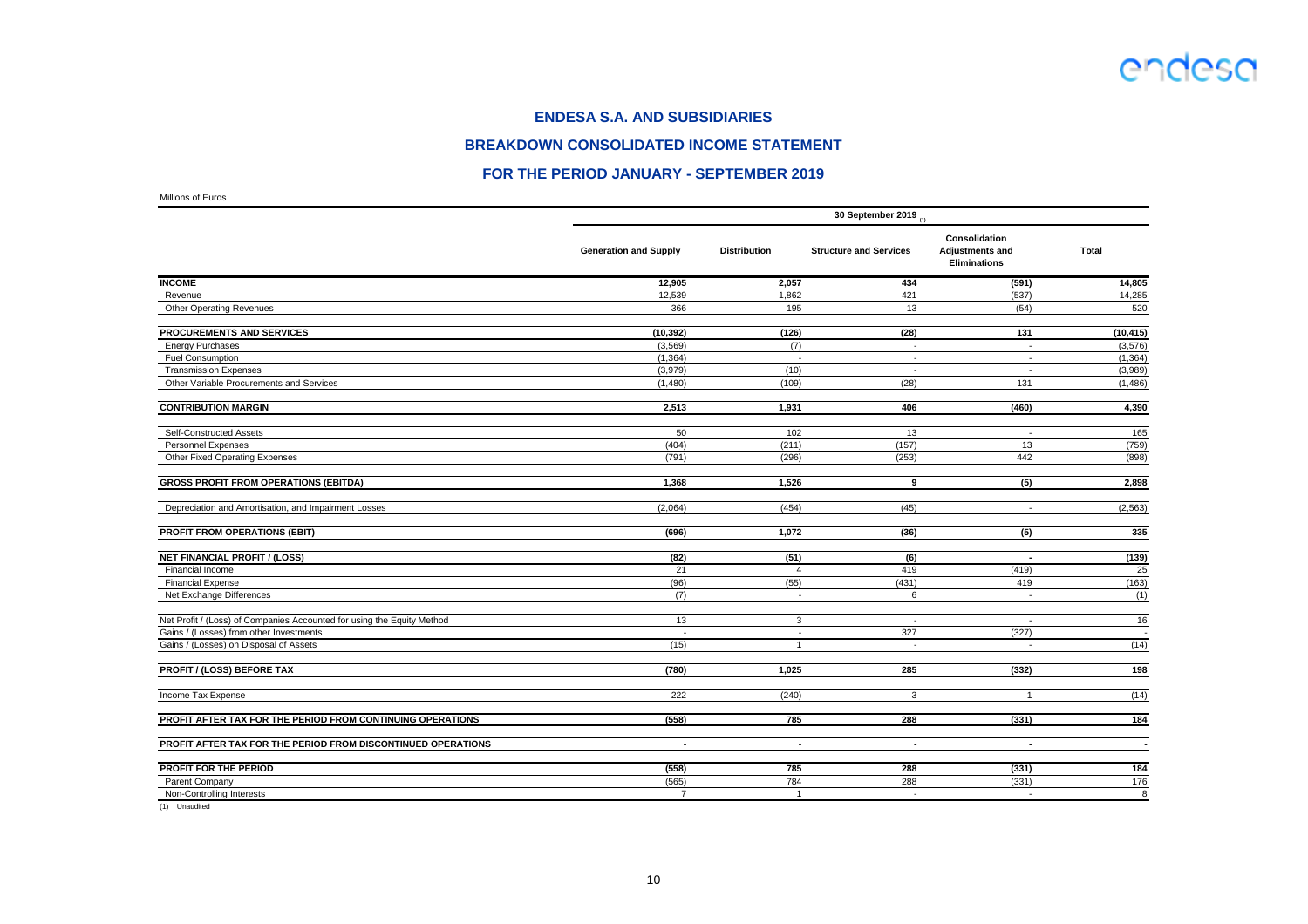## ENDESA S.A. AND SUBSIDIARIES

## BREAKDOWN CONSOLIDATED INCOME STATEMENT

## FOR THE PERIOD JANUARY - SEPTEMBER 2019

Millions of Euros

| | 30 September 2019 (1) | | | | |
|---|---|---|---|---|---|
| | Generation and Supply | Distribution | Structure and Services | Consolidation Adjustments and Eliminations | Total |
| **INCOME** | **12,905** | **2,057** | **434** | **(591)** | **14,805** |
| Revenue | 12,539 | 1,862 | 421 | (537) | 14,285 |
| Other Operating Revenues | 366 | 195 | 13 | (54) | 520 |
| **PROCUREMENTS AND SERVICES** | **(10,392)** | **(126)** | **(28)** | **131** | **(10,415)** |
| Energy Purchases | (3,569) | (7) | - | - | (3,576) |
| Fuel Consumption | (1,364) | - | - | - | (1,364) |
| Transmission Expenses | (3,979) | (10) | - | - | (3,989) |
| Other Variable Procurements and Services | (1,480) | (109) | (28) | 131 | (1,486) |
| **CONTRIBUTION MARGIN** | **2,513** | **1,931** | **406** | **(460)** | **4,390** |
| Self-Constructed Assets | 50 | 102 | 13 | - | 165 |
| Personnel Expenses | (404) | (211) | (157) | 13 | (759) |
| Other Fixed Operating Expenses | (791) | (296) | (253) | 442 | (898) |
| **GROSS PROFIT FROM OPERATIONS (EBITDA)** | **1,368** | **1,526** | **9** | **(5)** | **2,898** |
| Depreciation and Amortisation, and Impairment Losses | (2,064) | (454) | (45) | - | (2,563) |
| **PROFIT FROM OPERATIONS (EBIT)** | **(696)** | **1,072** | **(36)** | **(5)** | **335** |
| **NET FINANCIAL PROFIT / (LOSS)** | **(82)** | **(51)** | **(6)** | **-** | **(139)** |
| Financial Income | 21 | 4 | 419 | (419) | 25 |
| Financial Expense | (96) | (55) | (431) | 419 | (163) |
| Net Exchange Differences | (7) | - | 6 | - | (1) |
| Net Profit / (Loss) of Companies Accounted for using the Equity Method | 13 | 3 | - | - | 16 |
| Gains / (Losses) from other Investments | - | - | 327 | (327) | - |
| Gains / (Losses) on Disposal of Assets | (15) | 1 | - | - | (14) |
| **PROFIT / (LOSS) BEFORE TAX** | **(780)** | **1,025** | **285** | **(332)** | **198** |
| Income Tax Expense | 222 | (240) | 3 | 1 | (14) |
| **PROFIT AFTER TAX FOR THE PERIOD FROM CONTINUING OPERATIONS** | **(558)** | **785** | **288** | **(331)** | **184** |
| **PROFIT AFTER TAX FOR THE PERIOD FROM DISCONTINUED OPERATIONS** | **-** | **-** | **-** | **-** | **-** |
| **PROFIT FOR THE PERIOD** | **(558)** | **785** | **288** | **(331)** | **184** |
| Parent Company | (565) | 784 | 288 | (331) | 176 |
| Non-Controlling Interests | 7 | 1 | - | - | 8 |

(1) Unaudited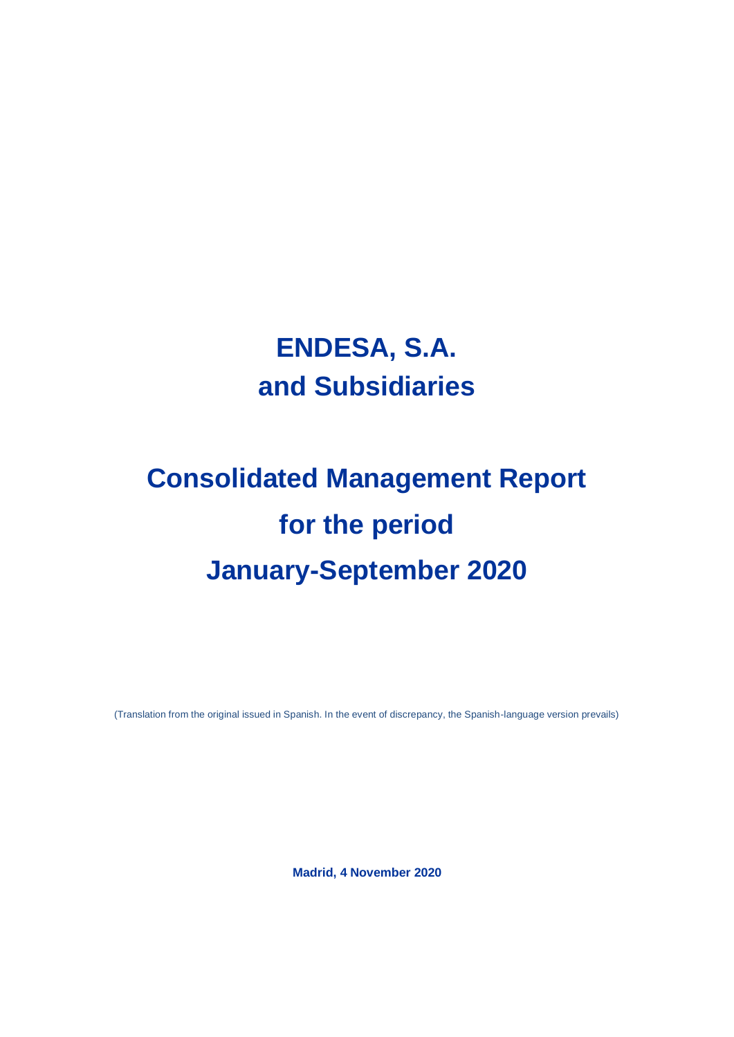# ENDESA, S.A.
# and Subsidiaries

# Consolidated Management Report
# for the period
# January-September 2020

(Translation from the original issued in Spanish. In the event of discrepancy, the Spanish-language version prevails)

**Madrid, 4 November 2020**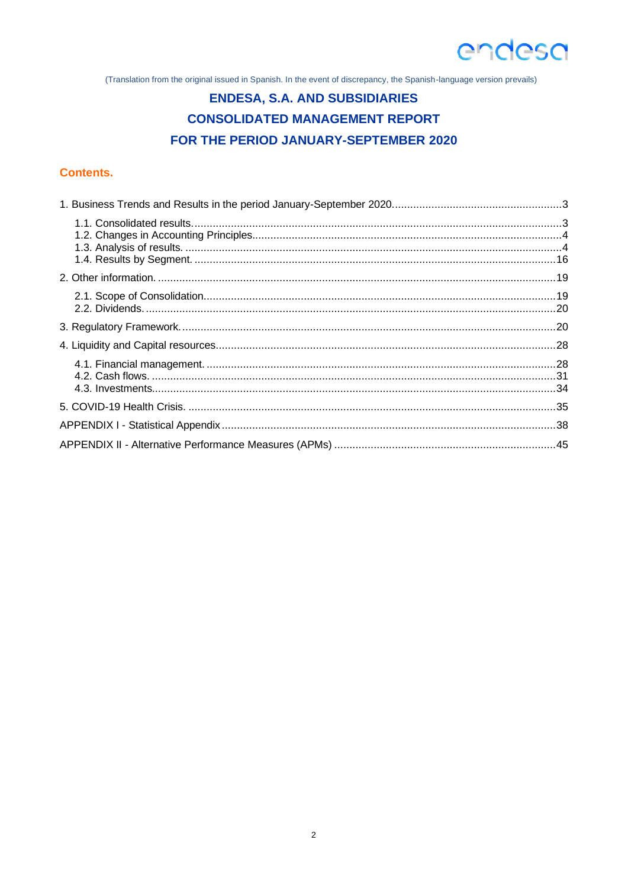(Translation from the original issued in Spanish. In the event of discrepancy, the Spanish-language version prevails)

# ENDESA, S.A. AND SUBSIDIARIES
# CONSOLIDATED MANAGEMENT REPORT
# FOR THE PERIOD JANUARY-SEPTEMBER 2020

## Contents.

1. Business Trends and Results in the period January-September 2020 ........ 3
   - 1.1. Consolidated results. ........ 3
   - 1.2. Changes in Accounting Principles ........ 4
   - 1.3. Analysis of results. ........ 4
   - 1.4. Results by Segment. ........ 16
2. Other information. ........ 19
   - 2.1. Scope of Consolidation ........ 19
   - 2.2. Dividends. ........ 20
3. Regulatory Framework. ........ 20
4. Liquidity and Capital resources ........ 28
   - 4.1. Financial management. ........ 28
   - 4.2. Cash flows. ........ 31
   - 4.3. Investments ........ 34
5. COVID-19 Health Crisis. ........ 35

APPENDIX I - Statistical Appendix ........ 38

APPENDIX II - Alternative Performance Measures (APMs) ........ 45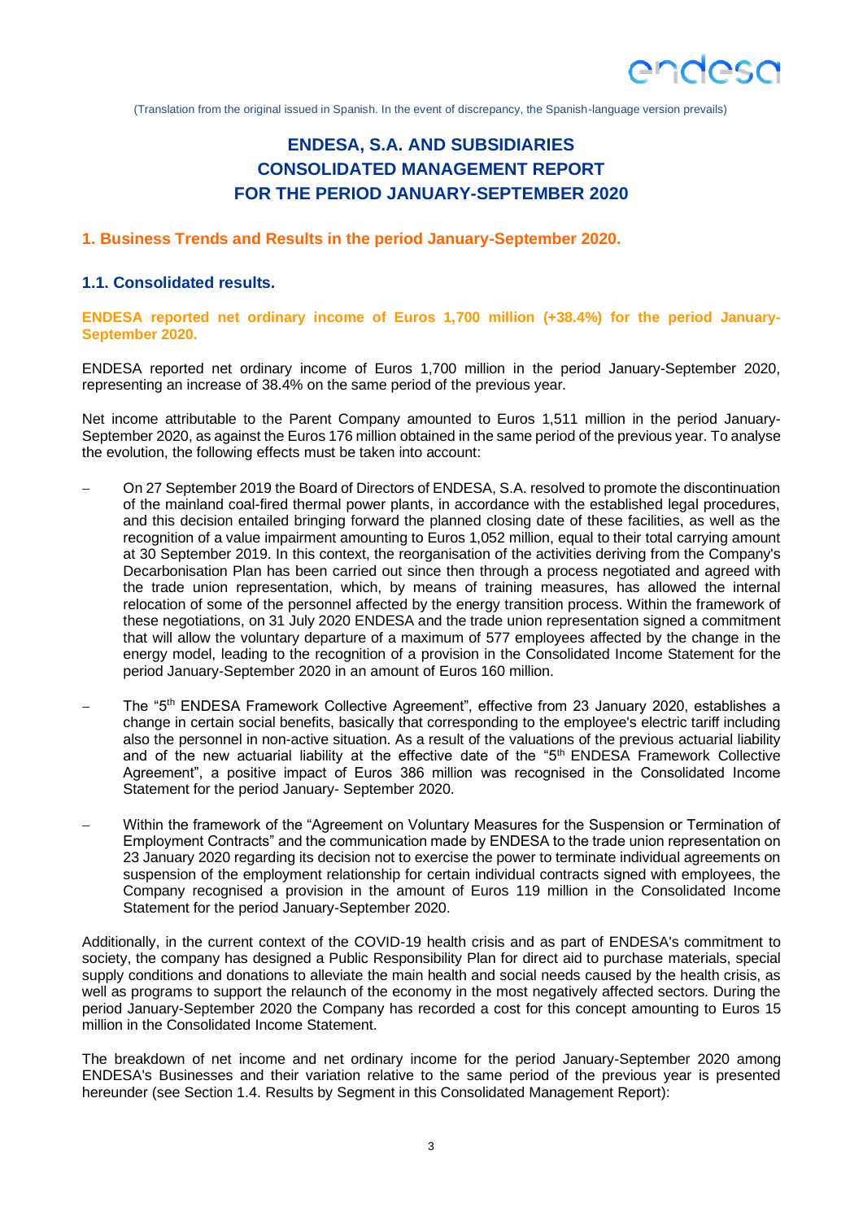(Translation from the original issued in Spanish. In the event of discrepancy, the Spanish-language version prevails)

# ENDESA, S.A. AND SUBSIDIARIES
# CONSOLIDATED MANAGEMENT REPORT
# FOR THE PERIOD JANUARY-SEPTEMBER 2020

## 1. Business Trends and Results in the period January-September 2020.

### 1.1. Consolidated results.

**ENDESA reported net ordinary income of Euros 1,700 million (+38.4%) for the period January-September 2020.**

ENDESA reported net ordinary income of Euros 1,700 million in the period January-September 2020, representing an increase of 38.4% on the same period of the previous year.

Net income attributable to the Parent Company amounted to Euros 1,511 million in the period January-September 2020, as against the Euros 176 million obtained in the same period of the previous year. To analyse the evolution, the following effects must be taken into account:

- On 27 September 2019 the Board of Directors of ENDESA, S.A. resolved to promote the discontinuation of the mainland coal-fired thermal power plants, in accordance with the established legal procedures, and this decision entailed bringing forward the planned closing date of these facilities, as well as the recognition of a value impairment amounting to Euros 1,052 million, equal to their total carrying amount at 30 September 2019. In this context, the reorganisation of the activities deriving from the Company's Decarbonisation Plan has been carried out since then through a process negotiated and agreed with the trade union representation, which, by means of training measures, has allowed the internal relocation of some of the personnel affected by the energy transition process. Within the framework of these negotiations, on 31 July 2020 ENDESA and the trade union representation signed a commitment that will allow the voluntary departure of a maximum of 577 employees affected by the change in the energy model, leading to the recognition of a provision in the Consolidated Income Statement for the period January-September 2020 in an amount of Euros 160 million.

- The "5th ENDESA Framework Collective Agreement", effective from 23 January 2020, establishes a change in certain social benefits, basically that corresponding to the employee's electric tariff including also the personnel in non-active situation. As a result of the valuations of the previous actuarial liability and of the new actuarial liability at the effective date of the "5th ENDESA Framework Collective Agreement", a positive impact of Euros 386 million was recognised in the Consolidated Income Statement for the period January- September 2020.

- Within the framework of the "Agreement on Voluntary Measures for the Suspension or Termination of Employment Contracts" and the communication made by ENDESA to the trade union representation on 23 January 2020 regarding its decision not to exercise the power to terminate individual agreements on suspension of the employment relationship for certain individual contracts signed with employees, the Company recognised a provision in the amount of Euros 119 million in the Consolidated Income Statement for the period January-September 2020.

Additionally, in the current context of the COVID-19 health crisis and as part of ENDESA's commitment to society, the company has designed a Public Responsibility Plan for direct aid to purchase materials, special supply conditions and donations to alleviate the main health and social needs caused by the health crisis, as well as programs to support the relaunch of the economy in the most negatively affected sectors. During the period January-September 2020 the Company has recorded a cost for this concept amounting to Euros 15 million in the Consolidated Income Statement.

The breakdown of net income and net ordinary income for the period January-September 2020 among ENDESA's Businesses and their variation relative to the same period of the previous year is presented hereunder (see Section 1.4. Results by Segment in this Consolidated Management Report):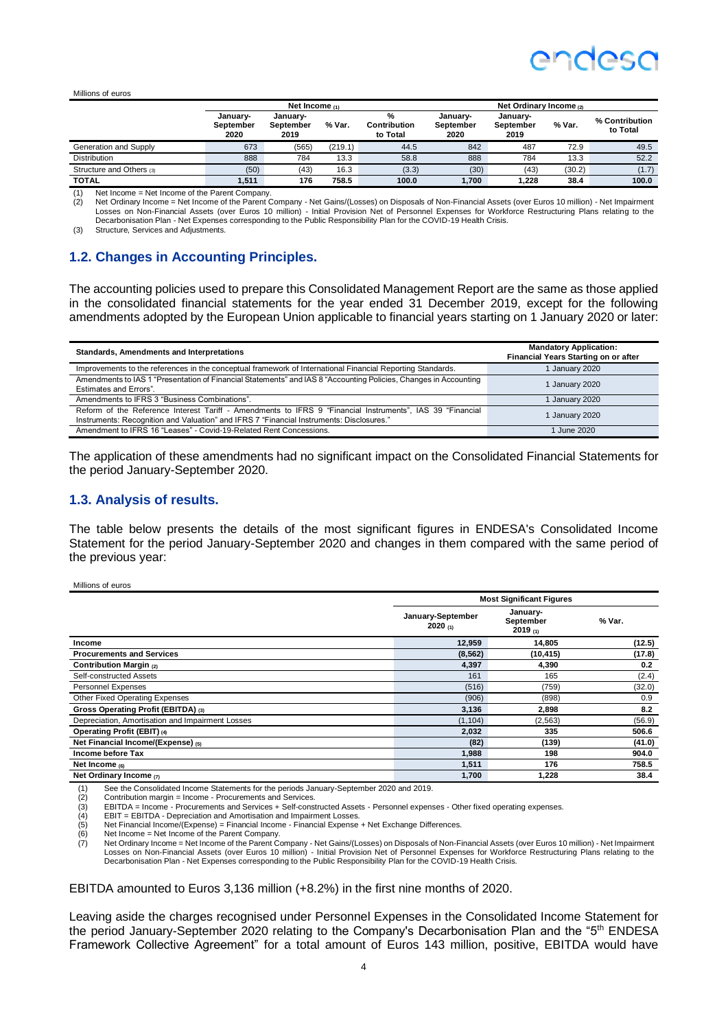Millions of euros

| | Net Income (1) | | | | Net Ordinary Income (2) | | | |
|---|---|---|---|---|---|---|---|---|
| | January-September 2020 | January-September 2019 | % Var. | % Contribution to Total | January-September 2020 | January-September 2019 | % Var. | % Contribution to Total |
| Generation and Supply | 673 | (565) | (219.1) | 44.5 | 842 | 487 | 72.9 | 49.5 |
| Distribution | 888 | 784 | 13.3 | 58.8 | 888 | 784 | 13.3 | 52.2 |
| Structure and Others (3) | (50) | (43) | 16.3 | (3.3) | (30) | (43) | (30.2) | (1.7) |
| **TOTAL** | **1,511** | **176** | **758.5** | **100.0** | **1,700** | **1,228** | **38.4** | **100.0** |

(1) Net Income = Net Income of the Parent Company.
(2) Net Ordinary Income = Net Income of the Parent Company - Net Gains/(Losses) on Disposals of Non-Financial Assets (over Euros 10 million) - Net Impairment Losses on Non-Financial Assets (over Euros 10 million) - Initial Provision Net of Personnel Expenses for Workforce Restructuring Plans relating to the Decarbonisation Plan - Net Expenses corresponding to the Public Responsibility Plan for the COVID-19 Health Crisis.
(3) Structure, Services and Adjustments.

## 1.2. Changes in Accounting Principles.

The accounting policies used to prepare this Consolidated Management Report are the same as those applied in the consolidated financial statements for the year ended 31 December 2019, except for the following amendments adopted by the European Union applicable to financial years starting on 1 January 2020 or later:

| Standards, Amendments and Interpretations | Mandatory Application: Financial Years Starting on or after |
|---|---|
| Improvements to the references in the conceptual framework of International Financial Reporting Standards. | 1 January 2020 |
| Amendments to IAS 1 "Presentation of Financial Statements" and IAS 8 "Accounting Policies, Changes in Accounting Estimates and Errors". | 1 January 2020 |
| Amendments to IFRS 3 "Business Combinations". | 1 January 2020 |
| Reform of the Reference Interest Tariff - Amendments to IFRS 9 "Financial Instruments", IAS 39 "Financial Instruments: Recognition and Valuation" and IFRS 7 "Financial Instruments: Disclosures." | 1 January 2020 |
| Amendment to IFRS 16 "Leases" - Covid-19-Related Rent Concessions. | 1 June 2020 |

The application of these amendments had no significant impact on the Consolidated Financial Statements for the period January-September 2020.

## 1.3. Analysis of results.

The table below presents the details of the most significant figures in ENDESA's Consolidated Income Statement for the period January-September 2020 and changes in them compared with the same period of the previous year:

Millions of euros

| | Most Significant Figures | | |
|---|---|---|---|
| | January-September 2020 (1) | January-September 2019 (1) | % Var. |
| **Income** | **12,959** | **14,805** | **(12.5)** |
| **Procurements and Services** | **(8,562)** | **(10,415)** | **(17.8)** |
| **Contribution Margin (2)** | **4,397** | **4,390** | **0.2** |
| Self-constructed Assets | 161 | 165 | (2.4) |
| Personnel Expenses | (516) | (759) | (32.0) |
| Other Fixed Operating Expenses | (906) | (898) | 0.9 |
| **Gross Operating Profit (EBITDA) (3)** | **3,136** | **2,898** | **8.2** |
| Depreciation, Amortisation and Impairment Losses | (1,104) | (2,563) | (56.9) |
| **Operating Profit (EBIT) (4)** | **2,032** | **335** | **506.6** |
| **Net Financial Income/(Expense) (5)** | **(82)** | **(139)** | **(41.0)** |
| **Income before Tax** | **1,988** | **198** | **904.0** |
| **Net Income (6)** | **1,511** | **176** | **758.5** |
| **Net Ordinary Income (7)** | **1,700** | **1,228** | **38.4** |

(1) See the Consolidated Income Statements for the periods January-September 2020 and 2019.
(2) Contribution margin = Income - Procurements and Services.
(3) EBITDA = Income - Procurements and Services + Self-constructed Assets - Personnel expenses - Other fixed operating expenses.
(4) EBIT = EBITDA - Depreciation and Amortisation and Impairment Losses.
(5) Net Financial Income/(Expense) = Financial Income - Financial Expense + Net Exchange Differences.
(6) Net Income = Net Income of the Parent Company.
(7) Net Ordinary Income = Net Income of the Parent Company - Net Gains/(Losses) on Disposals of Non-Financial Assets (over Euros 10 million) - Net Impairment Losses on Non-Financial Assets (over Euros 10 million) - Initial Provision Net of Personnel Expenses for Workforce Restructuring Plans relating to the Decarbonisation Plan - Net Expenses corresponding to the Public Responsibility Plan for the COVID-19 Health Crisis.

EBITDA amounted to Euros 3,136 million (+8.2%) in the first nine months of 2020.

Leaving aside the charges recognised under Personnel Expenses in the Consolidated Income Statement for the period January-September 2020 relating to the Company's Decarbonisation Plan and the "5th ENDESA Framework Collective Agreement" for a total amount of Euros 143 million, positive, EBITDA would have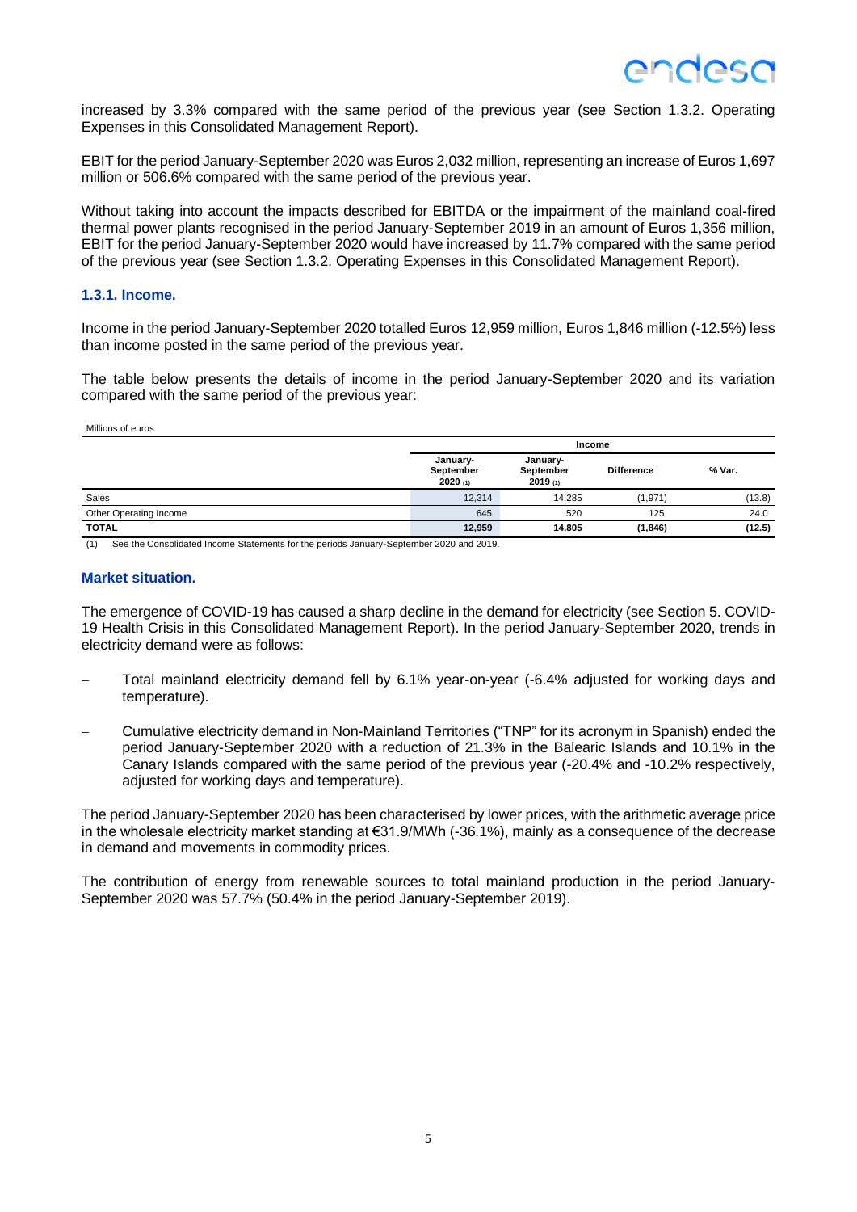increased by 3.3% compared with the same period of the previous year (see Section 1.3.2. Operating Expenses in this Consolidated Management Report).

EBIT for the period January-September 2020 was Euros 2,032 million, representing an increase of Euros 1,697 million or 506.6% compared with the same period of the previous year.

Without taking into account the impacts described for EBITDA or the impairment of the mainland coal-fired thermal power plants recognised in the period January-September 2019 in an amount of Euros 1,356 million, EBIT for the period January-September 2020 would have increased by 11.7% compared with the same period of the previous year (see Section 1.3.2. Operating Expenses in this Consolidated Management Report).

### 1.3.1. Income.

Income in the period January-September 2020 totalled Euros 12,959 million, Euros 1,846 million (-12.5%) less than income posted in the same period of the previous year.

The table below presents the details of income in the period January-September 2020 and its variation compared with the same period of the previous year:

Millions of euros

| | Income | | | |
|---|---|---|---|---|
| | January-September 2020 (1) | January-September 2019 (1) | Difference | % Var. |
| Sales | 12,314 | 14,285 | (1,971) | (13.8) |
| Other Operating Income | 645 | 520 | 125 | 24.0 |
| **TOTAL** | **12,959** | **14,805** | **(1,846)** | **(12.5)** |

(1) See the Consolidated Income Statements for the periods January-September 2020 and 2019.

### Market situation.

The emergence of COVID-19 has caused a sharp decline in the demand for electricity (see Section 5. COVID-19 Health Crisis in this Consolidated Management Report). In the period January-September 2020, trends in electricity demand were as follows:

- Total mainland electricity demand fell by 6.1% year-on-year (-6.4% adjusted for working days and temperature).
- Cumulative electricity demand in Non-Mainland Territories ("TNP" for its acronym in Spanish) ended the period January-September 2020 with a reduction of 21.3% in the Balearic Islands and 10.1% in the Canary Islands compared with the same period of the previous year (-20.4% and -10.2% respectively, adjusted for working days and temperature).

The period January-September 2020 has been characterised by lower prices, with the arithmetic average price in the wholesale electricity market standing at €31.9/MWh (-36.1%), mainly as a consequence of the decrease in demand and movements in commodity prices.

The contribution of energy from renewable sources to total mainland production in the period January-September 2020 was 57.7% (50.4% in the period January-September 2019).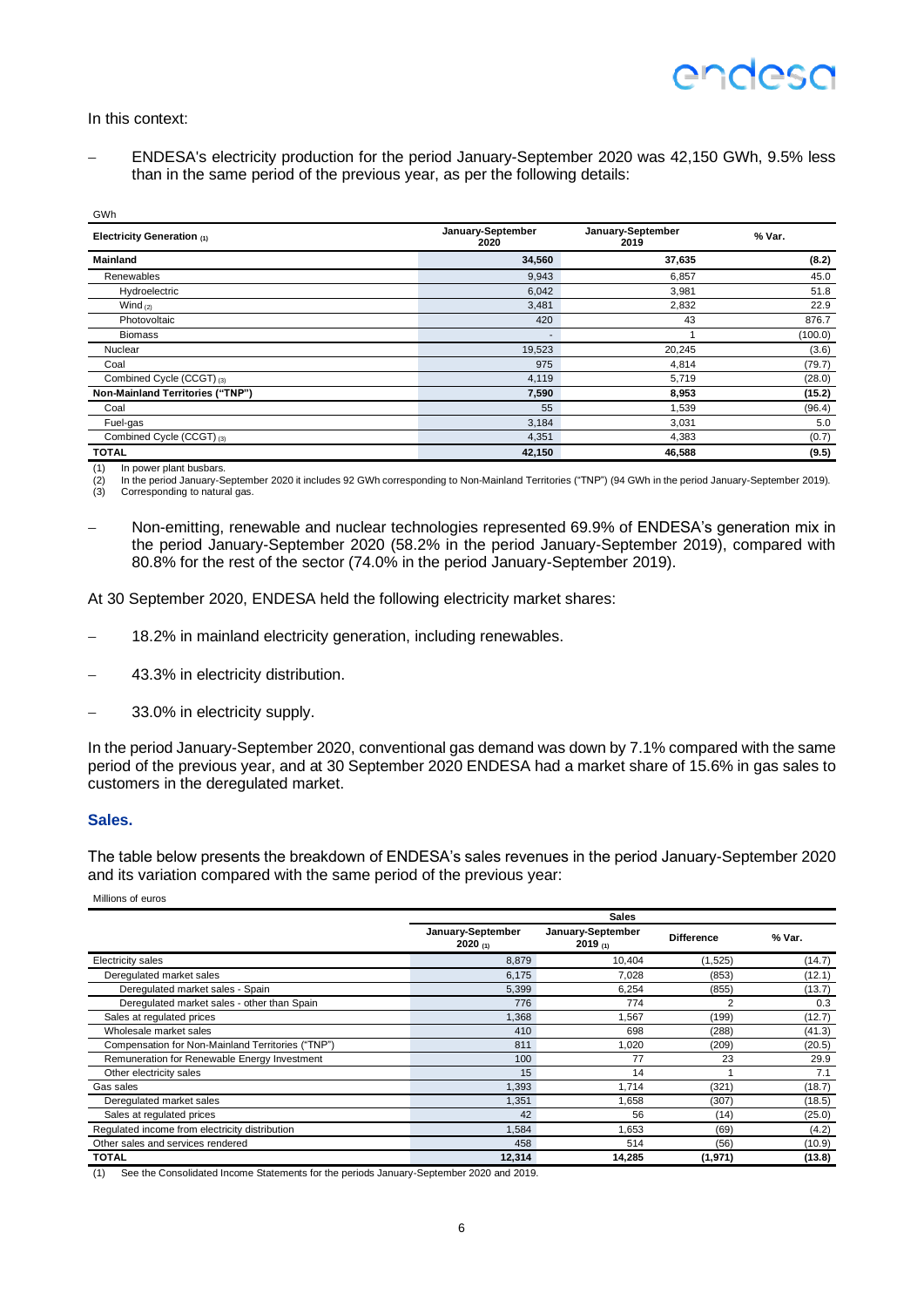In this context:

- ENDESA's electricity production for the period January-September 2020 was 42,150 GWh, 9.5% less than in the same period of the previous year, as per the following details:

GWh

| Electricity Generation (1) | January-September 2020 | January-September 2019 | % Var. |
|---|---|---|---|
| **Mainland** | **34,560** | **37,635** | **(8.2)** |
| Renewables | 9,943 | 6,857 | 45.0 |
| Hydroelectric | 6,042 | 3,981 | 51.8 |
| Wind (2) | 3,481 | 2,832 | 22.9 |
| Photovoltaic | 420 | 43 | 876.7 |
| Biomass | - | 1 | (100.0) |
| Nuclear | 19,523 | 20,245 | (3.6) |
| Coal | 975 | 4,814 | (79.7) |
| Combined Cycle (CCGT) (3) | 4,119 | 5,719 | (28.0) |
| **Non-Mainland Territories ("TNP")** | **7,590** | **8,953** | **(15.2)** |
| Coal | 55 | 1,539 | (96.4) |
| Fuel-gas | 3,184 | 3,031 | 5.0 |
| Combined Cycle (CCGT) (3) | 4,351 | 4,383 | (0.7) |
| **TOTAL** | **42,150** | **46,588** | **(9.5)** |

(1) In power plant busbars.
(2) In the period January-September 2020 it includes 92 GWh corresponding to Non-Mainland Territories ("TNP") (94 GWh in the period January-September 2019).
(3) Corresponding to natural gas.

- Non-emitting, renewable and nuclear technologies represented 69.9% of ENDESA's generation mix in the period January-September 2020 (58.2% in the period January-September 2019), compared with 80.8% for the rest of the sector (74.0% in the period January-September 2019).

At 30 September 2020, ENDESA held the following electricity market shares:

- 18.2% in mainland electricity generation, including renewables.
- 43.3% in electricity distribution.
- 33.0% in electricity supply.

In the period January-September 2020, conventional gas demand was down by 7.1% compared with the same period of the previous year, and at 30 September 2020 ENDESA had a market share of 15.6% in gas sales to customers in the deregulated market.

### Sales.

The table below presents the breakdown of ENDESA's sales revenues in the period January-September 2020 and its variation compared with the same period of the previous year:

Millions of euros

| | Sales | | | |
|---|---|---|---|---|
| | January-September 2020 (1) | January-September 2019 (1) | Difference | % Var. |
| Electricity sales | 8,879 | 10,404 | (1,525) | (14.7) |
| Deregulated market sales | 6,175 | 7,028 | (853) | (12.1) |
| Deregulated market sales - Spain | 5,399 | 6,254 | (855) | (13.7) |
| Deregulated market sales - other than Spain | 776 | 774 | 2 | 0.3 |
| Sales at regulated prices | 1,368 | 1,567 | (199) | (12.7) |
| Wholesale market sales | 410 | 698 | (288) | (41.3) |
| Compensation for Non-Mainland Territories ("TNP") | 811 | 1,020 | (209) | (20.5) |
| Remuneration for Renewable Energy Investment | 100 | 77 | 23 | 29.9 |
| Other electricity sales | 15 | 14 | 1 | 7.1 |
| Gas sales | 1,393 | 1,714 | (321) | (18.7) |
| Deregulated market sales | 1,351 | 1,658 | (307) | (18.5) |
| Sales at regulated prices | 42 | 56 | (14) | (25.0) |
| Regulated income from electricity distribution | 1,584 | 1,653 | (69) | (4.2) |
| Other sales and services rendered | 458 | 514 | (56) | (10.9) |
| **TOTAL** | **12,314** | **14,285** | **(1,971)** | **(13.8)** |

(1) See the Consolidated Income Statements for the periods January-September 2020 and 2019.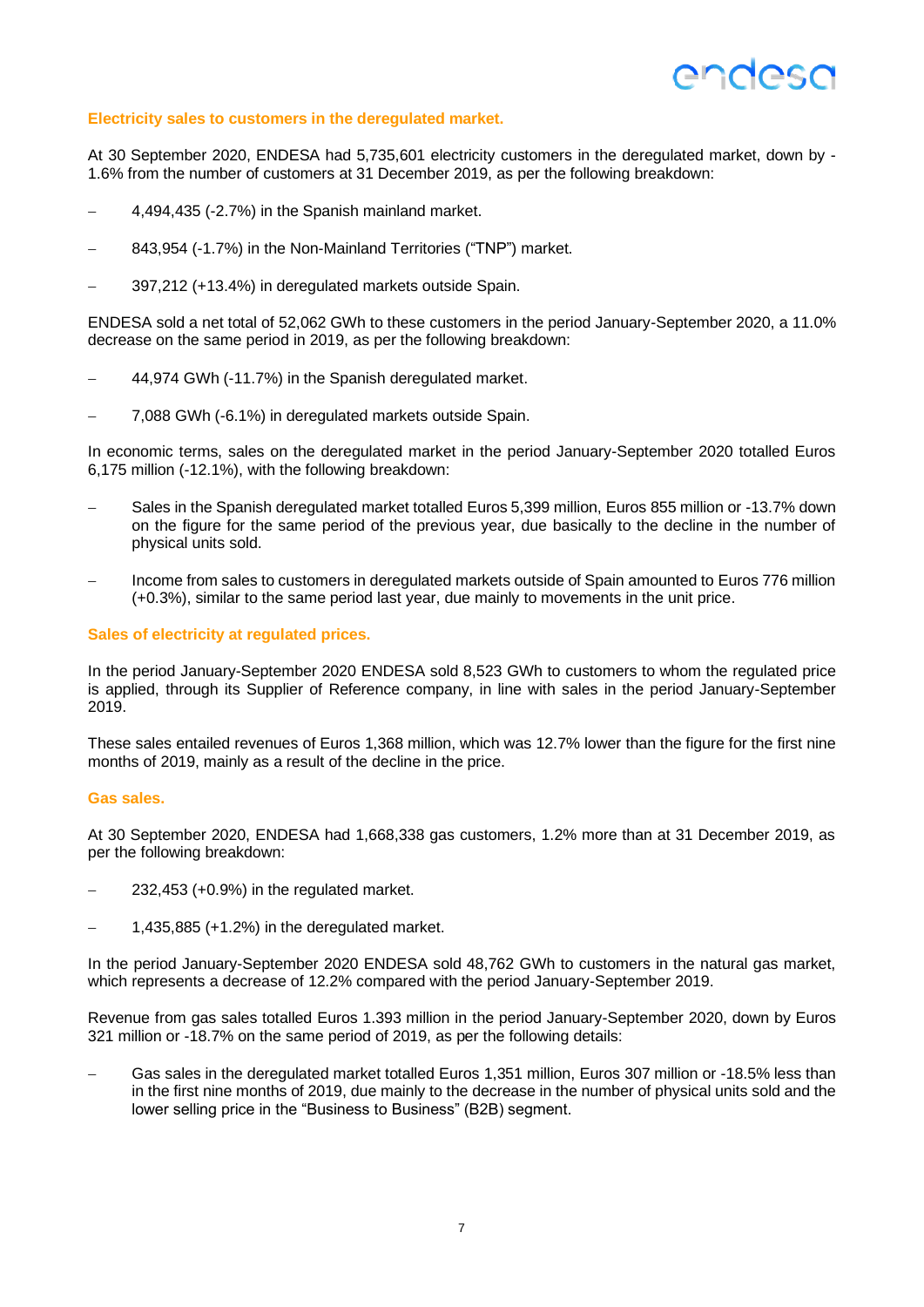### Electricity sales to customers in the deregulated market.

At 30 September 2020, ENDESA had 5,735,601 electricity customers in the deregulated market, down by -1.6% from the number of customers at 31 December 2019, as per the following breakdown:

- 4,494,435 (-2.7%) in the Spanish mainland market.
- 843,954 (-1.7%) in the Non-Mainland Territories ("TNP") market.
- 397,212 (+13.4%) in deregulated markets outside Spain.

ENDESA sold a net total of 52,062 GWh to these customers in the period January-September 2020, a 11.0% decrease on the same period in 2019, as per the following breakdown:

- 44,974 GWh (-11.7%) in the Spanish deregulated market.
- 7,088 GWh (-6.1%) in deregulated markets outside Spain.

In economic terms, sales on the deregulated market in the period January-September 2020 totalled Euros 6,175 million (-12.1%), with the following breakdown:

- Sales in the Spanish deregulated market totalled Euros 5,399 million, Euros 855 million or -13.7% down on the figure for the same period of the previous year, due basically to the decline in the number of physical units sold.
- Income from sales to customers in deregulated markets outside of Spain amounted to Euros 776 million (+0.3%), similar to the same period last year, due mainly to movements in the unit price.

### Sales of electricity at regulated prices.

In the period January-September 2020 ENDESA sold 8,523 GWh to customers to whom the regulated price is applied, through its Supplier of Reference company, in line with sales in the period January-September 2019.

These sales entailed revenues of Euros 1,368 million, which was 12.7% lower than the figure for the first nine months of 2019, mainly as a result of the decline in the price.

### Gas sales.

At 30 September 2020, ENDESA had 1,668,338 gas customers, 1.2% more than at 31 December 2019, as per the following breakdown:

- 232,453 (+0.9%) in the regulated market.
- 1,435,885 (+1.2%) in the deregulated market.

In the period January-September 2020 ENDESA sold 48,762 GWh to customers in the natural gas market, which represents a decrease of 12.2% compared with the period January-September 2019.

Revenue from gas sales totalled Euros 1.393 million in the period January-September 2020, down by Euros 321 million or -18.7% on the same period of 2019, as per the following details:

- Gas sales in the deregulated market totalled Euros 1,351 million, Euros 307 million or -18.5% less than in the first nine months of 2019, due mainly to the decrease in the number of physical units sold and the lower selling price in the "Business to Business" (B2B) segment.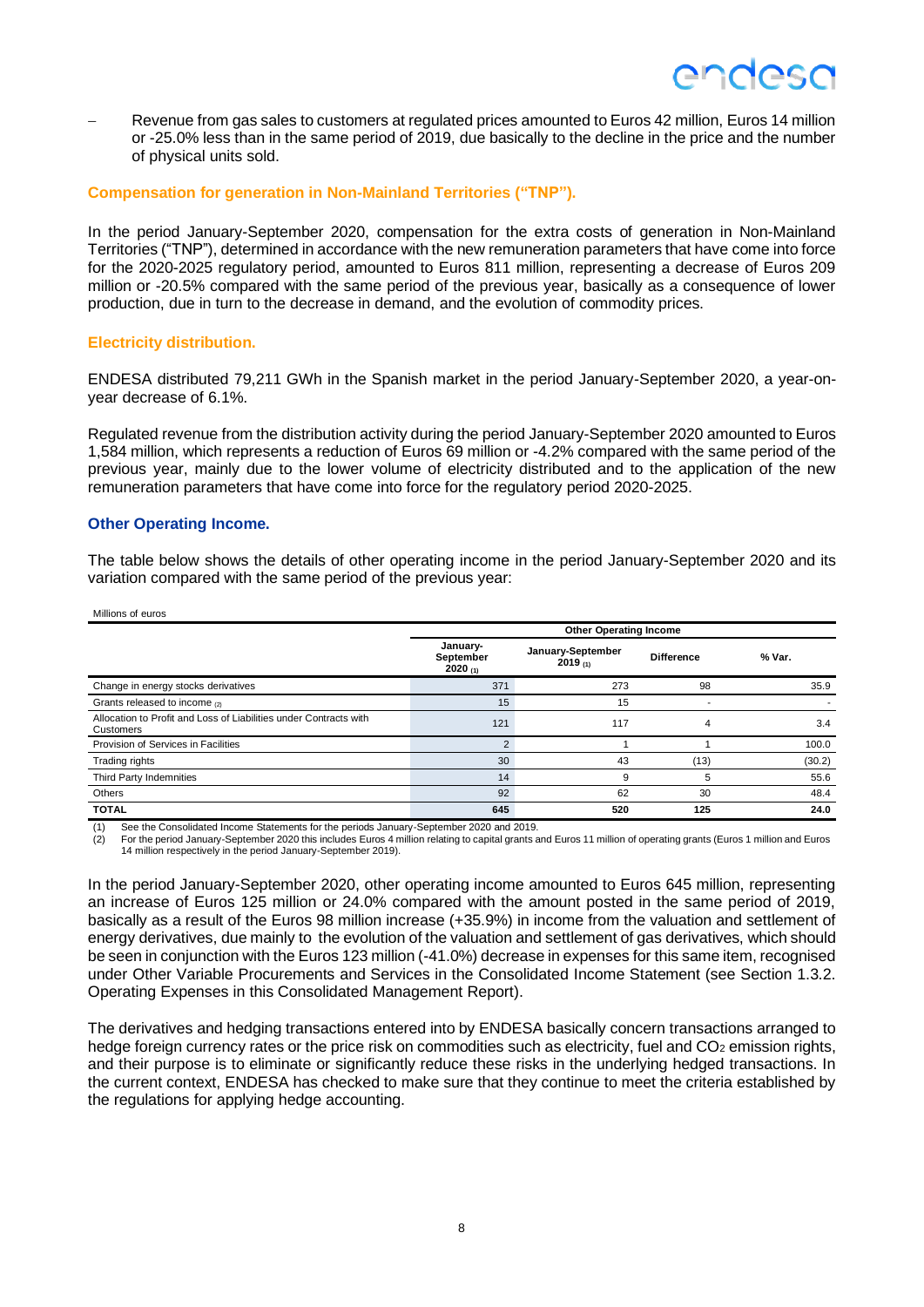- Revenue from gas sales to customers at regulated prices amounted to Euros 42 million, Euros 14 million or -25.0% less than in the same period of 2019, due basically to the decline in the price and the number of physical units sold.

### Compensation for generation in Non-Mainland Territories ("TNP").

In the period January-September 2020, compensation for the extra costs of generation in Non-Mainland Territories ("TNP"), determined in accordance with the new remuneration parameters that have come into force for the 2020-2025 regulatory period, amounted to Euros 811 million, representing a decrease of Euros 209 million or -20.5% compared with the same period of the previous year, basically as a consequence of lower production, due in turn to the decrease in demand, and the evolution of commodity prices.

### Electricity distribution.

ENDESA distributed 79,211 GWh in the Spanish market in the period January-September 2020, a year-on-year decrease of 6.1%.

Regulated revenue from the distribution activity during the period January-September 2020 amounted to Euros 1,584 million, which represents a reduction of Euros 69 million or -4.2% compared with the same period of the previous year, mainly due to the lower volume of electricity distributed and to the application of the new remuneration parameters that have come into force for the regulatory period 2020-2025.

## Other Operating Income.

The table below shows the details of other operating income in the period January-September 2020 and its variation compared with the same period of the previous year:

Millions of euros

| | Other Operating Income | | | |
|---|---|---|---|---|
| | January-September 2020 (1) | January-September 2019 (1) | Difference | % Var. |
| Change in energy stocks derivatives | 371 | 273 | 98 | 35.9 |
| Grants released to income (2) | 15 | 15 | - | - |
| Allocation to Profit and Loss of Liabilities under Contracts with Customers | 121 | 117 | 4 | 3.4 |
| Provision of Services in Facilities | 2 | 1 | 1 | 100.0 |
| Trading rights | 30 | 43 | (13) | (30.2) |
| Third Party Indemnities | 14 | 9 | 5 | 55.6 |
| Others | 92 | 62 | 30 | 48.4 |
| **TOTAL** | **645** | **520** | **125** | **24.0** |

(1) See the Consolidated Income Statements for the periods January-September 2020 and 2019.
(2) For the period January-September 2020 this includes Euros 4 million relating to capital grants and Euros 11 million of operating grants (Euros 1 million and Euros 14 million respectively in the period January-September 2019).

In the period January-September 2020, other operating income amounted to Euros 645 million, representing an increase of Euros 125 million or 24.0% compared with the amount posted in the same period of 2019, basically as a result of the Euros 98 million increase (+35.9%) in income from the valuation and settlement of energy derivatives, due mainly to the evolution of the valuation and settlement of gas derivatives, which should be seen in conjunction with the Euros 123 million (-41.0%) decrease in expenses for this same item, recognised under Other Variable Procurements and Services in the Consolidated Income Statement (see Section 1.3.2. Operating Expenses in this Consolidated Management Report).

The derivatives and hedging transactions entered into by ENDESA basically concern transactions arranged to hedge foreign currency rates or the price risk on commodities such as electricity, fuel and $CO_2$ emission rights, and their purpose is to eliminate or significantly reduce these risks in the underlying hedged transactions. In the current context, ENDESA has checked to make sure that they continue to meet the criteria established by the regulations for applying hedge accounting.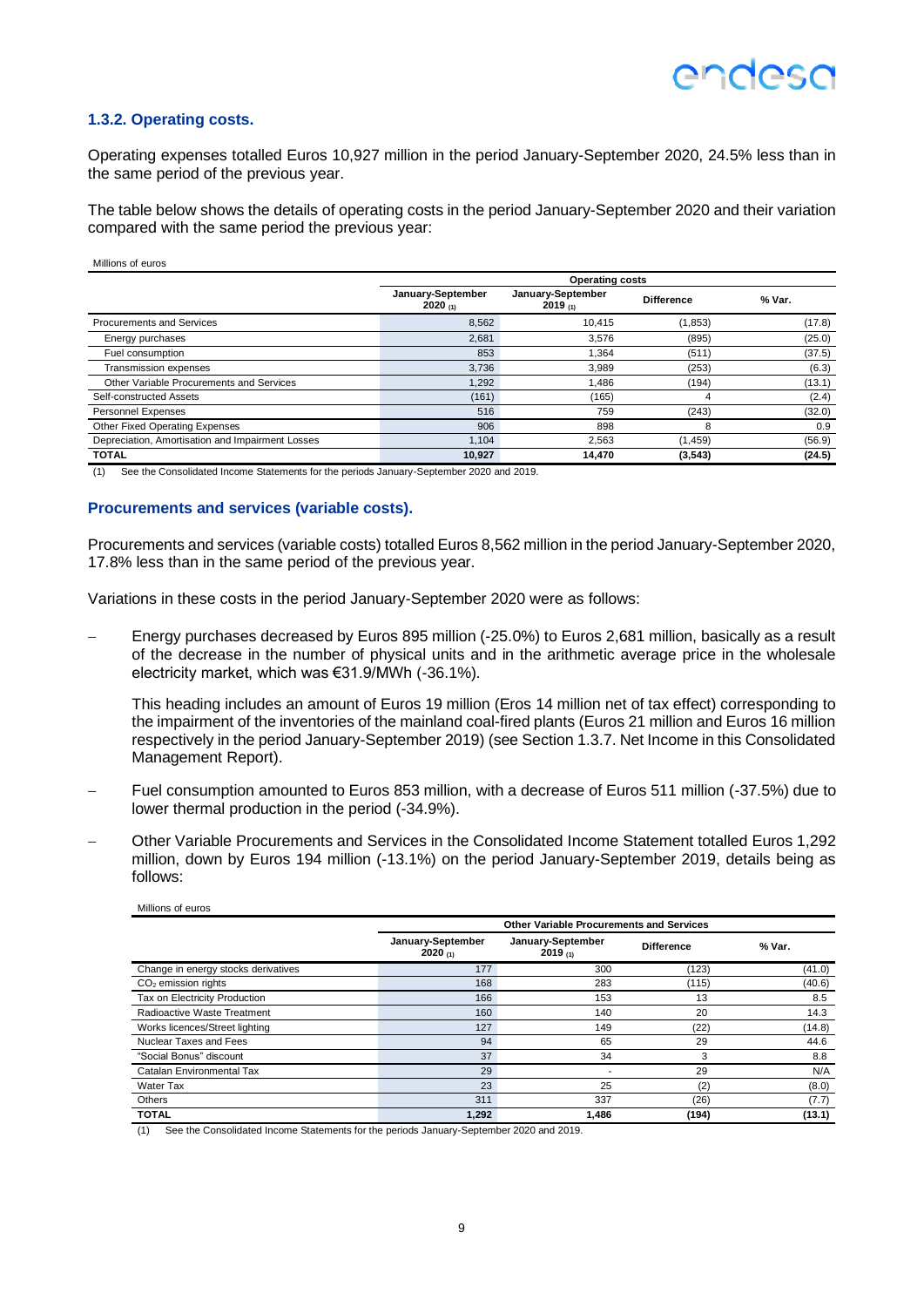### 1.3.2. Operating costs.

Operating expenses totalled Euros 10,927 million in the period January-September 2020, 24.5% less than in the same period of the previous year.

The table below shows the details of operating costs in the period January-September 2020 and their variation compared with the same period the previous year:

Millions of euros

| | Operating costs | | | |
|---|---|---|---|---|
| | January-September 2020 (1) | January-September 2019 (1) | Difference | % Var. |
| Procurements and Services | 8,562 | 10,415 | (1,853) | (17.8) |
| Energy purchases | 2,681 | 3,576 | (895) | (25.0) |
| Fuel consumption | 853 | 1,364 | (511) | (37.5) |
| Transmission expenses | 3,736 | 3,989 | (253) | (6.3) |
| Other Variable Procurements and Services | 1,292 | 1,486 | (194) | (13.1) |
| Self-constructed Assets | (161) | (165) | 4 | (2.4) |
| Personnel Expenses | 516 | 759 | (243) | (32.0) |
| Other Fixed Operating Expenses | 906 | 898 | 8 | 0.9 |
| Depreciation, Amortisation and Impairment Losses | 1,104 | 2,563 | (1,459) | (56.9) |
| **TOTAL** | **10,927** | **14,470** | **(3,543)** | **(24.5)** |

(1) See the Consolidated Income Statements for the periods January-September 2020 and 2019.

### Procurements and services (variable costs).

Procurements and services (variable costs) totalled Euros 8,562 million in the period January-September 2020, 17.8% less than in the same period of the previous year.

Variations in these costs in the period January-September 2020 were as follows:

- Energy purchases decreased by Euros 895 million (-25.0%) to Euros 2,681 million, basically as a result of the decrease in the number of physical units and in the arithmetic average price in the wholesale electricity market, which was €31.9/MWh (-36.1%).

  This heading includes an amount of Euros 19 million (Eros 14 million net of tax effect) corresponding to the impairment of the inventories of the mainland coal-fired plants (Euros 21 million and Euros 16 million respectively in the period January-September 2019) (see Section 1.3.7. Net Income in this Consolidated Management Report).

- Fuel consumption amounted to Euros 853 million, with a decrease of Euros 511 million (-37.5%) due to lower thermal production in the period (-34.9%).

- Other Variable Procurements and Services in the Consolidated Income Statement totalled Euros 1,292 million, down by Euros 194 million (-13.1%) on the period January-September 2019, details being as follows:

Millions of euros

| | Other Variable Procurements and Services | | | |
|---|---|---|---|---|
| | January-September 2020 (1) | January-September 2019 (1) | Difference | % Var. |
| Change in energy stocks derivatives | 177 | 300 | (123) | (41.0) |
| $CO_2$ emission rights | 168 | 283 | (115) | (40.6) |
| Tax on Electricity Production | 166 | 153 | 13 | 8.5 |
| Radioactive Waste Treatment | 160 | 140 | 20 | 14.3 |
| Works licences/Street lighting | 127 | 149 | (22) | (14.8) |
| Nuclear Taxes and Fees | 94 | 65 | 29 | 44.6 |
| "Social Bonus" discount | 37 | 34 | 3 | 8.8 |
| Catalan Environmental Tax | 29 | - | 29 | N/A |
| Water Tax | 23 | 25 | (2) | (8.0) |
| Others | 311 | 337 | (26) | (7.7) |
| **TOTAL** | **1,292** | **1,486** | **(194)** | **(13.1)** |

(1) See the Consolidated Income Statements for the periods January-September 2020 and 2019.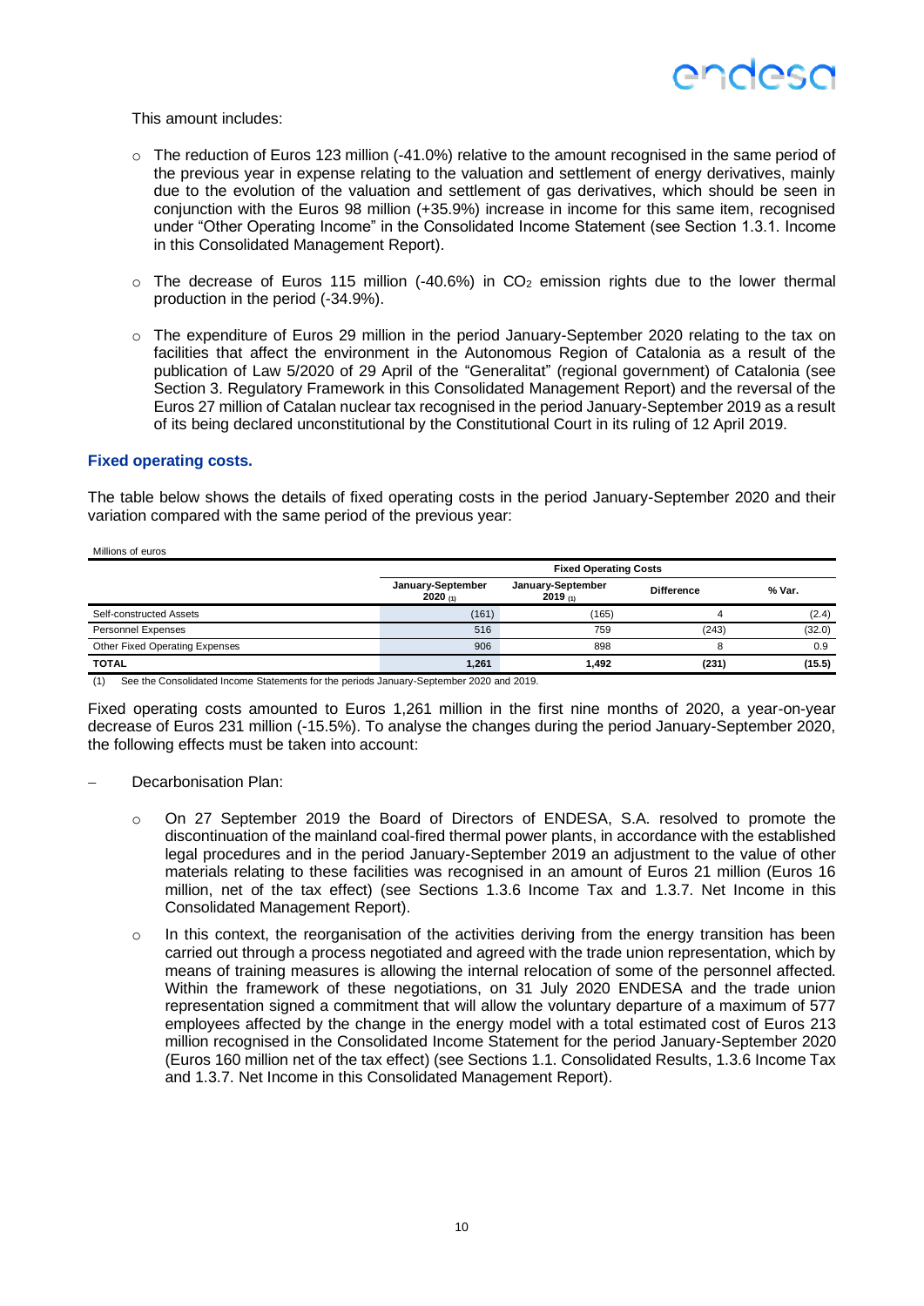This amount includes:

- The reduction of Euros 123 million (-41.0%) relative to the amount recognised in the same period of the previous year in expense relating to the valuation and settlement of energy derivatives, mainly due to the evolution of the valuation and settlement of gas derivatives, which should be seen in conjunction with the Euros 98 million (+35.9%) increase in income for this same item, recognised under "Other Operating Income" in the Consolidated Income Statement (see Section 1.3.1. Income in this Consolidated Management Report).

- The decrease of Euros 115 million (-40.6%) in $CO_2$ emission rights due to the lower thermal production in the period (-34.9%).

- The expenditure of Euros 29 million in the period January-September 2020 relating to the tax on facilities that affect the environment in the Autonomous Region of Catalonia as a result of the publication of Law 5/2020 of 29 April of the "Generalitat" (regional government) of Catalonia (see Section 3. Regulatory Framework in this Consolidated Management Report) and the reversal of the Euros 27 million of Catalan nuclear tax recognised in the period January-September 2019 as a result of its being declared unconstitutional by the Constitutional Court in its ruling of 12 April 2019.

### Fixed operating costs.

The table below shows the details of fixed operating costs in the period January-September 2020 and their variation compared with the same period of the previous year:

Millions of euros

| | Fixed Operating Costs | | | |
|---|---|---|---|---|
| | January-September 2020 (1) | January-September 2019 (1) | Difference | % Var. |
| Self-constructed Assets | (161) | (165) | 4 | (2.4) |
| Personnel Expenses | 516 | 759 | (243) | (32.0) |
| Other Fixed Operating Expenses | 906 | 898 | 8 | 0.9 |
| **TOTAL** | **1,261** | **1,492** | **(231)** | **(15.5)** |

(1) See the Consolidated Income Statements for the periods January-September 2020 and 2019.

Fixed operating costs amounted to Euros 1,261 million in the first nine months of 2020, a year-on-year decrease of Euros 231 million (-15.5%). To analyse the changes during the period January-September 2020, the following effects must be taken into account:

- Decarbonisation Plan:

  - On 27 September 2019 the Board of Directors of ENDESA, S.A. resolved to promote the discontinuation of the mainland coal-fired thermal power plants, in accordance with the established legal procedures and in the period January-September 2019 an adjustment to the value of other materials relating to these facilities was recognised in an amount of Euros 21 million (Euros 16 million, net of the tax effect) (see Sections 1.3.6 Income Tax and 1.3.7. Net Income in this Consolidated Management Report).

  - In this context, the reorganisation of the activities deriving from the energy transition has been carried out through a process negotiated and agreed with the trade union representation, which by means of training measures is allowing the internal relocation of some of the personnel affected. Within the framework of these negotiations, on 31 July 2020 ENDESA and the trade union representation signed a commitment that will allow the voluntary departure of a maximum of 577 employees affected by the change in the energy model with a total estimated cost of Euros 213 million recognised in the Consolidated Income Statement for the period January-September 2020 (Euros 160 million net of the tax effect) (see Sections 1.1. Consolidated Results, 1.3.6 Income Tax and 1.3.7. Net Income in this Consolidated Management Report).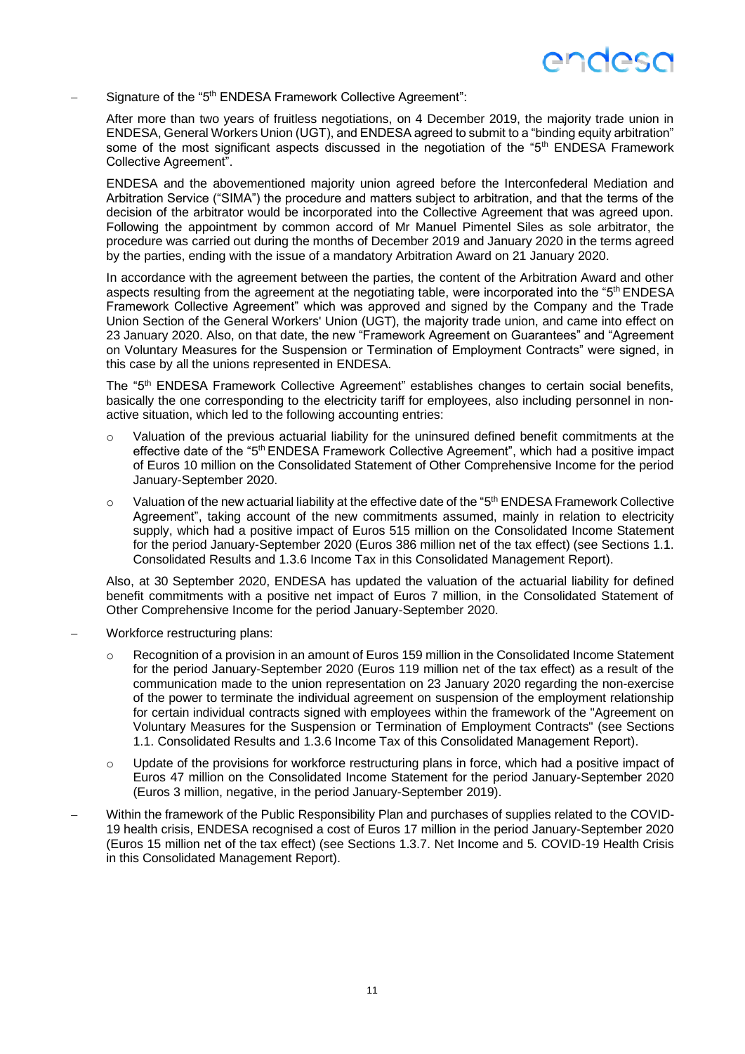- Signature of the "5th ENDESA Framework Collective Agreement":

  After more than two years of fruitless negotiations, on 4 December 2019, the majority trade union in ENDESA, General Workers Union (UGT), and ENDESA agreed to submit to a "binding equity arbitration" some of the most significant aspects discussed in the negotiation of the "5th ENDESA Framework Collective Agreement".

  ENDESA and the abovementioned majority union agreed before the Interconfederal Mediation and Arbitration Service ("SIMA") the procedure and matters subject to arbitration, and that the terms of the decision of the arbitrator would be incorporated into the Collective Agreement that was agreed upon. Following the appointment by common accord of Mr Manuel Pimentel Siles as sole arbitrator, the procedure was carried out during the months of December 2019 and January 2020 in the terms agreed by the parties, ending with the issue of a mandatory Arbitration Award on 21 January 2020.

  In accordance with the agreement between the parties, the content of the Arbitration Award and other aspects resulting from the agreement at the negotiating table, were incorporated into the "5th ENDESA Framework Collective Agreement" which was approved and signed by the Company and the Trade Union Section of the General Workers' Union (UGT), the majority trade union, and came into effect on 23 January 2020. Also, on that date, the new "Framework Agreement on Guarantees" and "Agreement on Voluntary Measures for the Suspension or Termination of Employment Contracts" were signed, in this case by all the unions represented in ENDESA.

  The "5th ENDESA Framework Collective Agreement" establishes changes to certain social benefits, basically the one corresponding to the electricity tariff for employees, also including personnel in non-active situation, which led to the following accounting entries:

  - Valuation of the previous actuarial liability for the uninsured defined benefit commitments at the effective date of the "5th ENDESA Framework Collective Agreement", which had a positive impact of Euros 10 million on the Consolidated Statement of Other Comprehensive Income for the period January-September 2020.
  - Valuation of the new actuarial liability at the effective date of the "5th ENDESA Framework Collective Agreement", taking account of the new commitments assumed, mainly in relation to electricity supply, which had a positive impact of Euros 515 million on the Consolidated Income Statement for the period January-September 2020 (Euros 386 million net of the tax effect) (see Sections 1.1. Consolidated Results and 1.3.6 Income Tax in this Consolidated Management Report).

  Also, at 30 September 2020, ENDESA has updated the valuation of the actuarial liability for defined benefit commitments with a positive net impact of Euros 7 million, in the Consolidated Statement of Other Comprehensive Income for the period January-September 2020.

- Workforce restructuring plans:

  - Recognition of a provision in an amount of Euros 159 million in the Consolidated Income Statement for the period January-September 2020 (Euros 119 million net of the tax effect) as a result of the communication made to the union representation on 23 January 2020 regarding the non-exercise of the power to terminate the individual agreement on suspension of the employment relationship for certain individual contracts signed with employees within the framework of the "Agreement on Voluntary Measures for the Suspension or Termination of Employment Contracts" (see Sections 1.1. Consolidated Results and 1.3.6 Income Tax of this Consolidated Management Report).
  - Update of the provisions for workforce restructuring plans in force, which had a positive impact of Euros 47 million on the Consolidated Income Statement for the period January-September 2020 (Euros 3 million, negative, in the period January-September 2019).

- Within the framework of the Public Responsibility Plan and purchases of supplies related to the COVID-19 health crisis, ENDESA recognised a cost of Euros 17 million in the period January-September 2020 (Euros 15 million net of the tax effect) (see Sections 1.3.7. Net Income and 5. COVID-19 Health Crisis in this Consolidated Management Report).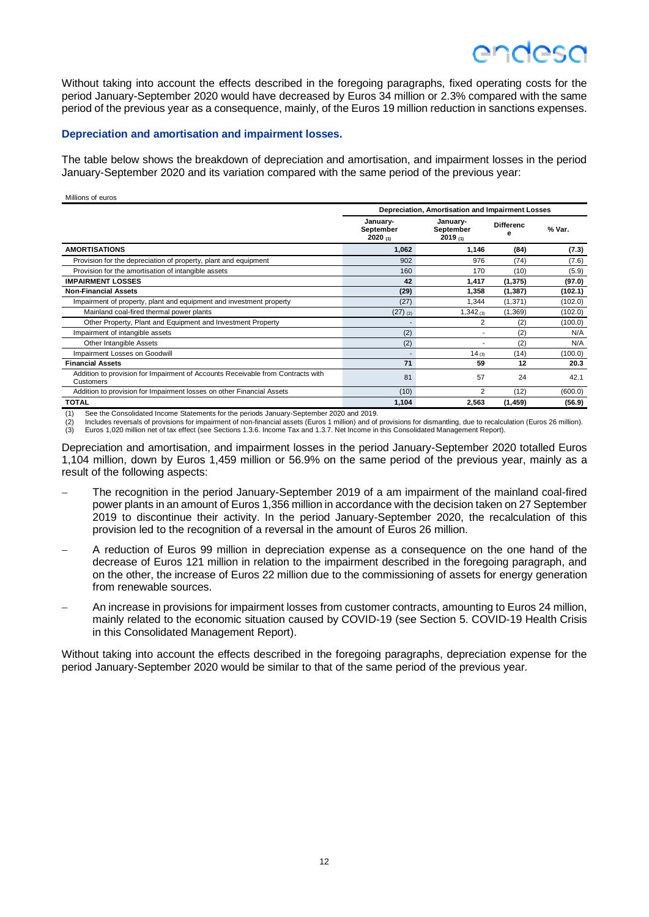Without taking into account the effects described in the foregoing paragraphs, fixed operating costs for the period January-September 2020 would have decreased by Euros 34 million or 2.3% compared with the same period of the previous year as a consequence, mainly, of the Euros 19 million reduction in sanctions expenses.

### Depreciation and amortisation and impairment losses.

The table below shows the breakdown of depreciation and amortisation, and impairment losses in the period January-September 2020 and its variation compared with the same period of the previous year:

Millions of euros

| | Depreciation, Amortisation and Impairment Losses | | | |
|---|---|---|---|---|
| | January-September 2020 (1) | January-September 2019 (1) | Difference | % Var. |
| **AMORTISATIONS** | **1,062** | **1,146** | **(84)** | **(7.3)** |
| Provision for the depreciation of property, plant and equipment | 902 | 976 | (74) | (7.6) |
| Provision for the amortisation of intangible assets | 160 | 170 | (10) | (5.9) |
| **IMPAIRMENT LOSSES** | **42** | **1,417** | **(1,375)** | **(97.0)** |
| **Non-Financial Assets** | **(29)** | **1,358** | **(1,387)** | **(102.1)** |
| Impairment of property, plant and equipment and investment property | (27) | 1,344 | (1,371) | (102.0) |
| Mainland coal-fired thermal power plants | (27) (2) | 1,342 (3) | (1,369) | (102.0) |
| Other Property, Plant and Equipment and Investment Property | - | 2 | (2) | (100.0) |
| Impairment of intangible assets | (2) | - | (2) | N/A |
| Other Intangible Assets | (2) | - | (2) | N/A |
| Impairment Losses on Goodwill | - | 14 (3) | (14) | (100.0) |
| **Financial Assets** | **71** | **59** | **12** | **20.3** |
| Addition to provision for Impairment of Accounts Receivable from Contracts with Customers | 81 | 57 | 24 | 42.1 |
| Addition to provision for Impairment losses on other Financial Assets | (10) | 2 | (12) | (600.0) |
| **TOTAL** | **1,104** | **2,563** | **(1,459)** | **(56.9)** |

(1) See the Consolidated Income Statements for the periods January-September 2020 and 2019.
(2) Includes reversals of provisions for impairment of non-financial assets (Euros 1 million) and of provisions for dismantling, due to recalculation (Euros 26 million).
(3) Euros 1,020 million net of tax effect (see Sections 1.3.6. Income Tax and 1.3.7. Net Income in this Consolidated Management Report).

Depreciation and amortisation, and impairment losses in the period January-September 2020 totalled Euros 1,104 million, down by Euros 1,459 million or 56.9% on the same period of the previous year, mainly as a result of the following aspects:

- The recognition in the period January-September 2019 of a am impairment of the mainland coal-fired power plants in an amount of Euros 1,356 million in accordance with the decision taken on 27 September 2019 to discontinue their activity. In the period January-September 2020, the recalculation of this provision led to the recognition of a reversal in the amount of Euros 26 million.
- A reduction of Euros 99 million in depreciation expense as a consequence on the one hand of the decrease of Euros 121 million in relation to the impairment described in the foregoing paragraph, and on the other, the increase of Euros 22 million due to the commissioning of assets for energy generation from renewable sources.
- An increase in provisions for impairment losses from customer contracts, amounting to Euros 24 million, mainly related to the economic situation caused by COVID-19 (see Section 5. COVID-19 Health Crisis in this Consolidated Management Report).

Without taking into account the effects described in the foregoing paragraphs, depreciation expense for the period January-September 2020 would be similar to that of the same period of the previous year.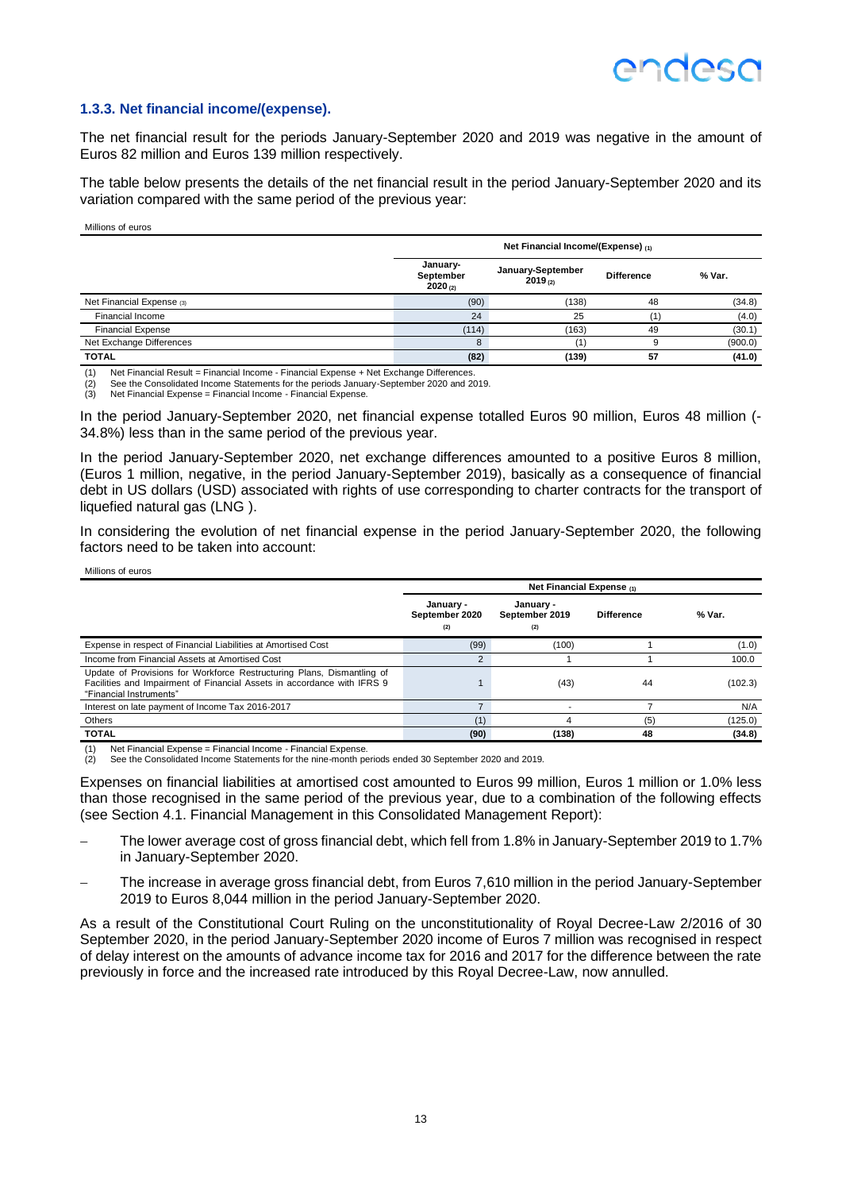### 1.3.3. Net financial income/(expense).

The net financial result for the periods January-September 2020 and 2019 was negative in the amount of Euros 82 million and Euros 139 million respectively.

The table below presents the details of the net financial result in the period January-September 2020 and its variation compared with the same period of the previous year:

Millions of euros

| | Net Financial Income/(Expense) (1) | | | |
|---|---|---|---|---|
| | January-September 2020 (2) | January-September 2019 (2) | Difference | % Var. |
| Net Financial Expense (3) | (90) | (138) | 48 | (34.8) |
| Financial Income | 24 | 25 | (1) | (4.0) |
| Financial Expense | (114) | (163) | 49 | (30.1) |
| Net Exchange Differences | 8 | (1) | 9 | (900.0) |
| **TOTAL** | **(82)** | **(139)** | **57** | **(41.0)** |

(1) Net Financial Result = Financial Income - Financial Expense + Net Exchange Differences.
(2) See the Consolidated Income Statements for the periods January-September 2020 and 2019.
(3) Net Financial Expense = Financial Income - Financial Expense.

In the period January-September 2020, net financial expense totalled Euros 90 million, Euros 48 million (-34.8%) less than in the same period of the previous year.

In the period January-September 2020, net exchange differences amounted to a positive Euros 8 million, (Euros 1 million, negative, in the period January-September 2019), basically as a consequence of financial debt in US dollars (USD) associated with rights of use corresponding to charter contracts for the transport of liquefied natural gas (LNG ).

In considering the evolution of net financial expense in the period January-September 2020, the following factors need to be taken into account:

Millions of euros

| | Net Financial Expense (1) | | | |
|---|---|---|---|---|
| | January - September 2020 (2) | January - September 2019 (2) | Difference | % Var. |
| Expense in respect of Financial Liabilities at Amortised Cost | (99) | (100) | 1 | (1.0) |
| Income from Financial Assets at Amortised Cost | 2 | 1 | 1 | 100.0 |
| Update of Provisions for Workforce Restructuring Plans, Dismantling of Facilities and Impairment of Financial Assets in accordance with IFRS 9 "Financial Instruments" | 1 | (43) | 44 | (102.3) |
| Interest on late payment of Income Tax 2016-2017 | 7 | - | 7 | N/A |
| Others | (1) | 4 | (5) | (125.0) |
| **TOTAL** | **(90)** | **(138)** | **48** | **(34.8)** |

(1) Net Financial Expense = Financial Income - Financial Expense.
(2) See the Consolidated Income Statements for the nine-month periods ended 30 September 2020 and 2019.

Expenses on financial liabilities at amortised cost amounted to Euros 99 million, Euros 1 million or 1.0% less than those recognised in the same period of the previous year, due to a combination of the following effects (see Section 4.1. Financial Management in this Consolidated Management Report):

- The lower average cost of gross financial debt, which fell from 1.8% in January-September 2019 to 1.7% in January-September 2020.
- The increase in average gross financial debt, from Euros 7,610 million in the period January-September 2019 to Euros 8,044 million in the period January-September 2020.

As a result of the Constitutional Court Ruling on the unconstitutionality of Royal Decree-Law 2/2016 of 30 September 2020, in the period January-September 2020 income of Euros 7 million was recognised in respect of delay interest on the amounts of advance income tax for 2016 and 2017 for the difference between the rate previously in force and the increased rate introduced by this Royal Decree-Law, now annulled.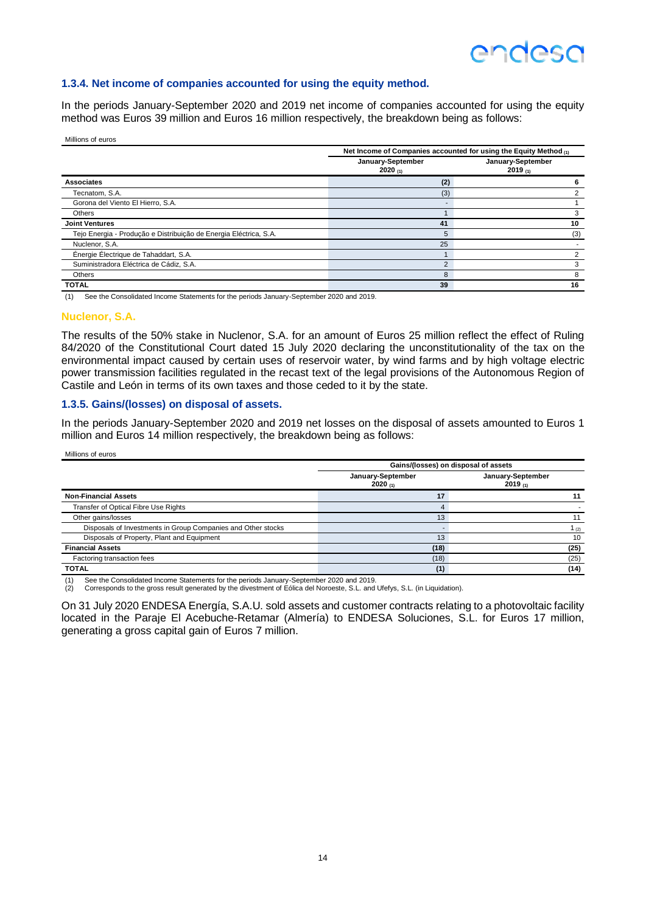### 1.3.4. Net income of companies accounted for using the equity method.

In the periods January-September 2020 and 2019 net income of companies accounted for using the equity method was Euros 39 million and Euros 16 million respectively, the breakdown being as follows:

Millions of euros

| | Net Income of Companies accounted for using the Equity Method (1) | |
|---|---|---|
| | January-September 2020 (1) | January-September 2019 (1) |
| **Associates** | **(2)** | **6** |
| Tecnatom, S.A. | (3) | 2 |
| Gorona del Viento El Hierro, S.A. | - | 1 |
| Others | 1 | 3 |
| **Joint Ventures** | **41** | **10** |
| Tejo Energia - Produção e Distribuição de Energia Eléctrica, S.A. | 5 | (3) |
| Nuclenor, S.A. | 25 | - |
| Énergie Électrique de Tahaddart, S.A. | 1 | 2 |
| Suministradora Eléctrica de Cádiz, S.A. | 2 | 3 |
| Others | 8 | 8 |
| **TOTAL** | **39** | **16** |

(1) See the Consolidated Income Statements for the periods January-September 2020 and 2019.

#### Nuclenor, S.A.

The results of the 50% stake in Nuclenor, S.A. for an amount of Euros 25 million reflect the effect of Ruling 84/2020 of the Constitutional Court dated 15 July 2020 declaring the unconstitutionality of the tax on the environmental impact caused by certain uses of reservoir water, by wind farms and by high voltage electric power transmission facilities regulated in the recast text of the legal provisions of the Autonomous Region of Castile and León in terms of its own taxes and those ceded to it by the state.

### 1.3.5. Gains/(losses) on disposal of assets.

In the periods January-September 2020 and 2019 net losses on the disposal of assets amounted to Euros 1 million and Euros 14 million respectively, the breakdown being as follows:

Millions of euros

| | Gains/(losses) on disposal of assets | |
|---|---|---|
| | January-September 2020 (1) | January-September 2019 (1) |
| **Non-Financial Assets** | **17** | **11** |
| Transfer of Optical Fibre Use Rights | 4 | - |
| Other gains/losses | 13 | 11 |
| Disposals of Investments in Group Companies and Other stocks | - | 1 (2) |
| Disposals of Property, Plant and Equipment | 13 | 10 |
| **Financial Assets** | **(18)** | **(25)** |
| Factoring transaction fees | (18) | (25) |
| **TOTAL** | **(1)** | **(14)** |

(1) See the Consolidated Income Statements for the periods January-September 2020 and 2019.
(2) Corresponds to the gross result generated by the divestment of Eólica del Noroeste, S.L. and Ufefys, S.L. (in Liquidation).

On 31 July 2020 ENDESA Energía, S.A.U. sold assets and customer contracts relating to a photovoltaic facility located in the Paraje El Acebuche-Retamar (Almería) to ENDESA Soluciones, S.L. for Euros 17 million, generating a gross capital gain of Euros 7 million.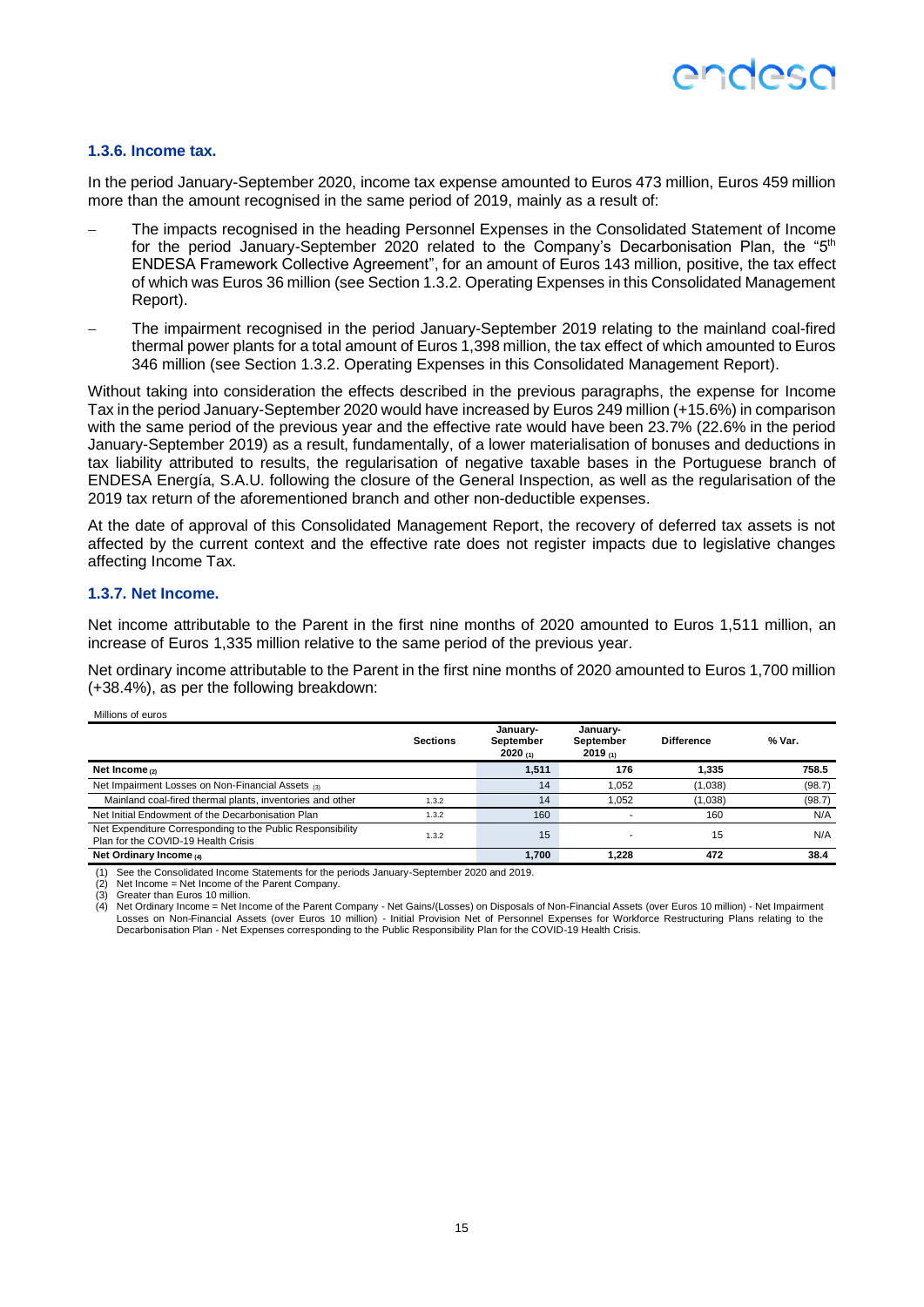### 1.3.6. Income tax.

In the period January-September 2020, income tax expense amounted to Euros 473 million, Euros 459 million more than the amount recognised in the same period of 2019, mainly as a result of:

- The impacts recognised in the heading Personnel Expenses in the Consolidated Statement of Income for the period January-September 2020 related to the Company's Decarbonisation Plan, the "5th ENDESA Framework Collective Agreement", for an amount of Euros 143 million, positive, the tax effect of which was Euros 36 million (see Section 1.3.2. Operating Expenses in this Consolidated Management Report).
- The impairment recognised in the period January-September 2019 relating to the mainland coal-fired thermal power plants for a total amount of Euros 1,398 million, the tax effect of which amounted to Euros 346 million (see Section 1.3.2. Operating Expenses in this Consolidated Management Report).

Without taking into consideration the effects described in the previous paragraphs, the expense for Income Tax in the period January-September 2020 would have increased by Euros 249 million (+15.6%) in comparison with the same period of the previous year and the effective rate would have been 23.7% (22.6% in the period January-September 2019) as a result, fundamentally, of a lower materialisation of bonuses and deductions in tax liability attributed to results, the regularisation of negative taxable bases in the Portuguese branch of ENDESA Energía, S.A.U. following the closure of the General Inspection, as well as the regularisation of the 2019 tax return of the aforementioned branch and other non-deductible expenses.

At the date of approval of this Consolidated Management Report, the recovery of deferred tax assets is not affected by the current context and the effective rate does not register impacts due to legislative changes affecting Income Tax.

### 1.3.7. Net Income.

Net income attributable to the Parent in the first nine months of 2020 amounted to Euros 1,511 million, an increase of Euros 1,335 million relative to the same period of the previous year.

Net ordinary income attributable to the Parent in the first nine months of 2020 amounted to Euros 1,700 million (+38.4%), as per the following breakdown:

Millions of euros

| | Sections | January-September 2020 (1) | January-September 2019 (1) | Difference | % Var. |
|---|---|---|---|---|---|
| **Net Income (2)** | | **1,511** | **176** | **1,335** | **758.5** |
| Net Impairment Losses on Non-Financial Assets (3) | | 14 | 1,052 | (1,038) | (98.7) |
| Mainland coal-fired thermal plants, inventories and other | 1.3.2 | 14 | 1,052 | (1,038) | (98.7) |
| Net Initial Endowment of the Decarbonisation Plan | 1.3.2 | 160 | - | 160 | N/A |
| Net Expenditure Corresponding to the Public Responsibility Plan for the COVID-19 Health Crisis | 1.3.2 | 15 | - | 15 | N/A |
| **Net Ordinary Income (4)** | | **1,700** | **1,228** | **472** | **38.4** |

(1) See the Consolidated Income Statements for the periods January-September 2020 and 2019.
(2) Net Income = Net Income of the Parent Company.
(3) Greater than Euros 10 million.
(4) Net Ordinary Income = Net Income of the Parent Company - Net Gains/(Losses) on Disposals of Non-Financial Assets (over Euros 10 million) - Net Impairment Losses on Non-Financial Assets (over Euros 10 million) - Initial Provision Net of Personnel Expenses for Workforce Restructuring Plans relating to the Decarbonisation Plan - Net Expenses corresponding to the Public Responsibility Plan for the COVID-19 Health Crisis.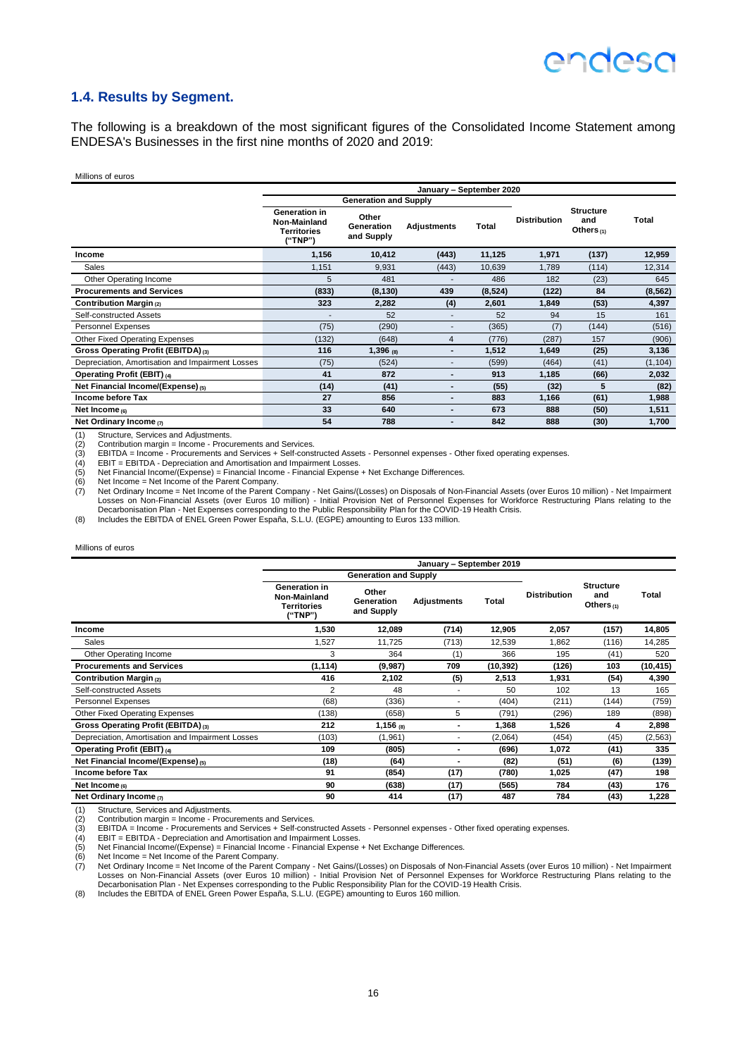## 1.4. Results by Segment.

The following is a breakdown of the most significant figures of the Consolidated Income Statement among ENDESA's Businesses in the first nine months of 2020 and 2019:

Millions of euros

| | January – September 2020 | | | | | | |
|---|---|---|---|---|---|---|---|
| | Generation and Supply | | | | | | |
| | Generation in Non-Mainland Territories ("TNP") | Other Generation and Supply | Adjustments | Total | Distribution | Structure and Others (1) | Total |
| **Income** | **1,156** | **10,412** | **(443)** | **11,125** | **1,971** | **(137)** | **12,959** |
| Sales | 1,151 | 9,931 | (443) | 10,639 | 1,789 | (114) | 12,314 |
| Other Operating Income | 5 | 481 | - | 486 | 182 | (23) | 645 |
| **Procurements and Services** | **(833)** | **(8,130)** | **439** | **(8,524)** | **(122)** | **84** | **(8,562)** |
| **Contribution Margin (2)** | **323** | **2,282** | **(4)** | **2,601** | **1,849** | **(53)** | **4,397** |
| Self-constructed Assets | - | 52 | - | 52 | 94 | 15 | 161 |
| Personnel Expenses | (75) | (290) | - | (365) | (7) | (144) | (516) |
| Other Fixed Operating Expenses | (132) | (648) | 4 | (776) | (287) | 157 | (906) |
| **Gross Operating Profit (EBITDA) (3)** | **116** | **1,396 (8)** | **-** | **1,512** | **1,649** | **(25)** | **3,136** |
| Depreciation, Amortisation and Impairment Losses | (75) | (524) | - | (599) | (464) | (41) | (1,104) |
| **Operating Profit (EBIT) (4)** | **41** | **872** | **-** | **913** | **1,185** | **(66)** | **2,032** |
| **Net Financial Income/(Expense) (5)** | **(14)** | **(41)** | **-** | **(55)** | **(32)** | **5** | **(82)** |
| **Income before Tax** | **27** | **856** | **-** | **883** | **1,166** | **(61)** | **1,988** |
| **Net Income (6)** | **33** | **640** | **-** | **673** | **888** | **(50)** | **1,511** |
| **Net Ordinary Income (7)** | **54** | **788** | **-** | **842** | **888** | **(30)** | **1,700** |

(1) Structure, Services and Adjustments.
(2) Contribution margin = Income - Procurements and Services.
(3) EBITDA = Income - Procurements and Services + Self-constructed Assets - Personnel expenses - Other fixed operating expenses.
(4) EBIT = EBITDA - Depreciation and Amortisation and Impairment Losses.
(5) Net Financial Income/(Expense) = Financial Income - Financial Expense + Net Exchange Differences.
(6) Net Income = Net Income of the Parent Company.
(7) Net Ordinary Income = Net Income of the Parent Company - Net Gains/(Losses) on Disposals of Non-Financial Assets (over Euros 10 million) - Net Impairment Losses on Non-Financial Assets (over Euros 10 million) - Initial Provision Net of Personnel Expenses for Workforce Restructuring Plans relating to the Decarbonisation Plan - Net Expenses corresponding to the Public Responsibility Plan for the COVID-19 Health Crisis.
(8) Includes the EBITDA of ENEL Green Power España, S.L.U. (EGPE) amounting to Euros 133 million.

Millions of euros

| | January – September 2019 | | | | | | |
|---|---|---|---|---|---|---|---|
| | Generation and Supply | | | | | | |
| | Generation in Non-Mainland Territories ("TNP") | Other Generation and Supply | Adjustments | Total | Distribution | Structure and Others (1) | Total |
| **Income** | **1,530** | **12,089** | **(714)** | **12,905** | **2,057** | **(157)** | **14,805** |
| Sales | 1,527 | 11,725 | (713) | 12,539 | 1,862 | (116) | 14,285 |
| Other Operating Income | 3 | 364 | (1) | 366 | 195 | (41) | 520 |
| **Procurements and Services** | **(1,114)** | **(9,987)** | **709** | **(10,392)** | **(126)** | **103** | **(10,415)** |
| **Contribution Margin (2)** | **416** | **2,102** | **(5)** | **2,513** | **1,931** | **(54)** | **4,390** |
| Self-constructed Assets | 2 | 48 | - | 50 | 102 | 13 | 165 |
| Personnel Expenses | (68) | (336) | - | (404) | (211) | (144) | (759) |
| Other Fixed Operating Expenses | (138) | (658) | 5 | (791) | (296) | 189 | (898) |
| **Gross Operating Profit (EBITDA) (3)** | **212** | **1,156 (8)** | **-** | **1,368** | **1,526** | **4** | **2,898** |
| Depreciation, Amortisation and Impairment Losses | (103) | (1,961) | - | (2,064) | (454) | (45) | (2,563) |
| **Operating Profit (EBIT) (4)** | **109** | **(805)** | **-** | **(696)** | **1,072** | **(41)** | **335** |
| **Net Financial Income/(Expense) (5)** | **(18)** | **(64)** | **-** | **(82)** | **(51)** | **(6)** | **(139)** |
| **Income before Tax** | **91** | **(854)** | **(17)** | **(780)** | **1,025** | **(47)** | **198** |
| **Net Income (6)** | **90** | **(638)** | **(17)** | **(565)** | **784** | **(43)** | **176** |
| **Net Ordinary Income (7)** | **90** | **414** | **(17)** | **487** | **784** | **(43)** | **1,228** |

(1) Structure, Services and Adjustments.
(2) Contribution margin = Income - Procurements and Services.
(3) EBITDA = Income - Procurements and Services + Self-constructed Assets - Personnel expenses - Other fixed operating expenses.
(4) EBIT = EBITDA - Depreciation and Amortisation and Impairment Losses.
(5) Net Financial Income/(Expense) = Financial Income - Financial Expense + Net Exchange Differences.
(6) Net Income = Net Income of the Parent Company.
(7) Net Ordinary Income = Net Income of the Parent Company - Net Gains/(Losses) on Disposals of Non-Financial Assets (over Euros 10 million) - Net Impairment Losses on Non-Financial Assets (over Euros 10 million) - Initial Provision Net of Personnel Expenses for Workforce Restructuring Plans relating to the Decarbonisation Plan - Net Expenses corresponding to the Public Responsibility Plan for the COVID-19 Health Crisis.
(8) Includes the EBITDA of ENEL Green Power España, S.L.U. (EGPE) amounting to Euros 160 million.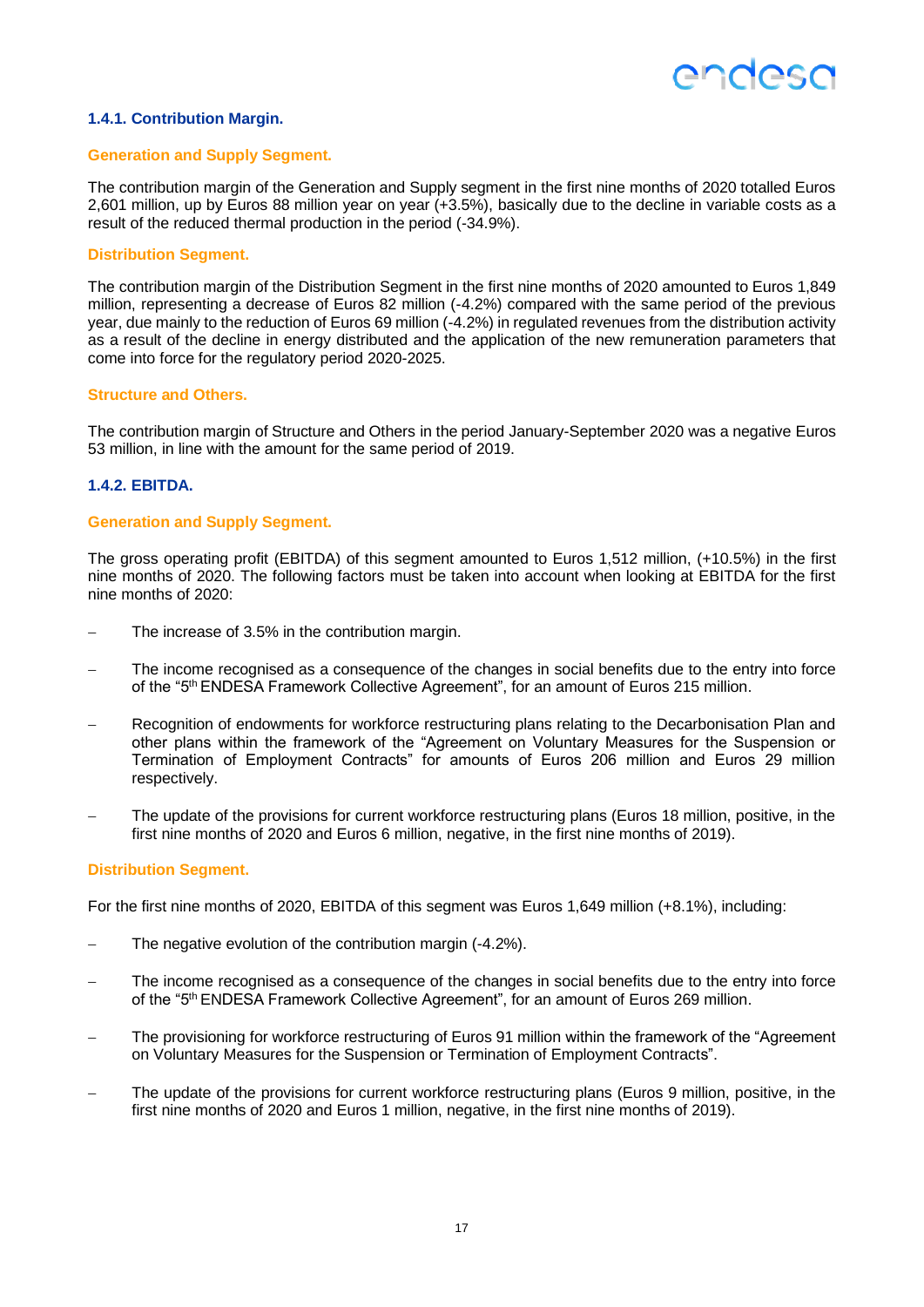### 1.4.1. Contribution Margin.

#### Generation and Supply Segment.

The contribution margin of the Generation and Supply segment in the first nine months of 2020 totalled Euros 2,601 million, up by Euros 88 million year on year (+3.5%), basically due to the decline in variable costs as a result of the reduced thermal production in the period (-34.9%).

#### Distribution Segment.

The contribution margin of the Distribution Segment in the first nine months of 2020 amounted to Euros 1,849 million, representing a decrease of Euros 82 million (-4.2%) compared with the same period of the previous year, due mainly to the reduction of Euros 69 million (-4.2%) in regulated revenues from the distribution activity as a result of the decline in energy distributed and the application of the new remuneration parameters that come into force for the regulatory period 2020-2025.

#### Structure and Others.

The contribution margin of Structure and Others in the period January-September 2020 was a negative Euros 53 million, in line with the amount for the same period of 2019.

### 1.4.2. EBITDA.

#### Generation and Supply Segment.

The gross operating profit (EBITDA) of this segment amounted to Euros 1,512 million, (+10.5%) in the first nine months of 2020. The following factors must be taken into account when looking at EBITDA for the first nine months of 2020:

- The increase of 3.5% in the contribution margin.
- The income recognised as a consequence of the changes in social benefits due to the entry into force of the "5th ENDESA Framework Collective Agreement", for an amount of Euros 215 million.
- Recognition of endowments for workforce restructuring plans relating to the Decarbonisation Plan and other plans within the framework of the "Agreement on Voluntary Measures for the Suspension or Termination of Employment Contracts" for amounts of Euros 206 million and Euros 29 million respectively.
- The update of the provisions for current workforce restructuring plans (Euros 18 million, positive, in the first nine months of 2020 and Euros 6 million, negative, in the first nine months of 2019).

#### Distribution Segment.

For the first nine months of 2020, EBITDA of this segment was Euros 1,649 million (+8.1%), including:

- The negative evolution of the contribution margin (-4.2%).
- The income recognised as a consequence of the changes in social benefits due to the entry into force of the "5th ENDESA Framework Collective Agreement", for an amount of Euros 269 million.
- The provisioning for workforce restructuring of Euros 91 million within the framework of the "Agreement on Voluntary Measures for the Suspension or Termination of Employment Contracts".
- The update of the provisions for current workforce restructuring plans (Euros 9 million, positive, in the first nine months of 2020 and Euros 1 million, negative, in the first nine months of 2019).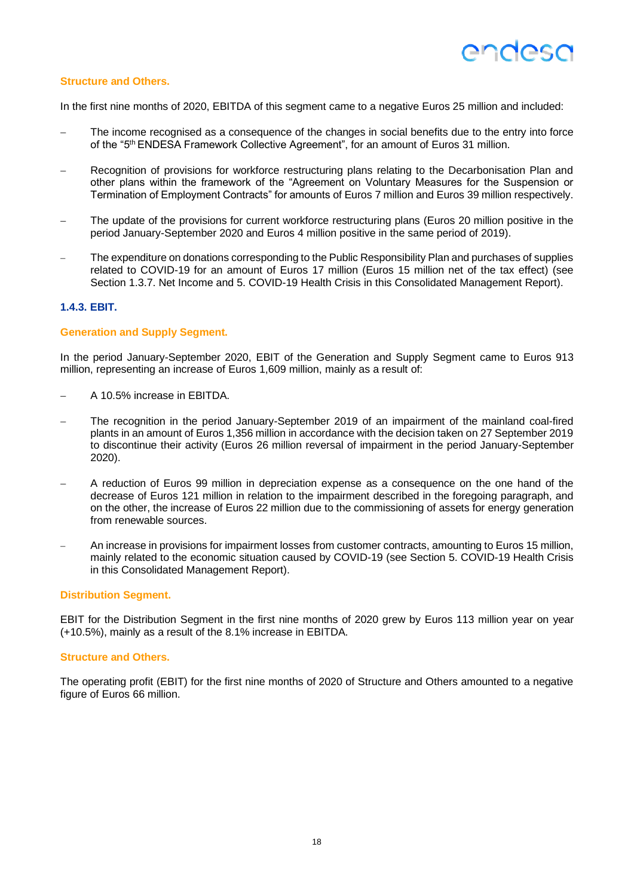**Structure and Others.**

In the first nine months of 2020, EBITDA of this segment came to a negative Euros 25 million and included:

- The income recognised as a consequence of the changes in social benefits due to the entry into force of the "5th ENDESA Framework Collective Agreement", for an amount of Euros 31 million.
- Recognition of provisions for workforce restructuring plans relating to the Decarbonisation Plan and other plans within the framework of the "Agreement on Voluntary Measures for the Suspension or Termination of Employment Contracts" for amounts of Euros 7 million and Euros 39 million respectively.
- The update of the provisions for current workforce restructuring plans (Euros 20 million positive in the period January-September 2020 and Euros 4 million positive in the same period of 2019).
- The expenditure on donations corresponding to the Public Responsibility Plan and purchases of supplies related to COVID-19 for an amount of Euros 17 million (Euros 15 million net of the tax effect) (see Section 1.3.7. Net Income and 5. COVID-19 Health Crisis in this Consolidated Management Report).

### 1.4.3. EBIT.

**Generation and Supply Segment.**

In the period January-September 2020, EBIT of the Generation and Supply Segment came to Euros 913 million, representing an increase of Euros 1,609 million, mainly as a result of:

- A 10.5% increase in EBITDA.
- The recognition in the period January-September 2019 of an impairment of the mainland coal-fired plants in an amount of Euros 1,356 million in accordance with the decision taken on 27 September 2019 to discontinue their activity (Euros 26 million reversal of impairment in the period January-September 2020).
- A reduction of Euros 99 million in depreciation expense as a consequence on the one hand of the decrease of Euros 121 million in relation to the impairment described in the foregoing paragraph, and on the other, the increase of Euros 22 million due to the commissioning of assets for energy generation from renewable sources.
- An increase in provisions for impairment losses from customer contracts, amounting to Euros 15 million, mainly related to the economic situation caused by COVID-19 (see Section 5. COVID-19 Health Crisis in this Consolidated Management Report).

**Distribution Segment.**

EBIT for the Distribution Segment in the first nine months of 2020 grew by Euros 113 million year on year (+10.5%), mainly as a result of the 8.1% increase in EBITDA.

**Structure and Others.**

The operating profit (EBIT) for the first nine months of 2020 of Structure and Others amounted to a negative figure of Euros 66 million.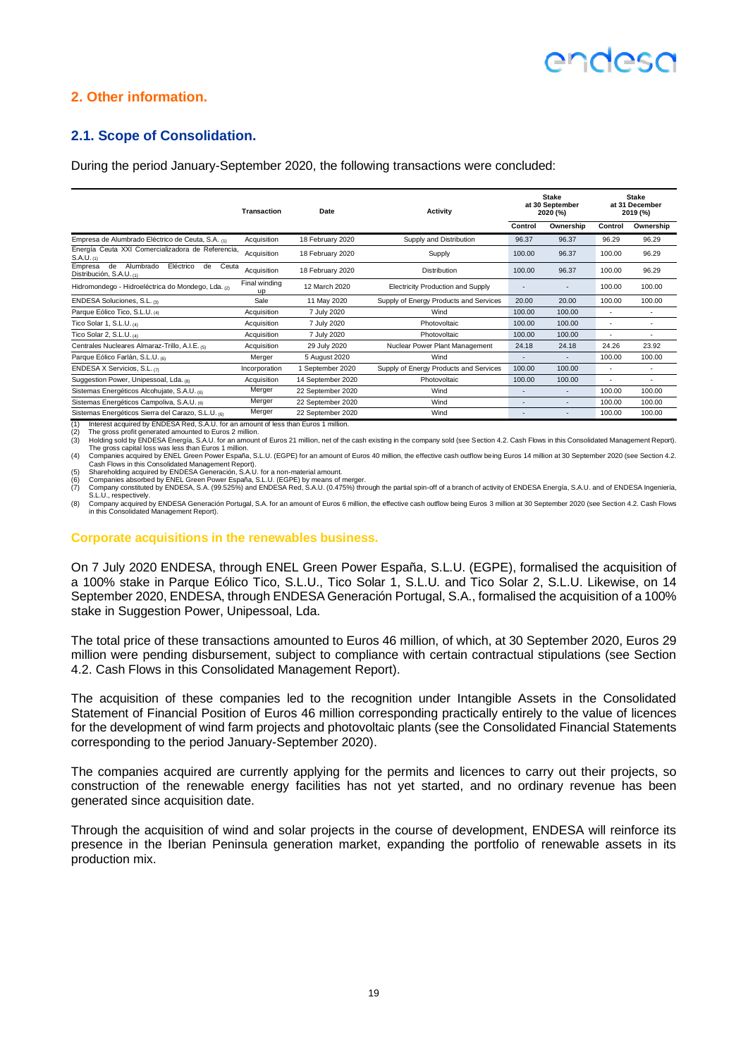## 2. Other information.

### 2.1. Scope of Consolidation.

During the period January-September 2020, the following transactions were concluded:

| | Transaction | Date | Activity | Stake at 30 September 2020 (%) | | Stake at 31 December 2019 (%) | |
|---|---|---|---|---|---|---|---|
| | | | | Control | Ownership | Control | Ownership |
| Empresa de Alumbrado Eléctrico de Ceuta, S.A. (1) | Acquisition | 18 February 2020 | Supply and Distribution | 96.37 | 96.37 | 96.29 | 96.29 |
| Energía Ceuta XXI Comercializadora de Referencia, S.A.U. (1) | Acquisition | 18 February 2020 | Supply | 100.00 | 96.37 | 100.00 | 96.29 |
| Empresa de Alumbrado Eléctrico de Ceuta Distribución, S.A.U. (1) | Acquisition | 18 February 2020 | Distribution | 100.00 | 96.37 | 100.00 | 96.29 |
| Hidromondego - Hidroeléctrica do Mondego, Lda. (2) | Final winding up | 12 March 2020 | Electricity Production and Supply | - | - | 100.00 | 100.00 |
| ENDESA Soluciones, S.L. (3) | Sale | 11 May 2020 | Supply of Energy Products and Services | 20.00 | 20.00 | 100.00 | 100.00 |
| Parque Eólico Tico, S.L.U. (4) | Acquisition | 7 July 2020 | Wind | 100.00 | 100.00 | - | - |
| Tico Solar 1, S.L.U. (4) | Acquisition | 7 July 2020 | Photovoltaic | 100.00 | 100.00 | - | - |
| Tico Solar 2, S.L.U. (4) | Acquisition | 7 July 2020 | Photovoltaic | 100.00 | 100.00 | - | - |
| Centrales Nucleares Almaraz-Trillo, A.I.E. (5) | Acquisition | 29 July 2020 | Nuclear Power Plant Management | 24.18 | 24.18 | 24.26 | 23.92 |
| Parque Eólico Farlán, S.L.U. (6) | Merger | 5 August 2020 | Wind | - | - | 100.00 | 100.00 |
| ENDESA X Servicios, S.L. (7) | Incorporation | 1 September 2020 | Supply of Energy Products and Services | 100.00 | 100.00 | - | - |
| Suggestion Power, Unipessoal, Lda. (8) | Acquisition | 14 September 2020 | Photovoltaic | 100.00 | 100.00 | - | - |
| Sistemas Energéticos Alcohujate, S.A.U. (6) | Merger | 22 September 2020 | Wind | - | - | 100.00 | 100.00 |
| Sistemas Energéticos Campoliva, S.A.U. (6) | Merger | 22 September 2020 | Wind | - | - | 100.00 | 100.00 |
| Sistemas Energéticos Sierra del Carazo, S.L.U. (6) | Merger | 22 September 2020 | Wind | - | - | 100.00 | 100.00 |

(1) Interest acquired by ENDESA Red, S.A.U. for an amount of less than Euros 1 million.
(2) The gross profit generated amounted to Euros 2 million.
(3) Holding sold by ENDESA Energía, S.A.U. for an amount of Euros 21 million, net of the cash existing in the company sold (see Section 4.2. Cash Flows in this Consolidated Management Report). The gross capital loss was less than Euros 1 million.
(4) Companies acquired by ENEL Green Power España, S.L.U. (EGPE) for an amount of Euros 40 million, the effective cash outflow being Euros 14 million at 30 September 2020 (see Section 4.2. Cash Flows in this Consolidated Management Report).
(5) Shareholding acquired by ENDESA Generación, S.A.U. for a non-material amount.
(6) Companies absorbed by ENEL Green Power España, S.L.U. (EGPE) by means of merger.
(7) Company constituted by ENDESA, S.A. (99.525%) and ENDESA Red, S.A.U. (0.475%) through the partial spin-off of a branch of activity of ENDESA Energía, S.A.U. and of ENDESA Ingeniería, S.L.U., respectively.
(8) Company acquired by ENDESA Generación Portugal, S.A. for an amount of Euros 6 million, the effective cash outflow being Euros 3 million at 30 September 2020 (see Section 4.2. Cash Flows in this Consolidated Management Report).

#### Corporate acquisitions in the renewables business.

On 7 July 2020 ENDESA, through ENEL Green Power España, S.L.U. (EGPE), formalised the acquisition of a 100% stake in Parque Eólico Tico, S.L.U., Tico Solar 1, S.L.U. and Tico Solar 2, S.L.U. Likewise, on 14 September 2020, ENDESA, through ENDESA Generación Portugal, S.A., formalised the acquisition of a 100% stake in Suggestion Power, Unipessoal, Lda.

The total price of these transactions amounted to Euros 46 million, of which, at 30 September 2020, Euros 29 million were pending disbursement, subject to compliance with certain contractual stipulations (see Section 4.2. Cash Flows in this Consolidated Management Report).

The acquisition of these companies led to the recognition under Intangible Assets in the Consolidated Statement of Financial Position of Euros 46 million corresponding practically entirely to the value of licences for the development of wind farm projects and photovoltaic plants (see the Consolidated Financial Statements corresponding to the period January-September 2020).

The companies acquired are currently applying for the permits and licences to carry out their projects, so construction of the renewable energy facilities has not yet started, and no ordinary revenue has been generated since acquisition date.

Through the acquisition of wind and solar projects in the course of development, ENDESA will reinforce its presence in the Iberian Peninsula generation market, expanding the portfolio of renewable assets in its production mix.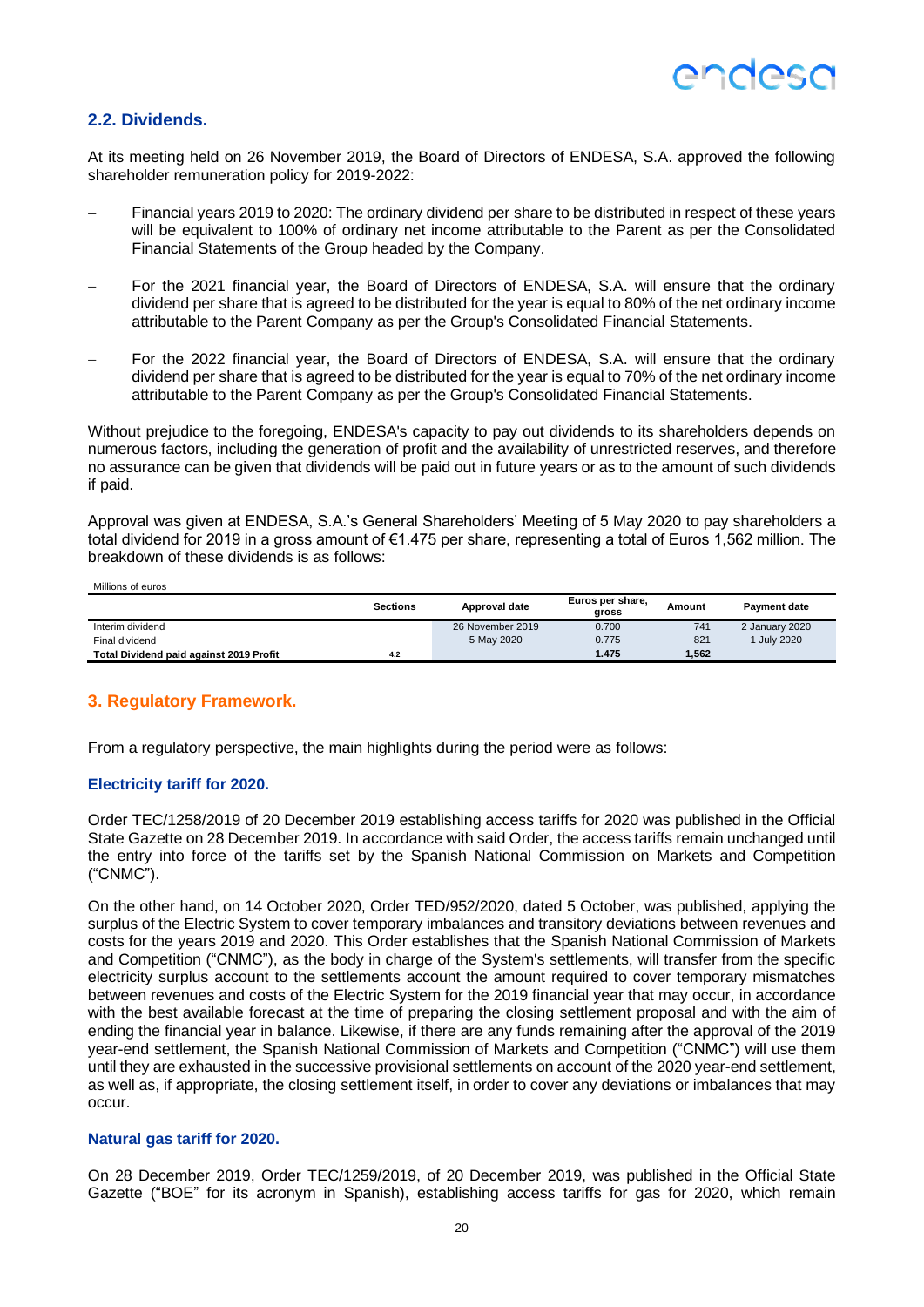## 2.2. Dividends.

At its meeting held on 26 November 2019, the Board of Directors of ENDESA, S.A. approved the following shareholder remuneration policy for 2019-2022:

- Financial years 2019 to 2020: The ordinary dividend per share to be distributed in respect of these years will be equivalent to 100% of ordinary net income attributable to the Parent as per the Consolidated Financial Statements of the Group headed by the Company.
- For the 2021 financial year, the Board of Directors of ENDESA, S.A. will ensure that the ordinary dividend per share that is agreed to be distributed for the year is equal to 80% of the net ordinary income attributable to the Parent Company as per the Group's Consolidated Financial Statements.
- For the 2022 financial year, the Board of Directors of ENDESA, S.A. will ensure that the ordinary dividend per share that is agreed to be distributed for the year is equal to 70% of the net ordinary income attributable to the Parent Company as per the Group's Consolidated Financial Statements.

Without prejudice to the foregoing, ENDESA's capacity to pay out dividends to its shareholders depends on numerous factors, including the generation of profit and the availability of unrestricted reserves, and therefore no assurance can be given that dividends will be paid out in future years or as to the amount of such dividends if paid.

Approval was given at ENDESA, S.A.'s General Shareholders' Meeting of 5 May 2020 to pay shareholders a total dividend for 2019 in a gross amount of €1.475 per share, representing a total of Euros 1,562 million. The breakdown of these dividends is as follows:

Millions of euros

| | Sections | Approval date | Euros per share, gross | Amount | Payment date |
|---|---|---|---|---|---|
| Interim dividend | | 26 November 2019 | 0.700 | 741 | 2 January 2020 |
| Final dividend | | 5 May 2020 | 0.775 | 821 | 1 July 2020 |
| **Total Dividend paid against 2019 Profit** | **4.2** | | **1.475** | **1,562** | |

# 3. Regulatory Framework.

From a regulatory perspective, the main highlights during the period were as follows:

### Electricity tariff for 2020.

Order TEC/1258/2019 of 20 December 2019 establishing access tariffs for 2020 was published in the Official State Gazette on 28 December 2019. In accordance with said Order, the access tariffs remain unchanged until the entry into force of the tariffs set by the Spanish National Commission on Markets and Competition ("CNMC").

On the other hand, on 14 October 2020, Order TED/952/2020, dated 5 October, was published, applying the surplus of the Electric System to cover temporary imbalances and transitory deviations between revenues and costs for the years 2019 and 2020. This Order establishes that the Spanish National Commission of Markets and Competition ("CNMC"), as the body in charge of the System's settlements, will transfer from the specific electricity surplus account to the settlements account the amount required to cover temporary mismatches between revenues and costs of the Electric System for the 2019 financial year that may occur, in accordance with the best available forecast at the time of preparing the closing settlement proposal and with the aim of ending the financial year in balance. Likewise, if there are any funds remaining after the approval of the 2019 year-end settlement, the Spanish National Commission of Markets and Competition ("CNMC") will use them until they are exhausted in the successive provisional settlements on account of the 2020 year-end settlement, as well as, if appropriate, the closing settlement itself, in order to cover any deviations or imbalances that may occur.

### Natural gas tariff for 2020.

On 28 December 2019, Order TEC/1259/2019, of 20 December 2019, was published in the Official State Gazette ("BOE" for its acronym in Spanish), establishing access tariffs for gas for 2020, which remain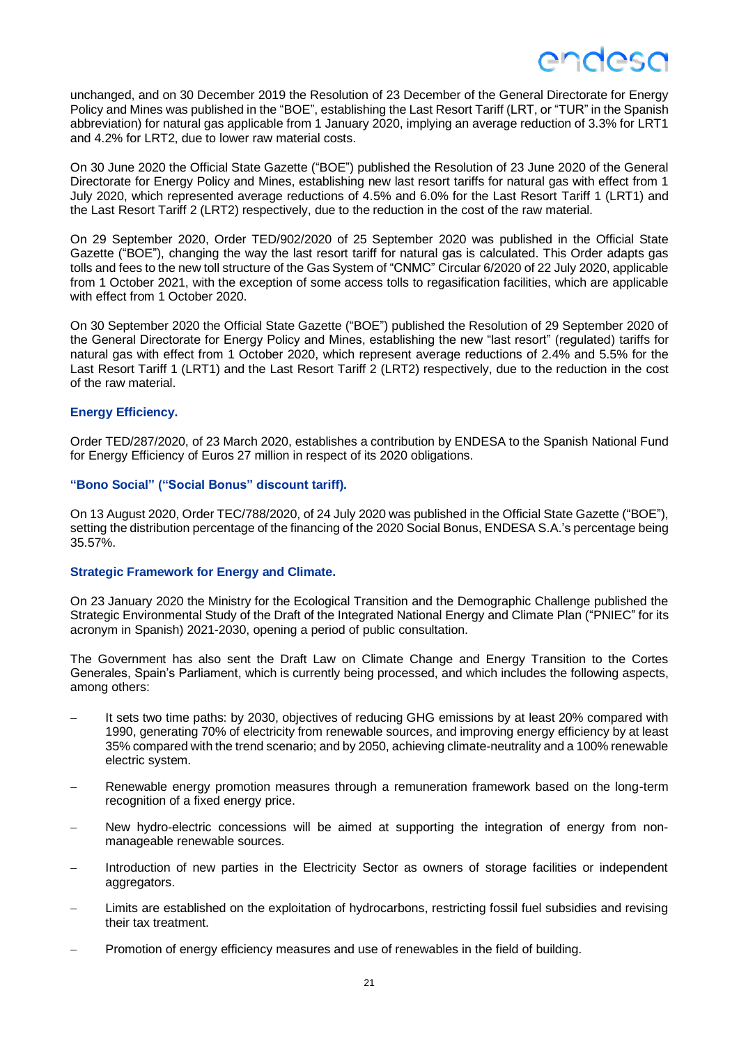unchanged, and on 30 December 2019 the Resolution of 23 December of the General Directorate for Energy Policy and Mines was published in the "BOE", establishing the Last Resort Tariff (LRT, or "TUR" in the Spanish abbreviation) for natural gas applicable from 1 January 2020, implying an average reduction of 3.3% for LRT1 and 4.2% for LRT2, due to lower raw material costs.

On 30 June 2020 the Official State Gazette ("BOE") published the Resolution of 23 June 2020 of the General Directorate for Energy Policy and Mines, establishing new last resort tariffs for natural gas with effect from 1 July 2020, which represented average reductions of 4.5% and 6.0% for the Last Resort Tariff 1 (LRT1) and the Last Resort Tariff 2 (LRT2) respectively, due to the reduction in the cost of the raw material.

On 29 September 2020, Order TED/902/2020 of 25 September 2020 was published in the Official State Gazette ("BOE"), changing the way the last resort tariff for natural gas is calculated. This Order adapts gas tolls and fees to the new toll structure of the Gas System of "CNMC" Circular 6/2020 of 22 July 2020, applicable from 1 October 2021, with the exception of some access tolls to regasification facilities, which are applicable with effect from 1 October 2020.

On 30 September 2020 the Official State Gazette ("BOE") published the Resolution of 29 September 2020 of the General Directorate for Energy Policy and Mines, establishing the new "last resort" (regulated) tariffs for natural gas with effect from 1 October 2020, which represent average reductions of 2.4% and 5.5% for the Last Resort Tariff 1 (LRT1) and the Last Resort Tariff 2 (LRT2) respectively, due to the reduction in the cost of the raw material.

**Energy Efficiency.**

Order TED/287/2020, of 23 March 2020, establishes a contribution by ENDESA to the Spanish National Fund for Energy Efficiency of Euros 27 million in respect of its 2020 obligations.

**"Bono Social" ("Social Bonus" discount tariff).**

On 13 August 2020, Order TEC/788/2020, of 24 July 2020 was published in the Official State Gazette ("BOE"), setting the distribution percentage of the financing of the 2020 Social Bonus, ENDESA S.A.'s percentage being 35.57%.

**Strategic Framework for Energy and Climate.**

On 23 January 2020 the Ministry for the Ecological Transition and the Demographic Challenge published the Strategic Environmental Study of the Draft of the Integrated National Energy and Climate Plan ("PNIEC" for its acronym in Spanish) 2021-2030, opening a period of public consultation.

The Government has also sent the Draft Law on Climate Change and Energy Transition to the Cortes Generales, Spain's Parliament, which is currently being processed, and which includes the following aspects, among others:

- It sets two time paths: by 2030, objectives of reducing GHG emissions by at least 20% compared with 1990, generating 70% of electricity from renewable sources, and improving energy efficiency by at least 35% compared with the trend scenario; and by 2050, achieving climate-neutrality and a 100% renewable electric system.
- Renewable energy promotion measures through a remuneration framework based on the long-term recognition of a fixed energy price.
- New hydro-electric concessions will be aimed at supporting the integration of energy from non-manageable renewable sources.
- Introduction of new parties in the Electricity Sector as owners of storage facilities or independent aggregators.
- Limits are established on the exploitation of hydrocarbons, restricting fossil fuel subsidies and revising their tax treatment.
- Promotion of energy efficiency measures and use of renewables in the field of building.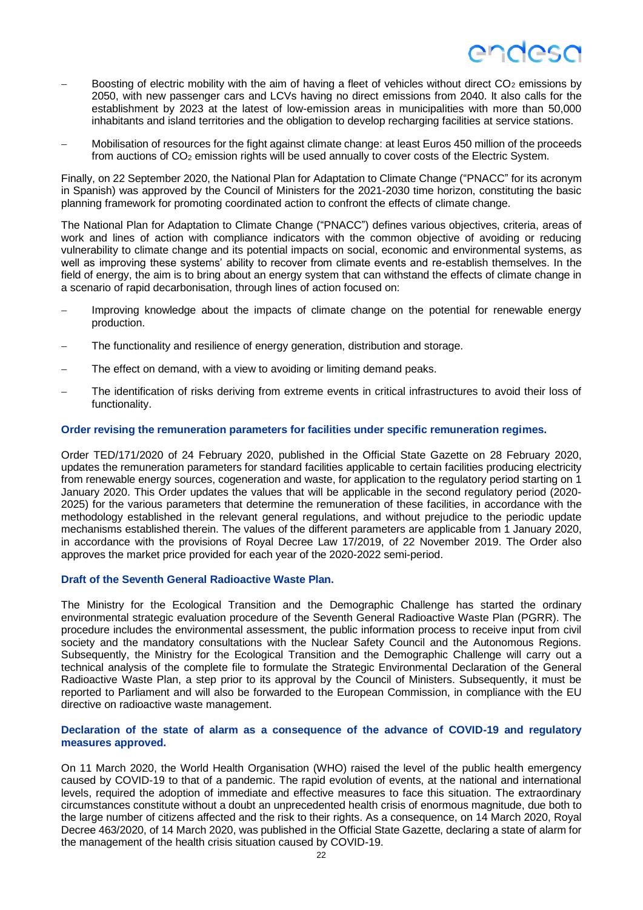- Boosting of electric mobility with the aim of having a fleet of vehicles without direct $CO_2$ emissions by 2050, with new passenger cars and LCVs having no direct emissions from 2040. It also calls for the establishment by 2023 at the latest of low-emission areas in municipalities with more than 50,000 inhabitants and island territories and the obligation to develop recharging facilities at service stations.

- Mobilisation of resources for the fight against climate change: at least Euros 450 million of the proceeds from auctions of $CO_2$ emission rights will be used annually to cover costs of the Electric System.

Finally, on 22 September 2020, the National Plan for Adaptation to Climate Change ("PNACC" for its acronym in Spanish) was approved by the Council of Ministers for the 2021-2030 time horizon, constituting the basic planning framework for promoting coordinated action to confront the effects of climate change.

The National Plan for Adaptation to Climate Change ("PNACC") defines various objectives, criteria, areas of work and lines of action with compliance indicators with the common objective of avoiding or reducing vulnerability to climate change and its potential impacts on social, economic and environmental systems, as well as improving these systems' ability to recover from climate events and re-establish themselves. In the field of energy, the aim is to bring about an energy system that can withstand the effects of climate change in a scenario of rapid decarbonisation, through lines of action focused on:

- Improving knowledge about the impacts of climate change on the potential for renewable energy production.

- The functionality and resilience of energy generation, distribution and storage.

- The effect on demand, with a view to avoiding or limiting demand peaks.

- The identification of risks deriving from extreme events in critical infrastructures to avoid their loss of functionality.

**Order revising the remuneration parameters for facilities under specific remuneration regimes.**

Order TED/171/2020 of 24 February 2020, published in the Official State Gazette on 28 February 2020, updates the remuneration parameters for standard facilities applicable to certain facilities producing electricity from renewable energy sources, cogeneration and waste, for application to the regulatory period starting on 1 January 2020. This Order updates the values that will be applicable in the second regulatory period (2020-2025) for the various parameters that determine the remuneration of these facilities, in accordance with the methodology established in the relevant general regulations, and without prejudice to the periodic update mechanisms established therein. The values of the different parameters are applicable from 1 January 2020, in accordance with the provisions of Royal Decree Law 17/2019, of 22 November 2019. The Order also approves the market price provided for each year of the 2020-2022 semi-period.

**Draft of the Seventh General Radioactive Waste Plan.**

The Ministry for the Ecological Transition and the Demographic Challenge has started the ordinary environmental strategic evaluation procedure of the Seventh General Radioactive Waste Plan (PGRR). The procedure includes the environmental assessment, the public information process to receive input from civil society and the mandatory consultations with the Nuclear Safety Council and the Autonomous Regions. Subsequently, the Ministry for the Ecological Transition and the Demographic Challenge will carry out a technical analysis of the complete file to formulate the Strategic Environmental Declaration of the General Radioactive Waste Plan, a step prior to its approval by the Council of Ministers. Subsequently, it must be reported to Parliament and will also be forwarded to the European Commission, in compliance with the EU directive on radioactive waste management.

**Declaration of the state of alarm as a consequence of the advance of COVID-19 and regulatory measures approved.**

On 11 March 2020, the World Health Organisation (WHO) raised the level of the public health emergency caused by COVID-19 to that of a pandemic. The rapid evolution of events, at the national and international levels, required the adoption of immediate and effective measures to face this situation. The extraordinary circumstances constitute without a doubt an unprecedented health crisis of enormous magnitude, due both to the large number of citizens affected and the risk to their rights. As a consequence, on 14 March 2020, Royal Decree 463/2020, of 14 March 2020, was published in the Official State Gazette, declaring a state of alarm for the management of the health crisis situation caused by COVID-19.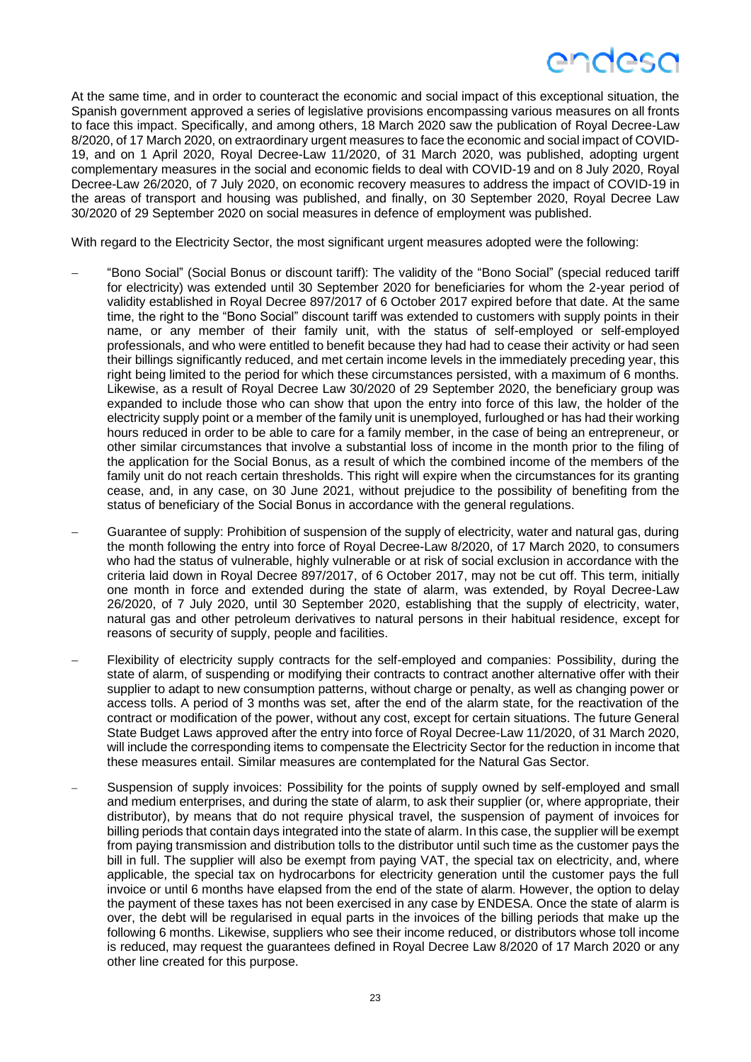At the same time, and in order to counteract the economic and social impact of this exceptional situation, the Spanish government approved a series of legislative provisions encompassing various measures on all fronts to face this impact. Specifically, and among others, 18 March 2020 saw the publication of Royal Decree-Law 8/2020, of 17 March 2020, on extraordinary urgent measures to face the economic and social impact of COVID-19, and on 1 April 2020, Royal Decree-Law 11/2020, of 31 March 2020, was published, adopting urgent complementary measures in the social and economic fields to deal with COVID-19 and on 8 July 2020, Royal Decree-Law 26/2020, of 7 July 2020, on economic recovery measures to address the impact of COVID-19 in the areas of transport and housing was published, and finally, on 30 September 2020, Royal Decree Law 30/2020 of 29 September 2020 on social measures in defence of employment was published.

With regard to the Electricity Sector, the most significant urgent measures adopted were the following:

- "Bono Social" (Social Bonus or discount tariff): The validity of the "Bono Social" (special reduced tariff for electricity) was extended until 30 September 2020 for beneficiaries for whom the 2-year period of validity established in Royal Decree 897/2017 of 6 October 2017 expired before that date. At the same time, the right to the "Bono Social" discount tariff was extended to customers with supply points in their name, or any member of their family unit, with the status of self-employed or self-employed professionals, and who were entitled to benefit because they had had to cease their activity or had seen their billings significantly reduced, and met certain income levels in the immediately preceding year, this right being limited to the period for which these circumstances persisted, with a maximum of 6 months. Likewise, as a result of Royal Decree Law 30/2020 of 29 September 2020, the beneficiary group was expanded to include those who can show that upon the entry into force of this law, the holder of the electricity supply point or a member of the family unit is unemployed, furloughed or has had their working hours reduced in order to be able to care for a family member, in the case of being an entrepreneur, or other similar circumstances that involve a substantial loss of income in the month prior to the filing of the application for the Social Bonus, as a result of which the combined income of the members of the family unit do not reach certain thresholds. This right will expire when the circumstances for its granting cease, and, in any case, on 30 June 2021, without prejudice to the possibility of benefiting from the status of beneficiary of the Social Bonus in accordance with the general regulations.
- Guarantee of supply: Prohibition of suspension of the supply of electricity, water and natural gas, during the month following the entry into force of Royal Decree-Law 8/2020, of 17 March 2020, to consumers who had the status of vulnerable, highly vulnerable or at risk of social exclusion in accordance with the criteria laid down in Royal Decree 897/2017, of 6 October 2017, may not be cut off. This term, initially one month in force and extended during the state of alarm, was extended, by Royal Decree-Law 26/2020, of 7 July 2020, until 30 September 2020, establishing that the supply of electricity, water, natural gas and other petroleum derivatives to natural persons in their habitual residence, except for reasons of security of supply, people and facilities.
- Flexibility of electricity supply contracts for the self-employed and companies: Possibility, during the state of alarm, of suspending or modifying their contracts to contract another alternative offer with their supplier to adapt to new consumption patterns, without charge or penalty, as well as changing power or access tolls. A period of 3 months was set, after the end of the alarm state, for the reactivation of the contract or modification of the power, without any cost, except for certain situations. The future General State Budget Laws approved after the entry into force of Royal Decree-Law 11/2020, of 31 March 2020, will include the corresponding items to compensate the Electricity Sector for the reduction in income that these measures entail. Similar measures are contemplated for the Natural Gas Sector.
- Suspension of supply invoices: Possibility for the points of supply owned by self-employed and small and medium enterprises, and during the state of alarm, to ask their supplier (or, where appropriate, their distributor), by means that do not require physical travel, the suspension of payment of invoices for billing periods that contain days integrated into the state of alarm. In this case, the supplier will be exempt from paying transmission and distribution tolls to the distributor until such time as the customer pays the bill in full. The supplier will also be exempt from paying VAT, the special tax on electricity, and, where applicable, the special tax on hydrocarbons for electricity generation until the customer pays the full invoice or until 6 months have elapsed from the end of the state of alarm. However, the option to delay the payment of these taxes has not been exercised in any case by ENDESA. Once the state of alarm is over, the debt will be regularised in equal parts in the invoices of the billing periods that make up the following 6 months. Likewise, suppliers who see their income reduced, or distributors whose toll income is reduced, may request the guarantees defined in Royal Decree Law 8/2020 of 17 March 2020 or any other line created for this purpose.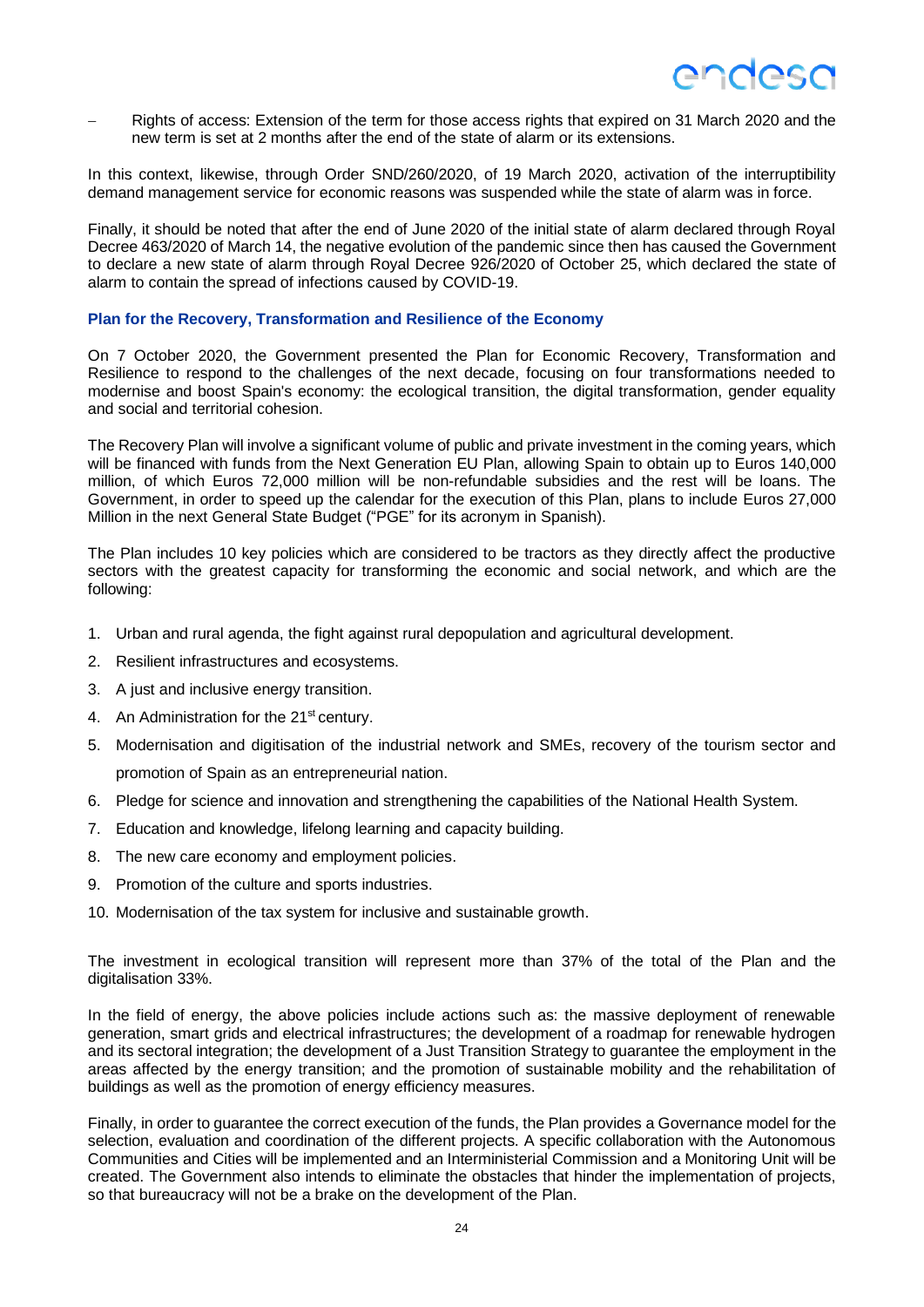- Rights of access: Extension of the term for those access rights that expired on 31 March 2020 and the new term is set at 2 months after the end of the state of alarm or its extensions.

In this context, likewise, through Order SND/260/2020, of 19 March 2020, activation of the interruptibility demand management service for economic reasons was suspended while the state of alarm was in force.

Finally, it should be noted that after the end of June 2020 of the initial state of alarm declared through Royal Decree 463/2020 of March 14, the negative evolution of the pandemic since then has caused the Government to declare a new state of alarm through Royal Decree 926/2020 of October 25, which declared the state of alarm to contain the spread of infections caused by COVID-19.

### Plan for the Recovery, Transformation and Resilience of the Economy

On 7 October 2020, the Government presented the Plan for Economic Recovery, Transformation and Resilience to respond to the challenges of the next decade, focusing on four transformations needed to modernise and boost Spain's economy: the ecological transition, the digital transformation, gender equality and social and territorial cohesion.

The Recovery Plan will involve a significant volume of public and private investment in the coming years, which will be financed with funds from the Next Generation EU Plan, allowing Spain to obtain up to Euros 140,000 million, of which Euros 72,000 million will be non-refundable subsidies and the rest will be loans. The Government, in order to speed up the calendar for the execution of this Plan, plans to include Euros 27,000 Million in the next General State Budget ("PGE" for its acronym in Spanish).

The Plan includes 10 key policies which are considered to be tractors as they directly affect the productive sectors with the greatest capacity for transforming the economic and social network, and which are the following:

1. Urban and rural agenda, the fight against rural depopulation and agricultural development.
2. Resilient infrastructures and ecosystems.
3. A just and inclusive energy transition.
4. An Administration for the 21st century.
5. Modernisation and digitisation of the industrial network and SMEs, recovery of the tourism sector and promotion of Spain as an entrepreneurial nation.
6. Pledge for science and innovation and strengthening the capabilities of the National Health System.
7. Education and knowledge, lifelong learning and capacity building.
8. The new care economy and employment policies.
9. Promotion of the culture and sports industries.
10. Modernisation of the tax system for inclusive and sustainable growth.

The investment in ecological transition will represent more than 37% of the total of the Plan and the digitalisation 33%.

In the field of energy, the above policies include actions such as: the massive deployment of renewable generation, smart grids and electrical infrastructures; the development of a roadmap for renewable hydrogen and its sectoral integration; the development of a Just Transition Strategy to guarantee the employment in the areas affected by the energy transition; and the promotion of sustainable mobility and the rehabilitation of buildings as well as the promotion of energy efficiency measures.

Finally, in order to guarantee the correct execution of the funds, the Plan provides a Governance model for the selection, evaluation and coordination of the different projects. A specific collaboration with the Autonomous Communities and Cities will be implemented and an Interministerial Commission and a Monitoring Unit will be created. The Government also intends to eliminate the obstacles that hinder the implementation of projects, so that bureaucracy will not be a brake on the development of the Plan.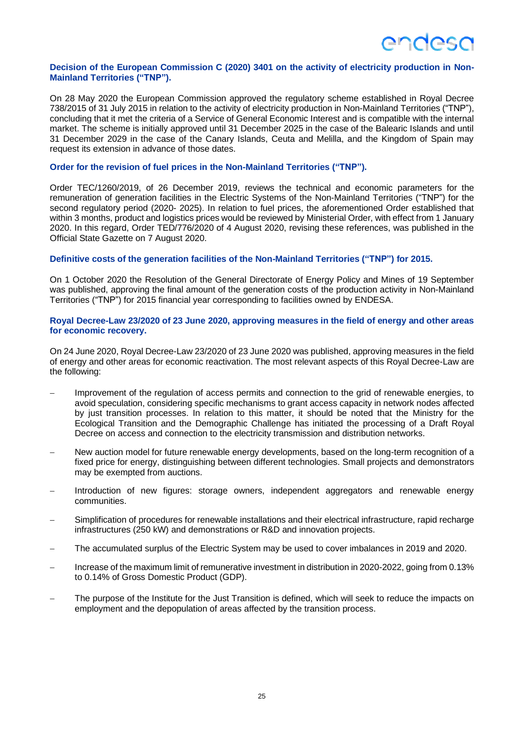### Decision of the European Commission C (2020) 3401 on the activity of electricity production in Non-Mainland Territories ("TNP").

On 28 May 2020 the European Commission approved the regulatory scheme established in Royal Decree 738/2015 of 31 July 2015 in relation to the activity of electricity production in Non-Mainland Territories ("TNP"), concluding that it met the criteria of a Service of General Economic Interest and is compatible with the internal market. The scheme is initially approved until 31 December 2025 in the case of the Balearic Islands and until 31 December 2029 in the case of the Canary Islands, Ceuta and Melilla, and the Kingdom of Spain may request its extension in advance of those dates.

### Order for the revision of fuel prices in the Non-Mainland Territories ("TNP").

Order TEC/1260/2019, of 26 December 2019, reviews the technical and economic parameters for the remuneration of generation facilities in the Electric Systems of the Non-Mainland Territories ("TNP") for the second regulatory period (2020- 2025). In relation to fuel prices, the aforementioned Order established that within 3 months, product and logistics prices would be reviewed by Ministerial Order, with effect from 1 January 2020. In this regard, Order TED/776/2020 of 4 August 2020, revising these references, was published in the Official State Gazette on 7 August 2020.

### Definitive costs of the generation facilities of the Non-Mainland Territories ("TNP") for 2015.

On 1 October 2020 the Resolution of the General Directorate of Energy Policy and Mines of 19 September was published, approving the final amount of the generation costs of the production activity in Non-Mainland Territories ("TNP") for 2015 financial year corresponding to facilities owned by ENDESA.

### Royal Decree-Law 23/2020 of 23 June 2020, approving measures in the field of energy and other areas for economic recovery.

On 24 June 2020, Royal Decree-Law 23/2020 of 23 June 2020 was published, approving measures in the field of energy and other areas for economic reactivation. The most relevant aspects of this Royal Decree-Law are the following:

- Improvement of the regulation of access permits and connection to the grid of renewable energies, to avoid speculation, considering specific mechanisms to grant access capacity in network nodes affected by just transition processes. In relation to this matter, it should be noted that the Ministry for the Ecological Transition and the Demographic Challenge has initiated the processing of a Draft Royal Decree on access and connection to the electricity transmission and distribution networks.
- New auction model for future renewable energy developments, based on the long-term recognition of a fixed price for energy, distinguishing between different technologies. Small projects and demonstrators may be exempted from auctions.
- Introduction of new figures: storage owners, independent aggregators and renewable energy communities.
- Simplification of procedures for renewable installations and their electrical infrastructure, rapid recharge infrastructures (250 kW) and demonstrations or R&D and innovation projects.
- The accumulated surplus of the Electric System may be used to cover imbalances in 2019 and 2020.
- Increase of the maximum limit of remunerative investment in distribution in 2020-2022, going from 0.13% to 0.14% of Gross Domestic Product (GDP).
- The purpose of the Institute for the Just Transition is defined, which will seek to reduce the impacts on employment and the depopulation of areas affected by the transition process.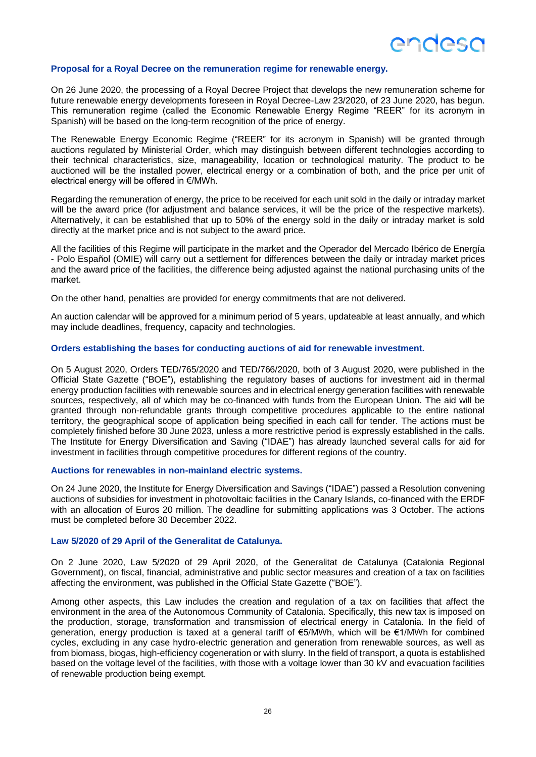### Proposal for a Royal Decree on the remuneration regime for renewable energy.

On 26 June 2020, the processing of a Royal Decree Project that develops the new remuneration scheme for future renewable energy developments foreseen in Royal Decree-Law 23/2020, of 23 June 2020, has begun. This remuneration regime (called the Economic Renewable Energy Regime "REER" for its acronym in Spanish) will be based on the long-term recognition of the price of energy.

The Renewable Energy Economic Regime ("REER" for its acronym in Spanish) will be granted through auctions regulated by Ministerial Order, which may distinguish between different technologies according to their technical characteristics, size, manageability, location or technological maturity. The product to be auctioned will be the installed power, electrical energy or a combination of both, and the price per unit of electrical energy will be offered in €/MWh.

Regarding the remuneration of energy, the price to be received for each unit sold in the daily or intraday market will be the award price (for adjustment and balance services, it will be the price of the respective markets). Alternatively, it can be established that up to 50% of the energy sold in the daily or intraday market is sold directly at the market price and is not subject to the award price.

All the facilities of this Regime will participate in the market and the Operador del Mercado Ibérico de Energía - Polo Español (OMIE) will carry out a settlement for differences between the daily or intraday market prices and the award price of the facilities, the difference being adjusted against the national purchasing units of the market.

On the other hand, penalties are provided for energy commitments that are not delivered.

An auction calendar will be approved for a minimum period of 5 years, updateable at least annually, and which may include deadlines, frequency, capacity and technologies.

### Orders establishing the bases for conducting auctions of aid for renewable investment.

On 5 August 2020, Orders TED/765/2020 and TED/766/2020, both of 3 August 2020, were published in the Official State Gazette ("BOE"), establishing the regulatory bases of auctions for investment aid in thermal energy production facilities with renewable sources and in electrical energy generation facilities with renewable sources, respectively, all of which may be co-financed with funds from the European Union. The aid will be granted through non-refundable grants through competitive procedures applicable to the entire national territory, the geographical scope of application being specified in each call for tender. The actions must be completely finished before 30 June 2023, unless a more restrictive period is expressly established in the calls. The Institute for Energy Diversification and Saving ("IDAE") has already launched several calls for aid for investment in facilities through competitive procedures for different regions of the country.

### Auctions for renewables in non-mainland electric systems.

On 24 June 2020, the Institute for Energy Diversification and Savings ("IDAE") passed a Resolution convening auctions of subsidies for investment in photovoltaic facilities in the Canary Islands, co-financed with the ERDF with an allocation of Euros 20 million. The deadline for submitting applications was 3 October. The actions must be completed before 30 December 2022.

### Law 5/2020 of 29 April of the Generalitat de Catalunya.

On 2 June 2020, Law 5/2020 of 29 April 2020, of the Generalitat de Catalunya (Catalonia Regional Government), on fiscal, financial, administrative and public sector measures and creation of a tax on facilities affecting the environment, was published in the Official State Gazette ("BOE").

Among other aspects, this Law includes the creation and regulation of a tax on facilities that affect the environment in the area of the Autonomous Community of Catalonia. Specifically, this new tax is imposed on the production, storage, transformation and transmission of electrical energy in Catalonia. In the field of generation, energy production is taxed at a general tariff of €5/MWh, which will be €1/MWh for combined cycles, excluding in any case hydro-electric generation and generation from renewable sources, as well as from biomass, biogas, high-efficiency cogeneration or with slurry. In the field of transport, a quota is established based on the voltage level of the facilities, with those with a voltage lower than 30 kV and evacuation facilities of renewable production being exempt.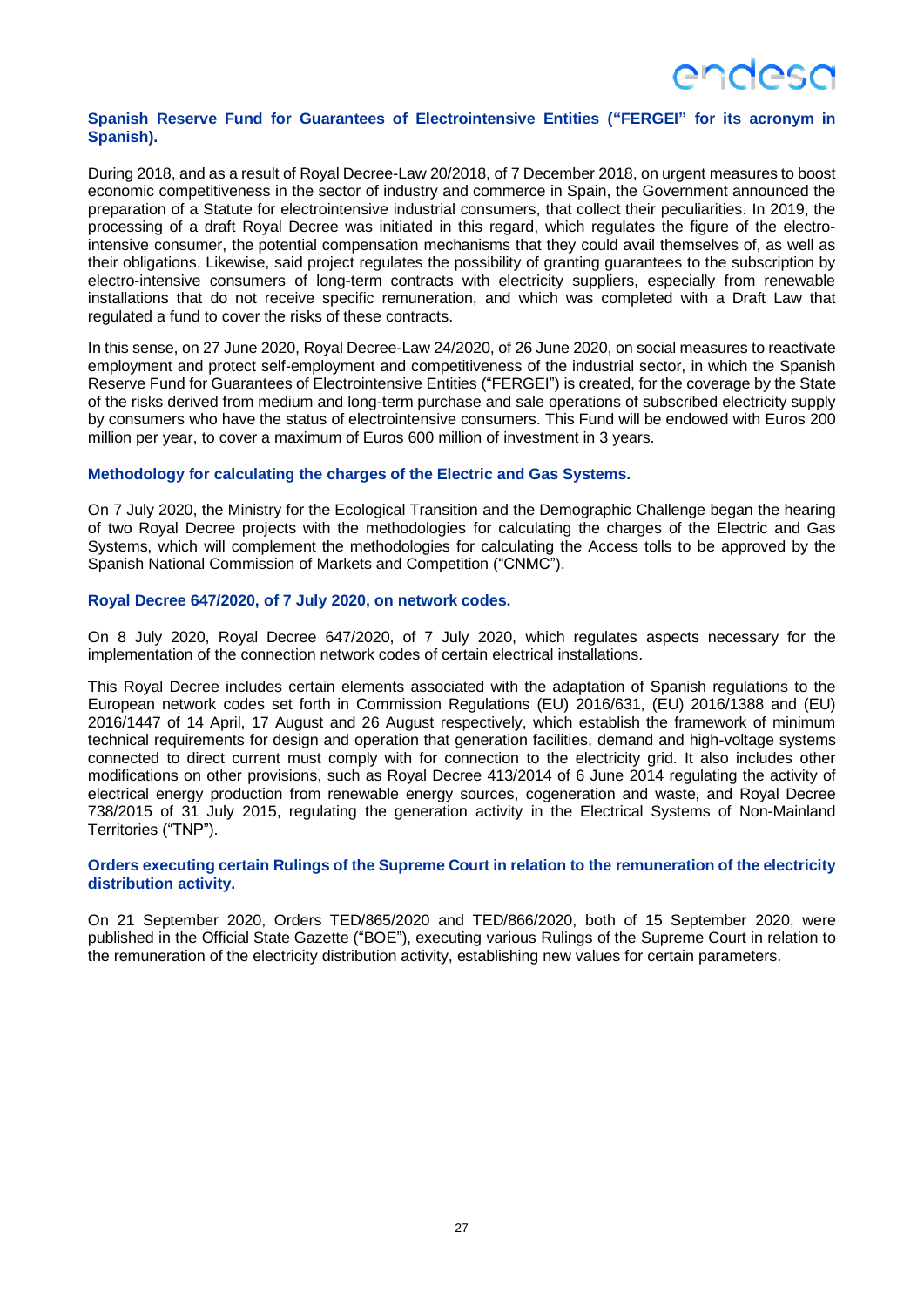**Spanish Reserve Fund for Guarantees of Electrointensive Entities ("FERGEI" for its acronym in Spanish).**

During 2018, and as a result of Royal Decree-Law 20/2018, of 7 December 2018, on urgent measures to boost economic competitiveness in the sector of industry and commerce in Spain, the Government announced the preparation of a Statute for electrointensive industrial consumers, that collect their peculiarities. In 2019, the processing of a draft Royal Decree was initiated in this regard, which regulates the figure of the electro-intensive consumer, the potential compensation mechanisms that they could avail themselves of, as well as their obligations. Likewise, said project regulates the possibility of granting guarantees to the subscription by electro-intensive consumers of long-term contracts with electricity suppliers, especially from renewable installations that do not receive specific remuneration, and which was completed with a Draft Law that regulated a fund to cover the risks of these contracts.

In this sense, on 27 June 2020, Royal Decree-Law 24/2020, of 26 June 2020, on social measures to reactivate employment and protect self-employment and competitiveness of the industrial sector, in which the Spanish Reserve Fund for Guarantees of Electrointensive Entities ("FERGEI") is created, for the coverage by the State of the risks derived from medium and long-term purchase and sale operations of subscribed electricity supply by consumers who have the status of electrointensive consumers. This Fund will be endowed with Euros 200 million per year, to cover a maximum of Euros 600 million of investment in 3 years.

**Methodology for calculating the charges of the Electric and Gas Systems.**

On 7 July 2020, the Ministry for the Ecological Transition and the Demographic Challenge began the hearing of two Royal Decree projects with the methodologies for calculating the charges of the Electric and Gas Systems, which will complement the methodologies for calculating the Access tolls to be approved by the Spanish National Commission of Markets and Competition ("CNMC").

**Royal Decree 647/2020, of 7 July 2020, on network codes.**

On 8 July 2020, Royal Decree 647/2020, of 7 July 2020, which regulates aspects necessary for the implementation of the connection network codes of certain electrical installations.

This Royal Decree includes certain elements associated with the adaptation of Spanish regulations to the European network codes set forth in Commission Regulations (EU) 2016/631, (EU) 2016/1388 and (EU) 2016/1447 of 14 April, 17 August and 26 August respectively, which establish the framework of minimum technical requirements for design and operation that generation facilities, demand and high-voltage systems connected to direct current must comply with for connection to the electricity grid. It also includes other modifications on other provisions, such as Royal Decree 413/2014 of 6 June 2014 regulating the activity of electrical energy production from renewable energy sources, cogeneration and waste, and Royal Decree 738/2015 of 31 July 2015, regulating the generation activity in the Electrical Systems of Non-Mainland Territories ("TNP").

**Orders executing certain Rulings of the Supreme Court in relation to the remuneration of the electricity distribution activity.**

On 21 September 2020, Orders TED/865/2020 and TED/866/2020, both of 15 September 2020, were published in the Official State Gazette ("BOE"), executing various Rulings of the Supreme Court in relation to the remuneration of the electricity distribution activity, establishing new values for certain parameters.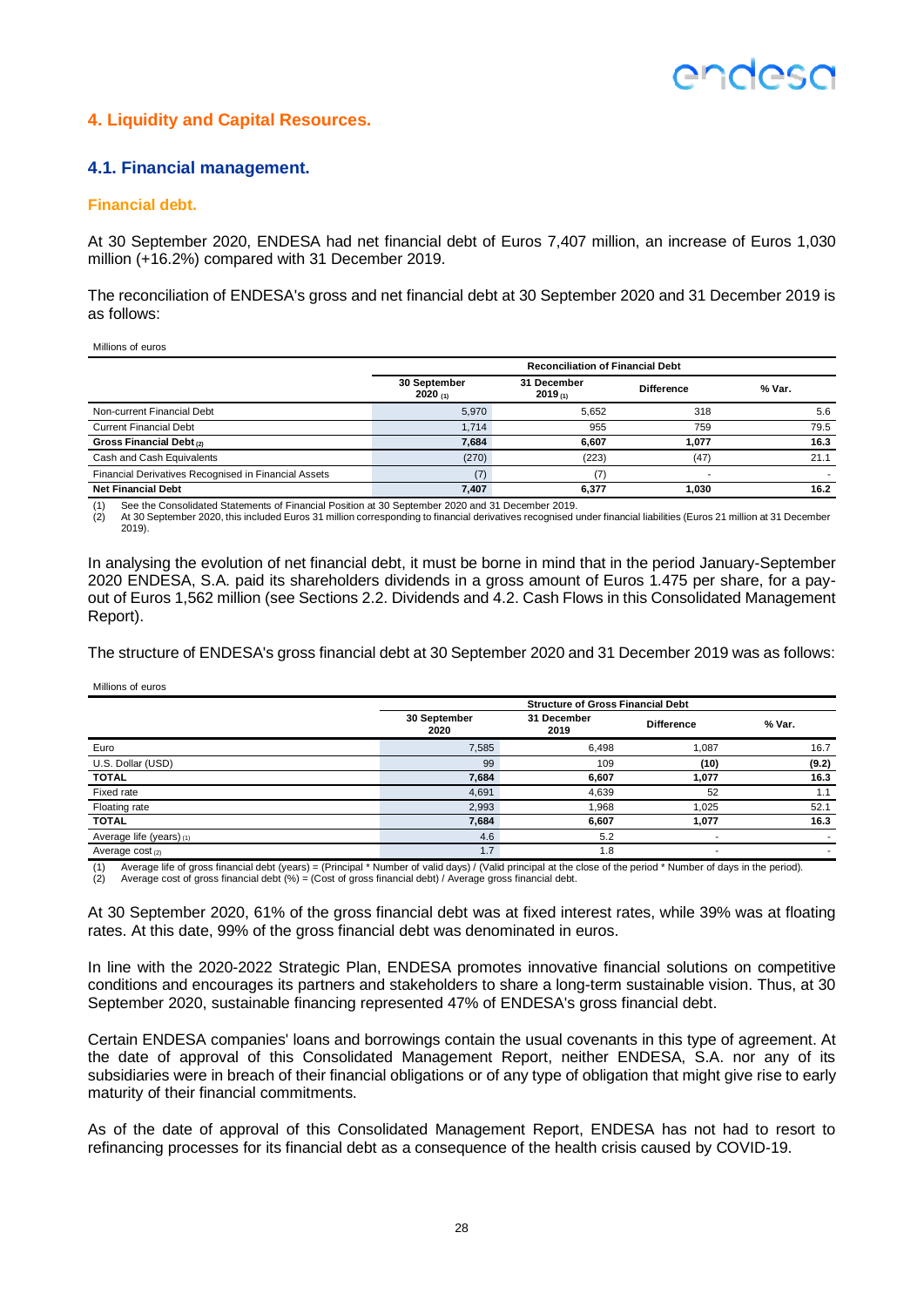## 4. Liquidity and Capital Resources.

### 4.1. Financial management.

#### Financial debt.

At 30 September 2020, ENDESA had net financial debt of Euros 7,407 million, an increase of Euros 1,030 million (+16.2%) compared with 31 December 2019.

The reconciliation of ENDESA's gross and net financial debt at 30 September 2020 and 31 December 2019 is as follows:

Millions of euros

| | Reconciliation of Financial Debt | | | |
|---|---|---|---|---|
| | 30 September 2020 (1) | 31 December 2019 (1) | Difference | % Var. |
| Non-current Financial Debt | 5,970 | 5,652 | 318 | 5.6 |
| Current Financial Debt | 1,714 | 955 | 759 | 79.5 |
| **Gross Financial Debt (2)** | **7,684** | **6,607** | **1,077** | **16.3** |
| Cash and Cash Equivalents | (270) | (223) | (47) | 21.1 |
| Financial Derivatives Recognised in Financial Assets | (7) | (7) | - | - |
| **Net Financial Debt** | **7,407** | **6,377** | **1,030** | **16.2** |

(1) See the Consolidated Statements of Financial Position at 30 September 2020 and 31 December 2019.
(2) At 30 September 2020, this included Euros 31 million corresponding to financial derivatives recognised under financial liabilities (Euros 21 million at 31 December 2019).

In analysing the evolution of net financial debt, it must be borne in mind that in the period January-September 2020 ENDESA, S.A. paid its shareholders dividends in a gross amount of Euros 1.475 per share, for a pay-out of Euros 1,562 million (see Sections 2.2. Dividends and 4.2. Cash Flows in this Consolidated Management Report).

The structure of ENDESA's gross financial debt at 30 September 2020 and 31 December 2019 was as follows:

Millions of euros

| | Structure of Gross Financial Debt | | | |
|---|---|---|---|---|
| | 30 September 2020 | 31 December 2019 | Difference | % Var. |
| Euro | 7,585 | 6,498 | 1,087 | 16.7 |
| U.S. Dollar (USD) | 99 | 109 | **(10)** | **(9.2)** |
| **TOTAL** | **7,684** | **6,607** | **1,077** | **16.3** |
| Fixed rate | 4,691 | 4,639 | 52 | 1.1 |
| Floating rate | 2,993 | 1,968 | 1,025 | 52.1 |
| **TOTAL** | **7,684** | **6,607** | **1,077** | **16.3** |
| Average life (years) (1) | 4.6 | 5.2 | - | - |
| Average cost (2) | 1.7 | 1.8 | - | - |

(1) Average life of gross financial debt (years) = (Principal * Number of valid days) / (Valid principal at the close of the period * Number of days in the period).
(2) Average cost of gross financial debt (%) = (Cost of gross financial debt) / Average gross financial debt.

At 30 September 2020, 61% of the gross financial debt was at fixed interest rates, while 39% was at floating rates. At this date, 99% of the gross financial debt was denominated in euros.

In line with the 2020-2022 Strategic Plan, ENDESA promotes innovative financial solutions on competitive conditions and encourages its partners and stakeholders to share a long-term sustainable vision. Thus, at 30 September 2020, sustainable financing represented 47% of ENDESA's gross financial debt.

Certain ENDESA companies' loans and borrowings contain the usual covenants in this type of agreement. At the date of approval of this Consolidated Management Report, neither ENDESA, S.A. nor any of its subsidiaries were in breach of their financial obligations or of any type of obligation that might give rise to early maturity of their financial commitments.

As of the date of approval of this Consolidated Management Report, ENDESA has not had to resort to refinancing processes for its financial debt as a consequence of the health crisis caused by COVID-19.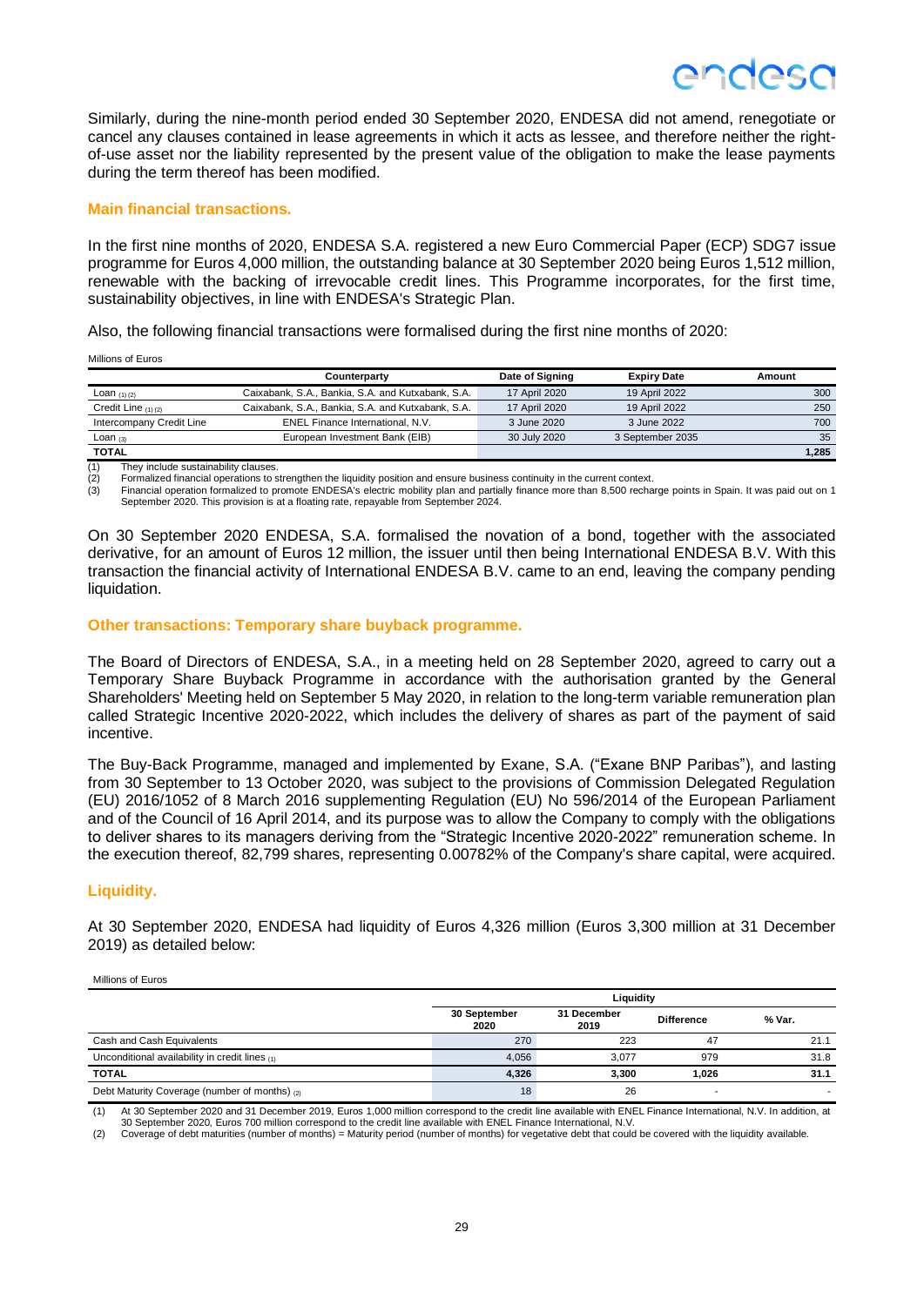Similarly, during the nine-month period ended 30 September 2020, ENDESA did not amend, renegotiate or cancel any clauses contained in lease agreements in which it acts as lessee, and therefore neither the right-of-use asset nor the liability represented by the present value of the obligation to make the lease payments during the term thereof has been modified.

### Main financial transactions.

In the first nine months of 2020, ENDESA S.A. registered a new Euro Commercial Paper (ECP) SDG7 issue programme for Euros 4,000 million, the outstanding balance at 30 September 2020 being Euros 1,512 million, renewable with the backing of irrevocable credit lines. This Programme incorporates, for the first time, sustainability objectives, in line with ENDESA's Strategic Plan.

Also, the following financial transactions were formalised during the first nine months of 2020:

Millions of Euros

| | Counterparty | Date of Signing | Expiry Date | Amount |
|---|---|---|---|---|
| Loan (1) (2) | Caixabank, S.A., Bankia, S.A. and Kutxabank, S.A. | 17 April 2020 | 19 April 2022 | 300 |
| Credit Line (1) (2) | Caixabank, S.A., Bankia, S.A. and Kutxabank, S.A. | 17 April 2020 | 19 April 2022 | 250 |
| Intercompany Credit Line | ENEL Finance International, N.V. | 3 June 2020 | 3 June 2022 | 700 |
| Loan (3) | European Investment Bank (EIB) | 30 July 2020 | 3 September 2035 | 35 |
| **TOTAL** | | | | **1,285** |

(1) They include sustainability clauses.
(2) Formalized financial operations to strengthen the liquidity position and ensure business continuity in the current context.
(3) Financial operation formalized to promote ENDESA's electric mobility plan and partially finance more than 8,500 recharge points in Spain. It was paid out on 1 September 2020. This provision is at a floating rate, repayable from September 2024.

On 30 September 2020 ENDESA, S.A. formalised the novation of a bond, together with the associated derivative, for an amount of Euros 12 million, the issuer until then being International ENDESA B.V. With this transaction the financial activity of International ENDESA B.V. came to an end, leaving the company pending liquidation.

### Other transactions: Temporary share buyback programme.

The Board of Directors of ENDESA, S.A., in a meeting held on 28 September 2020, agreed to carry out a Temporary Share Buyback Programme in accordance with the authorisation granted by the General Shareholders' Meeting held on September 5 May 2020, in relation to the long-term variable remuneration plan called Strategic Incentive 2020-2022, which includes the delivery of shares as part of the payment of said incentive.

The Buy-Back Programme, managed and implemented by Exane, S.A. ("Exane BNP Paribas"), and lasting from 30 September to 13 October 2020, was subject to the provisions of Commission Delegated Regulation (EU) 2016/1052 of 8 March 2016 supplementing Regulation (EU) No 596/2014 of the European Parliament and of the Council of 16 April 2014, and its purpose was to allow the Company to comply with the obligations to deliver shares to its managers deriving from the "Strategic Incentive 2020-2022" remuneration scheme. In the execution thereof, 82,799 shares, representing 0.00782% of the Company's share capital, were acquired.

### Liquidity.

At 30 September 2020, ENDESA had liquidity of Euros 4,326 million (Euros 3,300 million at 31 December 2019) as detailed below:

Millions of Euros

| | Liquidity | | | |
|---|---|---|---|---|
| | 30 September 2020 | 31 December 2019 | Difference | % Var. |
| Cash and Cash Equivalents | 270 | 223 | 47 | 21.1 |
| Unconditional availability in credit lines (1) | 4,056 | 3,077 | 979 | 31.8 |
| **TOTAL** | **4,326** | **3,300** | **1,026** | **31.1** |
| Debt Maturity Coverage (number of months) (2) | 18 | 26 | - | - |

(1) At 30 September 2020 and 31 December 2019, Euros 1,000 million correspond to the credit line available with ENEL Finance International, N.V. In addition, at 30 September 2020, Euros 700 million correspond to the credit line available with ENEL Finance International, N.V.
(2) Coverage of debt maturities (number of months) = Maturity period (number of months) for vegetative debt that could be covered with the liquidity available.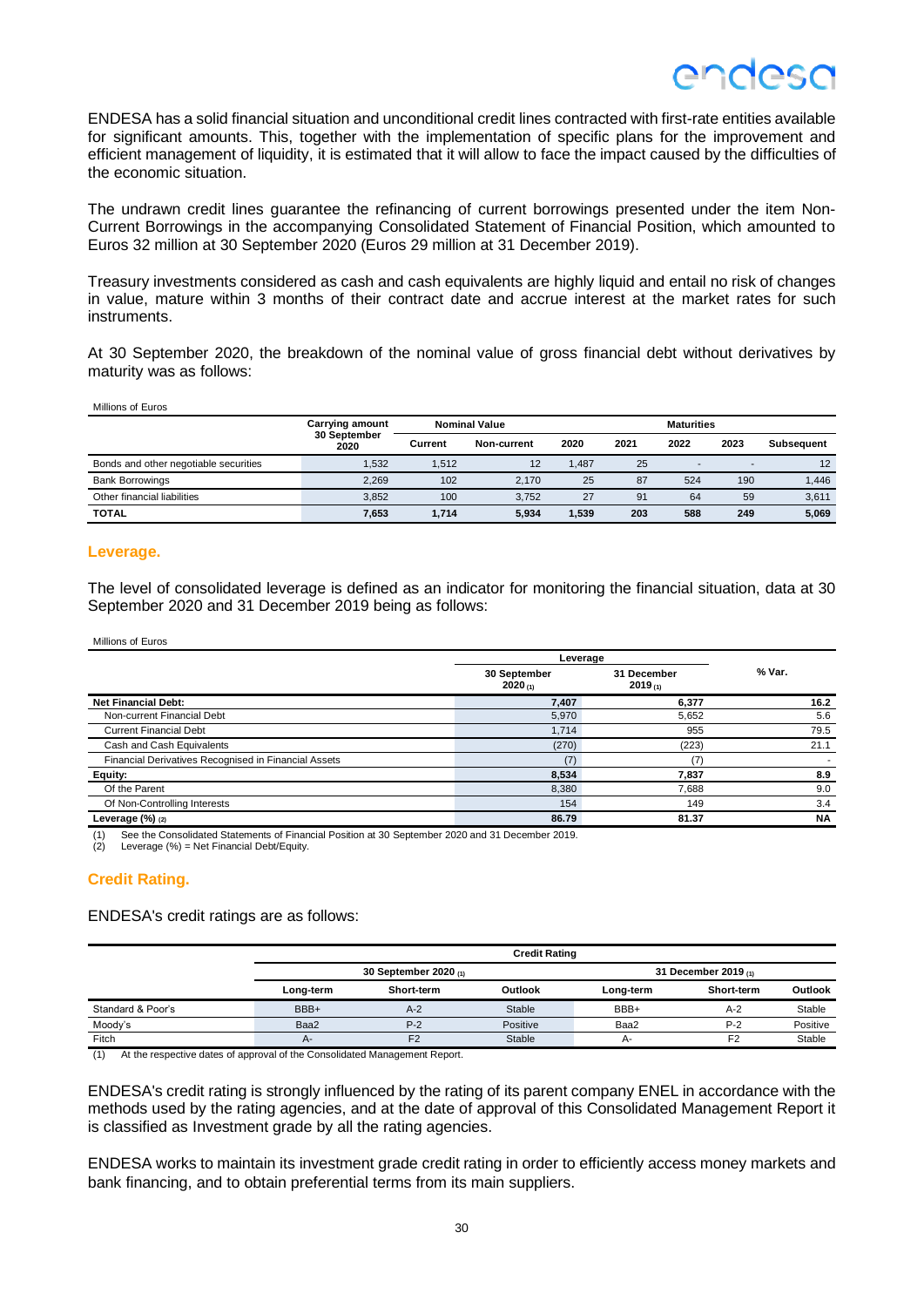ENDESA has a solid financial situation and unconditional credit lines contracted with first-rate entities available for significant amounts. This, together with the implementation of specific plans for the improvement and efficient management of liquidity, it is estimated that it will allow to face the impact caused by the difficulties of the economic situation.

The undrawn credit lines guarantee the refinancing of current borrowings presented under the item Non-Current Borrowings in the accompanying Consolidated Statement of Financial Position, which amounted to Euros 32 million at 30 September 2020 (Euros 29 million at 31 December 2019).

Treasury investments considered as cash and cash equivalents are highly liquid and entail no risk of changes in value, mature within 3 months of their contract date and accrue interest at the market rates for such instruments.

At 30 September 2020, the breakdown of the nominal value of gross financial debt without derivatives by maturity was as follows:

Millions of Euros

| | Carrying amount 30 September 2020 | Nominal Value | | Maturities | | | | |
|---|---|---|---|---|---|---|---|---|
| | | Current | Non-current | 2020 | 2021 | 2022 | 2023 | Subsequent |
| Bonds and other negotiable securities | 1,532 | 1,512 | 12 | 1,487 | 25 | - | - | 12 |
| Bank Borrowings | 2,269 | 102 | 2,170 | 25 | 87 | 524 | 190 | 1,446 |
| Other financial liabilities | 3,852 | 100 | 3,752 | 27 | 91 | 64 | 59 | 3,611 |
| **TOTAL** | **7,653** | **1,714** | **5,934** | **1,539** | **203** | **588** | **249** | **5,069** |

## Leverage.

The level of consolidated leverage is defined as an indicator for monitoring the financial situation, data at 30 September 2020 and 31 December 2019 being as follows:

Millions of Euros

| | Leverage | | % Var. |
|---|---|---|---|
| | 30 September 2020 (1) | 31 December 2019 (1) | |
| **Net Financial Debt:** | **7,407** | **6,377** | **16.2** |
| Non-current Financial Debt | 5,970 | 5,652 | 5.6 |
| Current Financial Debt | 1,714 | 955 | 79.5 |
| Cash and Cash Equivalents | (270) | (223) | 21.1 |
| Financial Derivatives Recognised in Financial Assets | (7) | (7) | - |
| **Equity:** | **8,534** | **7,837** | **8.9** |
| Of the Parent | 8,380 | 7,688 | 9.0 |
| Of Non-Controlling Interests | 154 | 149 | 3.4 |
| **Leverage (%) (2)** | **86.79** | **81.37** | **NA** |

(1) See the Consolidated Statements of Financial Position at 30 September 2020 and 31 December 2019.
(2) Leverage (%) = Net Financial Debt/Equity.

## Credit Rating.

ENDESA's credit ratings are as follows:

| | Credit Rating | | | | | |
|---|---|---|---|---|---|---|
| | 30 September 2020 (1) | | | 31 December 2019 (1) | | |
| | Long-term | Short-term | Outlook | Long-term | Short-term | Outlook |
| Standard & Poor's | BBB+ | A-2 | Stable | BBB+ | A-2 | Stable |
| Moody's | Baa2 | P-2 | Positive | Baa2 | P-2 | Positive |
| Fitch | A- | F2 | Stable | A- | F2 | Stable |

(1) At the respective dates of approval of the Consolidated Management Report.

ENDESA's credit rating is strongly influenced by the rating of its parent company ENEL in accordance with the methods used by the rating agencies, and at the date of approval of this Consolidated Management Report it is classified as Investment grade by all the rating agencies.

ENDESA works to maintain its investment grade credit rating in order to efficiently access money markets and bank financing, and to obtain preferential terms from its main suppliers.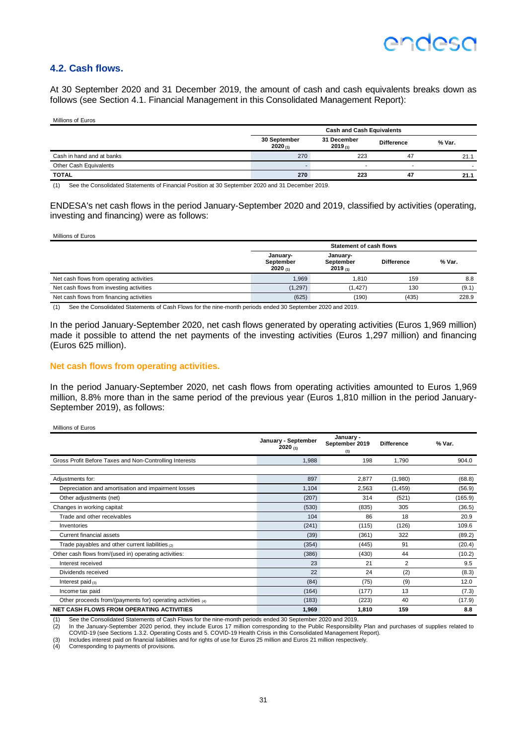### 4.2. Cash flows.

At 30 September 2020 and 31 December 2019, the amount of cash and cash equivalents breaks down as follows (see Section 4.1. Financial Management in this Consolidated Management Report):

Millions of Euros

| | Cash and Cash Equivalents | | | |
|---|---|---|---|---|
| | 30 September 2020 (1) | 31 December 2019 (1) | Difference | % Var. |
| Cash in hand and at banks | 270 | 223 | 47 | 21.1 |
| Other Cash Equivalents | - | - | - | - |
| **TOTAL** | **270** | **223** | **47** | **21.1** |

(1) See the Consolidated Statements of Financial Position at 30 September 2020 and 31 December 2019.

ENDESA's net cash flows in the period January-September 2020 and 2019, classified by activities (operating, investing and financing) were as follows:

Millions of Euros

| | Statement of cash flows | | | |
|---|---|---|---|---|
| | January-September 2020 (1) | January-September 2019 (1) | Difference | % Var. |
| Net cash flows from operating activities | 1,969 | 1,810 | 159 | 8.8 |
| Net cash flows from investing activities | (1,297) | (1,427) | 130 | (9.1) |
| Net cash flows from financing activities | (625) | (190) | (435) | 228.9 |

(1) See the Consolidated Statements of Cash Flows for the nine-month periods ended 30 September 2020 and 2019.

In the period January-September 2020, net cash flows generated by operating activities (Euros 1,969 million) made it possible to attend the net payments of the investing activities (Euros 1,297 million) and financing (Euros 625 million).

#### Net cash flows from operating activities.

In the period January-September 2020, net cash flows from operating activities amounted to Euros 1,969 million, 8.8% more than in the same period of the previous year (Euros 1,810 million in the period January-September 2019), as follows:

Millions of Euros

| | January - September 2020 (1) | January - September 2019 (1) | Difference | % Var. |
|---|---|---|---|---|
| Gross Profit Before Taxes and Non-Controlling Interests | 1,988 | 198 | 1,790 | 904.0 |
| Adjustments for: | 897 | 2,877 | (1,980) | (68.8) |
| Depreciation and amortisation and impairment losses | 1,104 | 2,563 | (1,459) | (56.9) |
| Other adjustments (net) | (207) | 314 | (521) | (165.9) |
| Changes in working capital: | (530) | (835) | 305 | (36.5) |
| Trade and other receivables | 104 | 86 | 18 | 20.9 |
| Inventories | (241) | (115) | (126) | 109.6 |
| Current financial assets | (39) | (361) | 322 | (89.2) |
| Trade payables and other current liabilities (2) | (354) | (445) | 91 | (20.4) |
| Other cash flows from/(used in) operating activities: | (386) | (430) | 44 | (10.2) |
| Interest received | 23 | 21 | 2 | 9.5 |
| Dividends received | 22 | 24 | (2) | (8.3) |
| Interest paid (3) | (84) | (75) | (9) | 12.0 |
| Income tax paid | (164) | (177) | 13 | (7.3) |
| Other proceeds from/(payments for) operating activities (4) | (183) | (223) | 40 | (17.9) |
| **NET CASH FLOWS FROM OPERATING ACTIVITIES** | **1,969** | **1,810** | **159** | **8.8** |

(1) See the Consolidated Statements of Cash Flows for the nine-month periods ended 30 September 2020 and 2019.
(2) In the January-September 2020 period, they include Euros 17 million corresponding to the Public Responsibility Plan and purchases of supplies related to COVID-19 (see Sections 1.3.2. Operating Costs and 5. COVID-19 Health Crisis in this Consolidated Management Report).
(3) Includes interest paid on financial liabilities and for rights of use for Euros 25 million and Euros 21 million respectively.
(4) Corresponding to payments of provisions.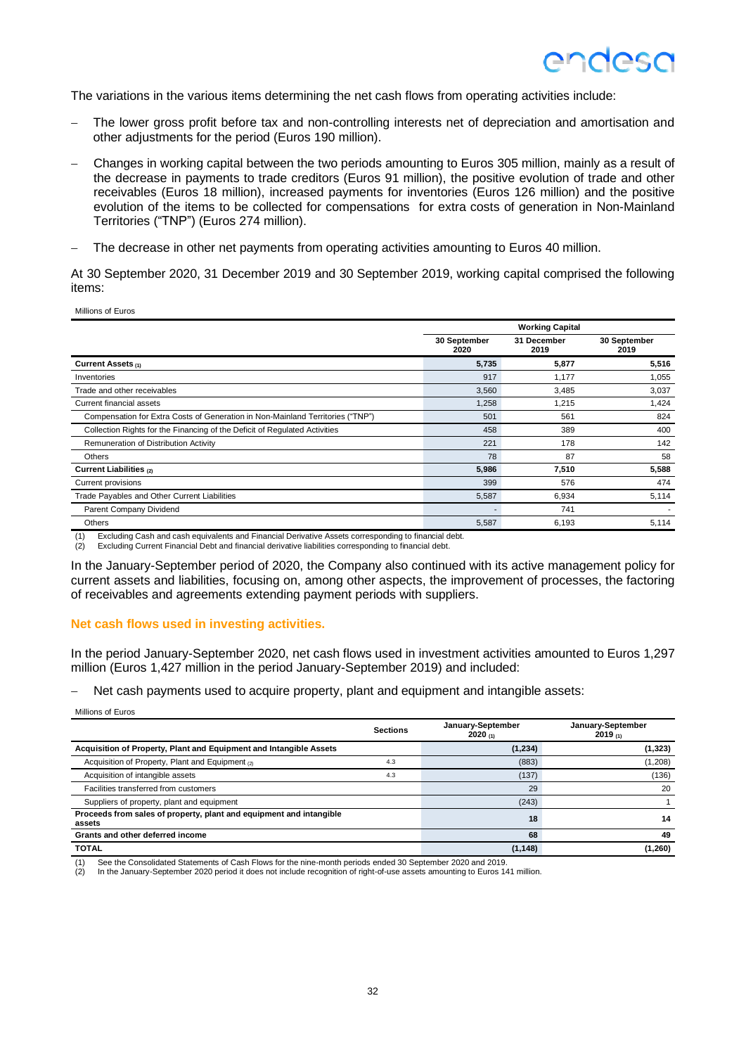The variations in the various items determining the net cash flows from operating activities include:

- The lower gross profit before tax and non-controlling interests net of depreciation and amortisation and other adjustments for the period (Euros 190 million).
- Changes in working capital between the two periods amounting to Euros 305 million, mainly as a result of the decrease in payments to trade creditors (Euros 91 million), the positive evolution of trade and other receivables (Euros 18 million), increased payments for inventories (Euros 126 million) and the positive evolution of the items to be collected for compensations for extra costs of generation in Non-Mainland Territories ("TNP") (Euros 274 million).
- The decrease in other net payments from operating activities amounting to Euros 40 million.

At 30 September 2020, 31 December 2019 and 30 September 2019, working capital comprised the following items:

Millions of Euros

| | Working Capital | | |
|---|---|---|---|
| | 30 September 2020 | 31 December 2019 | 30 September 2019 |
| **Current Assets (1)** | **5,735** | **5,877** | **5,516** |
| Inventories | 917 | 1,177 | 1,055 |
| Trade and other receivables | 3,560 | 3,485 | 3,037 |
| Current financial assets | 1,258 | 1,215 | 1,424 |
| Compensation for Extra Costs of Generation in Non-Mainland Territories ("TNP") | 501 | 561 | 824 |
| Collection Rights for the Financing of the Deficit of Regulated Activities | 458 | 389 | 400 |
| Remuneration of Distribution Activity | 221 | 178 | 142 |
| Others | 78 | 87 | 58 |
| **Current Liabilities (2)** | **5,986** | **7,510** | **5,588** |
| Current provisions | 399 | 576 | 474 |
| Trade Payables and Other Current Liabilities | 5,587 | 6,934 | 5,114 |
| Parent Company Dividend | - | 741 | - |
| Others | 5,587 | 6,193 | 5,114 |

(1) Excluding Cash and cash equivalents and Financial Derivative Assets corresponding to financial debt.
(2) Excluding Current Financial Debt and financial derivative liabilities corresponding to financial debt.

In the January-September period of 2020, the Company also continued with its active management policy for current assets and liabilities, focusing on, among other aspects, the improvement of processes, the factoring of receivables and agreements extending payment periods with suppliers.

### Net cash flows used in investing activities.

In the period January-September 2020, net cash flows used in investment activities amounted to Euros 1,297 million (Euros 1,427 million in the period January-September 2019) and included:

- Net cash payments used to acquire property, plant and equipment and intangible assets:

Millions of Euros

| | Sections | January-September 2020 (1) | January-September 2019 (1) |
|---|---|---|---|
| **Acquisition of Property, Plant and Equipment and Intangible Assets** | | **(1,234)** | **(1,323)** |
| Acquisition of Property, Plant and Equipment (2) | 4.3 | (883) | (1,208) |
| Acquisition of intangible assets | 4.3 | (137) | (136) |
| Facilities transferred from customers | | 29 | 20 |
| Suppliers of property, plant and equipment | | (243) | 1 |
| **Proceeds from sales of property, plant and equipment and intangible assets** | | **18** | **14** |
| **Grants and other deferred income** | | **68** | **49** |
| **TOTAL** | | **(1,148)** | **(1,260)** |

(1) See the Consolidated Statements of Cash Flows for the nine-month periods ended 30 September 2020 and 2019.
(2) In the January-September 2020 period it does not include recognition of right-of-use assets amounting to Euros 141 million.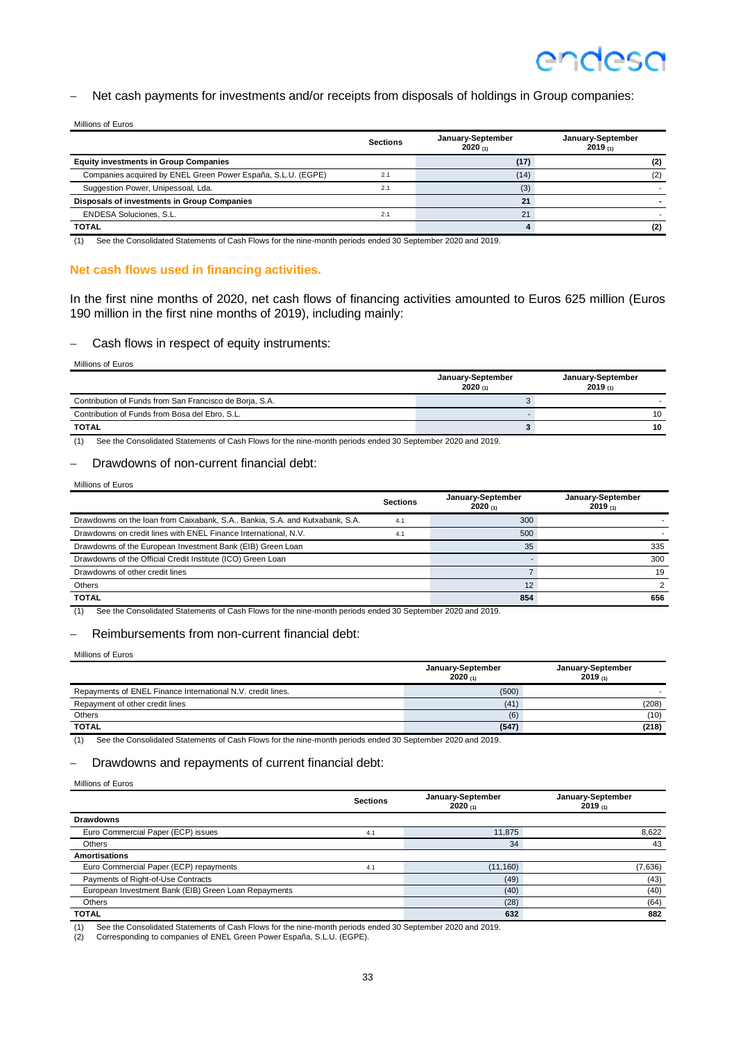– Net cash payments for investments and/or receipts from disposals of holdings in Group companies:

Millions of Euros

| | Sections | January-September 2020 (1) | January-September 2019 (1) |
|---|---|---|---|
| **Equity investments in Group Companies** | | **(17)** | **(2)** |
| Companies acquired by ENEL Green Power España, S.L.U. (EGPE) | 2.1 | (14) | (2) |
| Suggestion Power, Unipessoal, Lda. | 2.1 | (3) | - |
| **Disposals of investments in Group Companies** | | **21** | **-** |
| ENDESA Soluciones, S.L. | 2.1 | 21 | - |
| **TOTAL** | | **4** | **(2)** |

(1) See the Consolidated Statements of Cash Flows for the nine-month periods ended 30 September 2020 and 2019.

## Net cash flows used in financing activities.

In the first nine months of 2020, net cash flows of financing activities amounted to Euros 625 million (Euros 190 million in the first nine months of 2019), including mainly:

– Cash flows in respect of equity instruments:

Millions of Euros

| | January-September 2020 (1) | January-September 2019 (1) |
|---|---|---|
| Contribution of Funds from San Francisco de Borja, S.A. | 3 | - |
| Contribution of Funds from Bosa del Ebro, S.L. | - | 10 |
| **TOTAL** | **3** | **10** |

(1) See the Consolidated Statements of Cash Flows for the nine-month periods ended 30 September 2020 and 2019.

– Drawdowns of non-current financial debt:

Millions of Euros

| | Sections | January-September 2020 (1) | January-September 2019 (1) |
|---|---|---|---|
| Drawdowns on the loan from Caixabank, S.A., Bankia, S.A. and Kutxabank, S.A. | 4.1 | 300 | - |
| Drawdowns on credit lines with ENEL Finance International, N.V. | 4.1 | 500 | - |
| Drawdowns of the European Investment Bank (EIB) Green Loan | | 35 | 335 |
| Drawdowns of the Official Credit Institute (ICO) Green Loan | | - | 300 |
| Drawdowns of other credit lines | | 7 | 19 |
| Others | | 12 | 2 |
| **TOTAL** | | **854** | **656** |

(1) See the Consolidated Statements of Cash Flows for the nine-month periods ended 30 September 2020 and 2019.

– Reimbursements from non-current financial debt:

Millions of Euros

| | January-September 2020 (1) | January-September 2019 (1) |
|---|---|---|
| Repayments of ENEL Finance International N.V. credit lines. | (500) | - |
| Repayment of other credit lines | (41) | (208) |
| Others | (6) | (10) |
| **TOTAL** | **(547)** | **(218)** |

(1) See the Consolidated Statements of Cash Flows for the nine-month periods ended 30 September 2020 and 2019.

– Drawdowns and repayments of current financial debt:

Millions of Euros

| | Sections | January-September 2020 (1) | January-September 2019 (1) |
|---|---|---|---|
| **Drawdowns** | | | |
| Euro Commercial Paper (ECP) issues | 4.1 | 11,875 | 8,622 |
| Others | | 34 | 43 |
| **Amortisations** | | | |
| Euro Commercial Paper (ECP) repayments | 4.1 | (11,160) | (7,636) |
| Payments of Right-of-Use Contracts | | (49) | (43) |
| European Investment Bank (EIB) Green Loan Repayments | | (40) | (40) |
| Others | | (28) | (64) |
| **TOTAL** | | **632** | **882** |

(1) See the Consolidated Statements of Cash Flows for the nine-month periods ended 30 September 2020 and 2019.
(2) Corresponding to companies of ENEL Green Power España, S.L.U. (EGPE).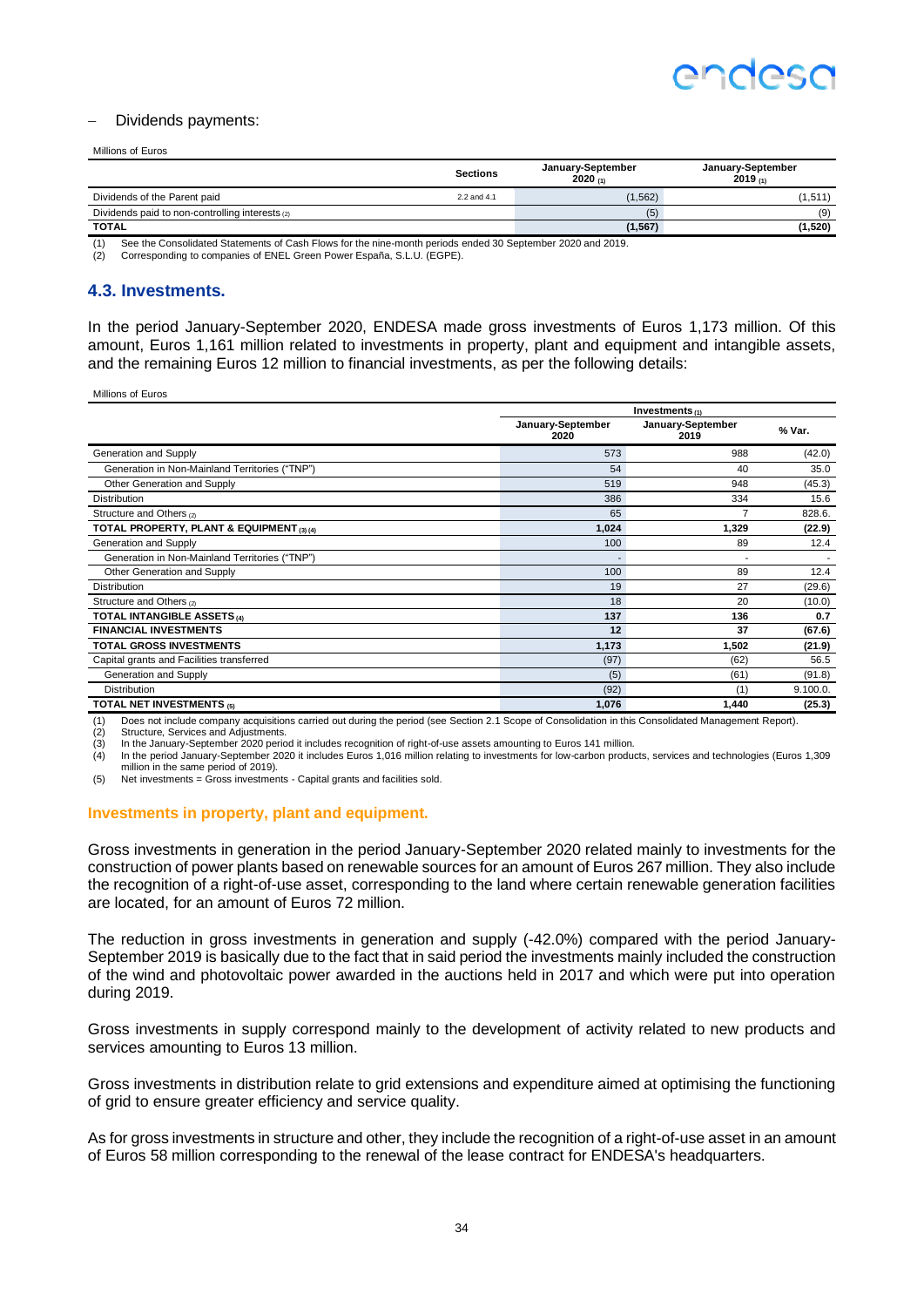– Dividends payments:

Millions of Euros

| | Sections | January-September 2020 (1) | January-September 2019 (1) |
|---|---|---|---|
| Dividends of the Parent paid | 2.2 and 4.1 | (1,562) | (1,511) |
| Dividends paid to non-controlling interests (2) | | (5) | (9) |
| **TOTAL** | | **(1,567)** | **(1,520)** |

(1) See the Consolidated Statements of Cash Flows for the nine-month periods ended 30 September 2020 and 2019.
(2) Corresponding to companies of ENEL Green Power España, S.L.U. (EGPE).

## 4.3. Investments.

In the period January-September 2020, ENDESA made gross investments of Euros 1,173 million. Of this amount, Euros 1,161 million related to investments in property, plant and equipment and intangible assets, and the remaining Euros 12 million to financial investments, as per the following details:

Millions of Euros

| | Investments (1) | | |
|---|---|---|---|
| | January-September 2020 | January-September 2019 | % Var. |
| Generation and Supply | 573 | 988 | (42.0) |
| Generation in Non-Mainland Territories ("TNP") | 54 | 40 | 35.0 |
| Other Generation and Supply | 519 | 948 | (45.3) |
| Distribution | 386 | 334 | 15.6 |
| Structure and Others (2) | 65 | 7 | 828.6. |
| **TOTAL PROPERTY, PLANT & EQUIPMENT (3) (4)** | **1,024** | **1,329** | **(22.9)** |
| Generation and Supply | 100 | 89 | 12.4 |
| Generation in Non-Mainland Territories ("TNP") | - | - | - |
| Other Generation and Supply | 100 | 89 | 12.4 |
| Distribution | 19 | 27 | (29.6) |
| Structure and Others (2) | 18 | 20 | (10.0) |
| **TOTAL INTANGIBLE ASSETS (4)** | **137** | **136** | **0.7** |
| **FINANCIAL INVESTMENTS** | **12** | **37** | **(67.6)** |
| **TOTAL GROSS INVESTMENTS** | **1,173** | **1,502** | **(21.9)** |
| Capital grants and Facilities transferred | (97) | (62) | 56.5 |
| Generation and Supply | (5) | (61) | (91.8) |
| Distribution | (92) | (1) | 9.100.0. |
| **TOTAL NET INVESTMENTS (5)** | **1,076** | **1,440** | **(25.3)** |

(1) Does not include company acquisitions carried out during the period (see Section 2.1 Scope of Consolidation in this Consolidated Management Report).
(2) Structure, Services and Adjustments.
(3) In the January-September 2020 period it includes recognition of right-of-use assets amounting to Euros 141 million.
(4) In the period January-September 2020 it includes Euros 1,016 million relating to investments for low-carbon products, services and technologies (Euros 1,309 million in the same period of 2019).
(5) Net investments = Gross investments - Capital grants and facilities sold.

### Investments in property, plant and equipment.

Gross investments in generation in the period January-September 2020 related mainly to investments for the construction of power plants based on renewable sources for an amount of Euros 267 million. They also include the recognition of a right-of-use asset, corresponding to the land where certain renewable generation facilities are located, for an amount of Euros 72 million.

The reduction in gross investments in generation and supply (-42.0%) compared with the period January-September 2019 is basically due to the fact that in said period the investments mainly included the construction of the wind and photovoltaic power awarded in the auctions held in 2017 and which were put into operation during 2019.

Gross investments in supply correspond mainly to the development of activity related to new products and services amounting to Euros 13 million.

Gross investments in distribution relate to grid extensions and expenditure aimed at optimising the functioning of grid to ensure greater efficiency and service quality.

As for gross investments in structure and other, they include the recognition of a right-of-use asset in an amount of Euros 58 million corresponding to the renewal of the lease contract for ENDESA's headquarters.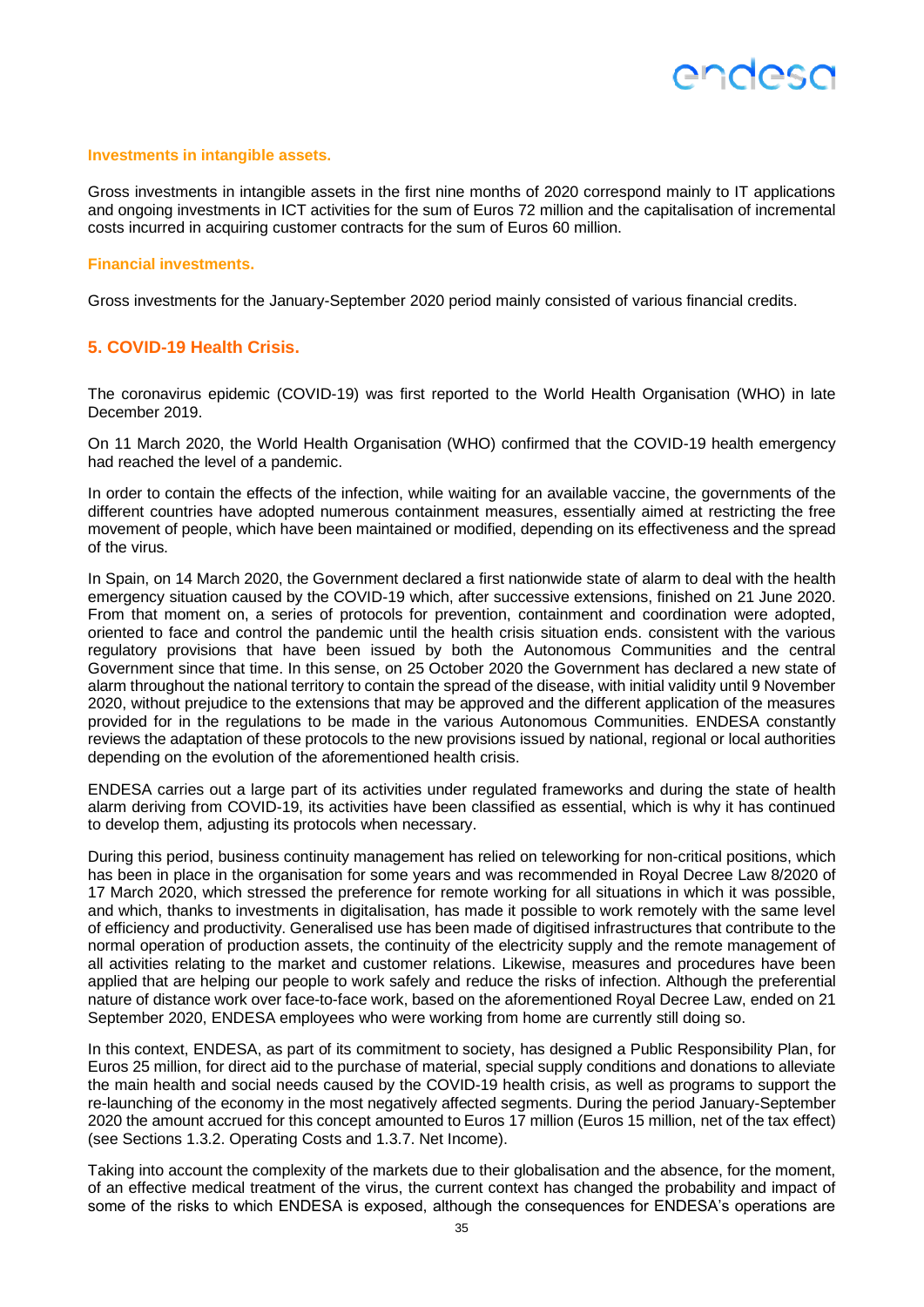#### Investments in intangible assets.

Gross investments in intangible assets in the first nine months of 2020 correspond mainly to IT applications and ongoing investments in ICT activities for the sum of Euros 72 million and the capitalisation of incremental costs incurred in acquiring customer contracts for the sum of Euros 60 million.

#### Financial investments.

Gross investments for the January-September 2020 period mainly consisted of various financial credits.

## 5. COVID-19 Health Crisis.

The coronavirus epidemic (COVID-19) was first reported to the World Health Organisation (WHO) in late December 2019.

On 11 March 2020, the World Health Organisation (WHO) confirmed that the COVID-19 health emergency had reached the level of a pandemic.

In order to contain the effects of the infection, while waiting for an available vaccine, the governments of the different countries have adopted numerous containment measures, essentially aimed at restricting the free movement of people, which have been maintained or modified, depending on its effectiveness and the spread of the virus.

In Spain, on 14 March 2020, the Government declared a first nationwide state of alarm to deal with the health emergency situation caused by the COVID-19 which, after successive extensions, finished on 21 June 2020. From that moment on, a series of protocols for prevention, containment and coordination were adopted, oriented to face and control the pandemic until the health crisis situation ends. consistent with the various regulatory provisions that have been issued by both the Autonomous Communities and the central Government since that time. In this sense, on 25 October 2020 the Government has declared a new state of alarm throughout the national territory to contain the spread of the disease, with initial validity until 9 November 2020, without prejudice to the extensions that may be approved and the different application of the measures provided for in the regulations to be made in the various Autonomous Communities. ENDESA constantly reviews the adaptation of these protocols to the new provisions issued by national, regional or local authorities depending on the evolution of the aforementioned health crisis.

ENDESA carries out a large part of its activities under regulated frameworks and during the state of health alarm deriving from COVID-19, its activities have been classified as essential, which is why it has continued to develop them, adjusting its protocols when necessary.

During this period, business continuity management has relied on teleworking for non-critical positions, which has been in place in the organisation for some years and was recommended in Royal Decree Law 8/2020 of 17 March 2020, which stressed the preference for remote working for all situations in which it was possible, and which, thanks to investments in digitalisation, has made it possible to work remotely with the same level of efficiency and productivity. Generalised use has been made of digitised infrastructures that contribute to the normal operation of production assets, the continuity of the electricity supply and the remote management of all activities relating to the market and customer relations. Likewise, measures and procedures have been applied that are helping our people to work safely and reduce the risks of infection. Although the preferential nature of distance work over face-to-face work, based on the aforementioned Royal Decree Law, ended on 21 September 2020, ENDESA employees who were working from home are currently still doing so.

In this context, ENDESA, as part of its commitment to society, has designed a Public Responsibility Plan, for Euros 25 million, for direct aid to the purchase of material, special supply conditions and donations to alleviate the main health and social needs caused by the COVID-19 health crisis, as well as programs to support the re-launching of the economy in the most negatively affected segments. During the period January-September 2020 the amount accrued for this concept amounted to Euros 17 million (Euros 15 million, net of the tax effect) (see Sections 1.3.2. Operating Costs and 1.3.7. Net Income).

Taking into account the complexity of the markets due to their globalisation and the absence, for the moment, of an effective medical treatment of the virus, the current context has changed the probability and impact of some of the risks to which ENDESA is exposed, although the consequences for ENDESA's operations are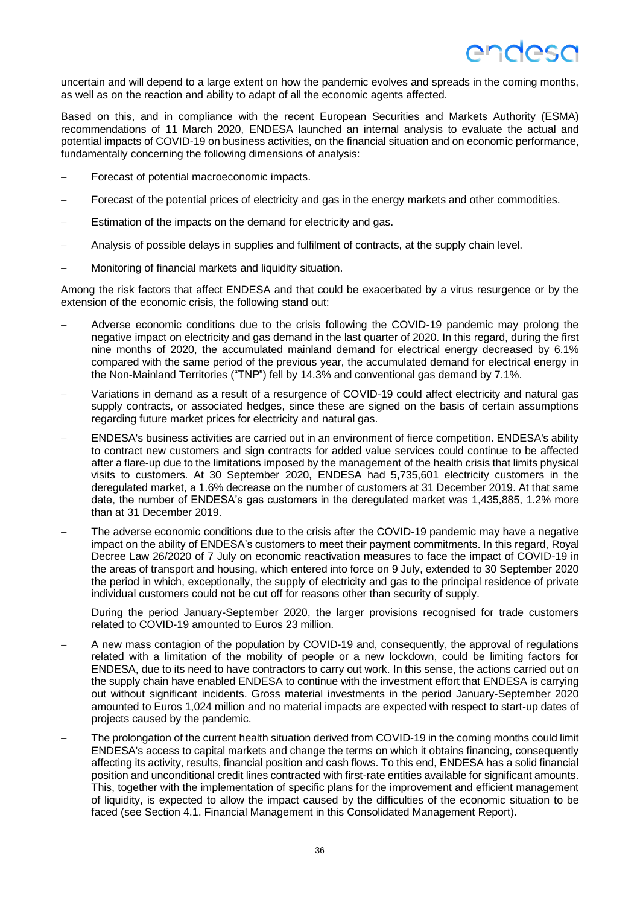uncertain and will depend to a large extent on how the pandemic evolves and spreads in the coming months, as well as on the reaction and ability to adapt of all the economic agents affected.

Based on this, and in compliance with the recent European Securities and Markets Authority (ESMA) recommendations of 11 March 2020, ENDESA launched an internal analysis to evaluate the actual and potential impacts of COVID-19 on business activities, on the financial situation and on economic performance, fundamentally concerning the following dimensions of analysis:

- Forecast of potential macroeconomic impacts.
- Forecast of the potential prices of electricity and gas in the energy markets and other commodities.
- Estimation of the impacts on the demand for electricity and gas.
- Analysis of possible delays in supplies and fulfilment of contracts, at the supply chain level.
- Monitoring of financial markets and liquidity situation.

Among the risk factors that affect ENDESA and that could be exacerbated by a virus resurgence or by the extension of the economic crisis, the following stand out:

- Adverse economic conditions due to the crisis following the COVID-19 pandemic may prolong the negative impact on electricity and gas demand in the last quarter of 2020. In this regard, during the first nine months of 2020, the accumulated mainland demand for electrical energy decreased by 6.1% compared with the same period of the previous year, the accumulated demand for electrical energy in the Non-Mainland Territories ("TNP") fell by 14.3% and conventional gas demand by 7.1%.
- Variations in demand as a result of a resurgence of COVID-19 could affect electricity and natural gas supply contracts, or associated hedges, since these are signed on the basis of certain assumptions regarding future market prices for electricity and natural gas.
- ENDESA's business activities are carried out in an environment of fierce competition. ENDESA's ability to contract new customers and sign contracts for added value services could continue to be affected after a flare-up due to the limitations imposed by the management of the health crisis that limits physical visits to customers. At 30 September 2020, ENDESA had 5,735,601 electricity customers in the deregulated market, a 1.6% decrease on the number of customers at 31 December 2019. At that same date, the number of ENDESA's gas customers in the deregulated market was 1,435,885, 1.2% more than at 31 December 2019.
- The adverse economic conditions due to the crisis after the COVID-19 pandemic may have a negative impact on the ability of ENDESA's customers to meet their payment commitments. In this regard, Royal Decree Law 26/2020 of 7 July on economic reactivation measures to face the impact of COVID-19 in the areas of transport and housing, which entered into force on 9 July, extended to 30 September 2020 the period in which, exceptionally, the supply of electricity and gas to the principal residence of private individual customers could not be cut off for reasons other than security of supply.

  During the period January-September 2020, the larger provisions recognised for trade customers related to COVID-19 amounted to Euros 23 million.

- A new mass contagion of the population by COVID-19 and, consequently, the approval of regulations related with a limitation of the mobility of people or a new lockdown, could be limiting factors for ENDESA, due to its need to have contractors to carry out work. In this sense, the actions carried out on the supply chain have enabled ENDESA to continue with the investment effort that ENDESA is carrying out without significant incidents. Gross material investments in the period January-September 2020 amounted to Euros 1,024 million and no material impacts are expected with respect to start-up dates of projects caused by the pandemic.
- The prolongation of the current health situation derived from COVID-19 in the coming months could limit ENDESA's access to capital markets and change the terms on which it obtains financing, consequently affecting its activity, results, financial position and cash flows. To this end, ENDESA has a solid financial position and unconditional credit lines contracted with first-rate entities available for significant amounts. This, together with the implementation of specific plans for the improvement and efficient management of liquidity, is expected to allow the impact caused by the difficulties of the economic situation to be faced (see Section 4.1. Financial Management in this Consolidated Management Report).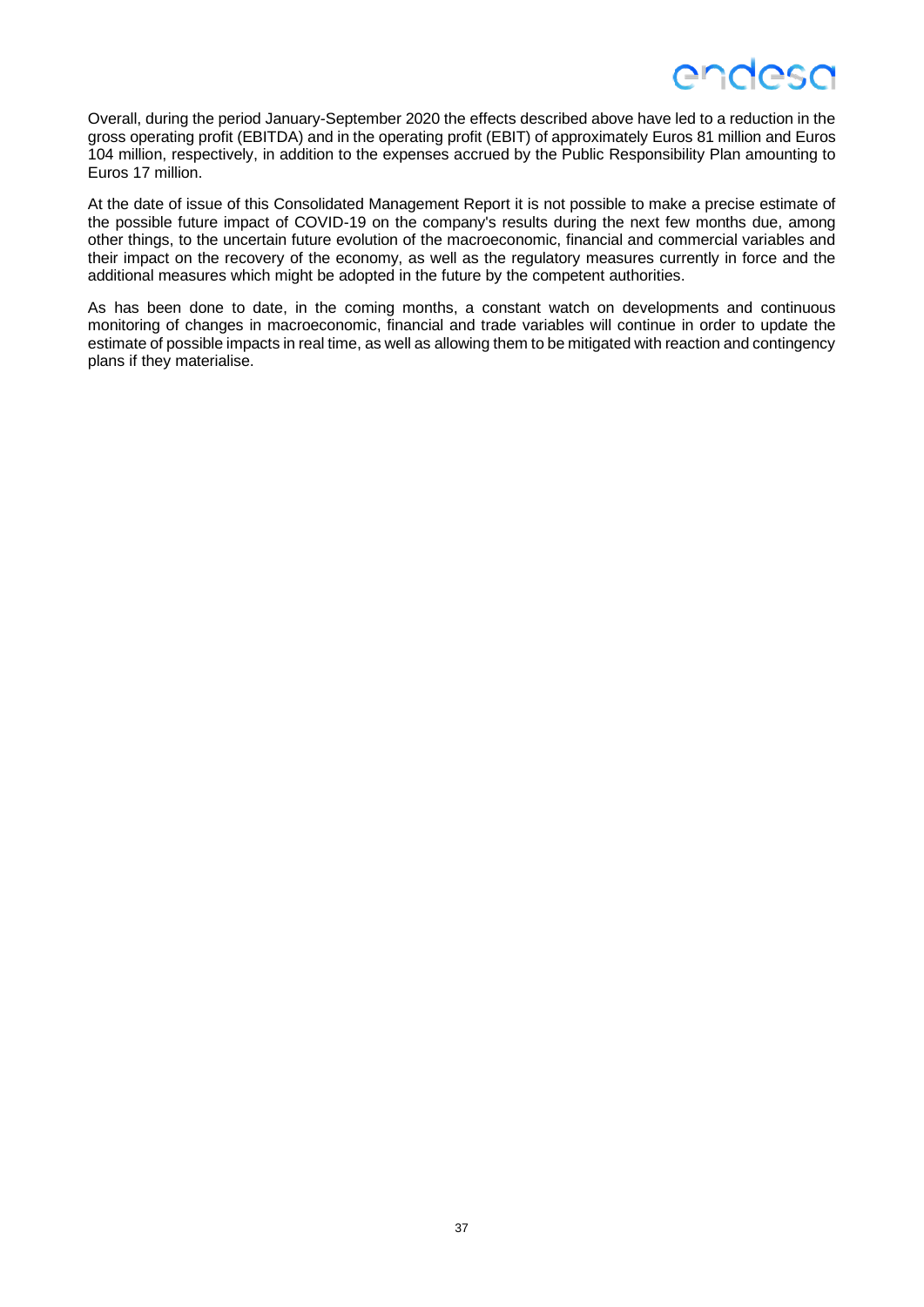Overall, during the period January-September 2020 the effects described above have led to a reduction in the gross operating profit (EBITDA) and in the operating profit (EBIT) of approximately Euros 81 million and Euros 104 million, respectively, in addition to the expenses accrued by the Public Responsibility Plan amounting to Euros 17 million.

At the date of issue of this Consolidated Management Report it is not possible to make a precise estimate of the possible future impact of COVID-19 on the company's results during the next few months due, among other things, to the uncertain future evolution of the macroeconomic, financial and commercial variables and their impact on the recovery of the economy, as well as the regulatory measures currently in force and the additional measures which might be adopted in the future by the competent authorities.

As has been done to date, in the coming months, a constant watch on developments and continuous monitoring of changes in macroeconomic, financial and trade variables will continue in order to update the estimate of possible impacts in real time, as well as allowing them to be mitigated with reaction and contingency plans if they materialise.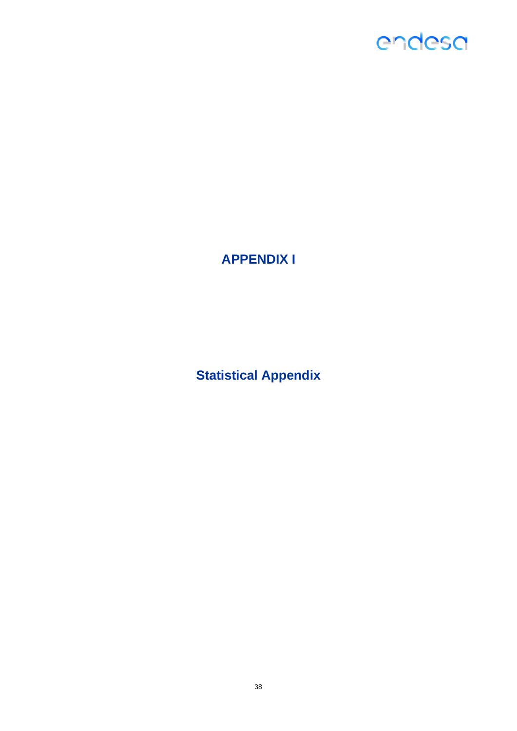# APPENDIX I

## Statistical Appendix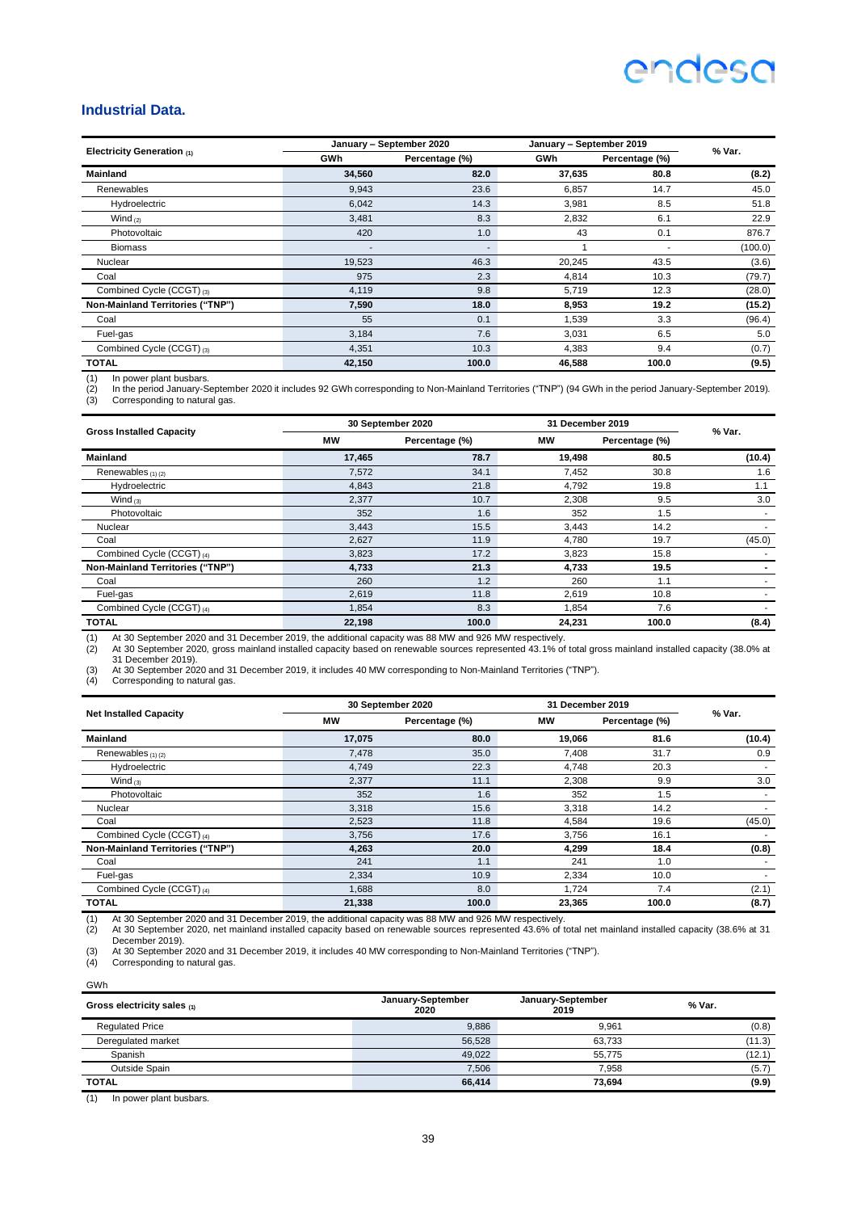## Industrial Data.

| Electricity Generation (1) | January – September 2020 | | January – September 2019 | | % Var. |
|---|---|---|---|---|---|
| | GWh | Percentage (%) | GWh | Percentage (%) | |
| **Mainland** | **34,560** | **82.0** | **37,635** | **80.8** | **(8.2)** |
| Renewables | 9,943 | 23.6 | 6,857 | 14.7 | 45.0 |
| Hydroelectric | 6,042 | 14.3 | 3,981 | 8.5 | 51.8 |
| Wind (2) | 3,481 | 8.3 | 2,832 | 6.1 | 22.9 |
| Photovoltaic | 420 | 1.0 | 43 | 0.1 | 876.7 |
| Biomass | - | - | 1 | - | (100.0) |
| Nuclear | 19,523 | 46.3 | 20,245 | 43.5 | (3.6) |
| Coal | 975 | 2.3 | 4,814 | 10.3 | (79.7) |
| Combined Cycle (CCGT) (3) | 4,119 | 9.8 | 5,719 | 12.3 | (28.0) |
| **Non-Mainland Territories ("TNP")** | **7,590** | **18.0** | **8,953** | **19.2** | **(15.2)** |
| Coal | 55 | 0.1 | 1,539 | 3.3 | (96.4) |
| Fuel-gas | 3,184 | 7.6 | 3,031 | 6.5 | 5.0 |
| Combined Cycle (CCGT) (3) | 4,351 | 10.3 | 4,383 | 9.4 | (0.7) |
| **TOTAL** | **42,150** | **100.0** | **46,588** | **100.0** | **(9.5)** |

(1) In power plant busbars.
(2) In the period January-September 2020 it includes 92 GWh corresponding to Non-Mainland Territories ("TNP") (94 GWh in the period January-September 2019).
(3) Corresponding to natural gas.

| Gross Installed Capacity | 30 September 2020 | | 31 December 2019 | | % Var. |
|---|---|---|---|---|---|
| | MW | Percentage (%) | MW | Percentage (%) | |
| **Mainland** | **17,465** | **78.7** | **19,498** | **80.5** | **(10.4)** |
| Renewables (1) (2) | 7,572 | 34.1 | 7,452 | 30.8 | 1.6 |
| Hydroelectric | 4,843 | 21.8 | 4,792 | 19.8 | 1.1 |
| Wind (3) | 2,377 | 10.7 | 2,308 | 9.5 | 3.0 |
| Photovoltaic | 352 | 1.6 | 352 | 1.5 | - |
| Nuclear | 3,443 | 15.5 | 3,443 | 14.2 | - |
| Coal | 2,627 | 11.9 | 4,780 | 19.7 | (45.0) |
| Combined Cycle (CCGT) (4) | 3,823 | 17.2 | 3,823 | 15.8 | - |
| **Non-Mainland Territories ("TNP")** | **4,733** | **21.3** | **4,733** | **19.5** | **-** |
| Coal | 260 | 1.2 | 260 | 1.1 | - |
| Fuel-gas | 2,619 | 11.8 | 2,619 | 10.8 | - |
| Combined Cycle (CCGT) (4) | 1,854 | 8.3 | 1,854 | 7.6 | - |
| **TOTAL** | **22,198** | **100.0** | **24,231** | **100.0** | **(8.4)** |

(1) At 30 September 2020 and 31 December 2019, the additional capacity was 88 MW and 926 MW respectively.
(2) At 30 September 2020, gross mainland installed capacity based on renewable sources represented 43.1% of total gross mainland installed capacity (38.0% at 31 December 2019).
(3) At 30 September 2020 and 31 December 2019, it includes 40 MW corresponding to Non-Mainland Territories ("TNP").
(4) Corresponding to natural gas.

| Net Installed Capacity | 30 September 2020 | | 31 December 2019 | | % Var. |
|---|---|---|---|---|---|
| | MW | Percentage (%) | MW | Percentage (%) | |
| **Mainland** | **17,075** | **80.0** | **19,066** | **81.6** | **(10.4)** |
| Renewables (1) (2) | 7,478 | 35.0 | 7,408 | 31.7 | 0.9 |
| Hydroelectric | 4,749 | 22.3 | 4,748 | 20.3 | - |
| Wind (3) | 2,377 | 11.1 | 2,308 | 9.9 | 3.0 |
| Photovoltaic | 352 | 1.6 | 352 | 1.5 | - |
| Nuclear | 3,318 | 15.6 | 3,318 | 14.2 | - |
| Coal | 2,523 | 11.8 | 4,584 | 19.6 | (45.0) |
| Combined Cycle (CCGT) (4) | 3,756 | 17.6 | 3,756 | 16.1 | - |
| **Non-Mainland Territories ("TNP")** | **4,263** | **20.0** | **4,299** | **18.4** | **(0.8)** |
| Coal | 241 | 1.1 | 241 | 1.0 | - |
| Fuel-gas | 2,334 | 10.9 | 2,334 | 10.0 | - |
| Combined Cycle (CCGT) (4) | 1,688 | 8.0 | 1,724 | 7.4 | (2.1) |
| **TOTAL** | **21,338** | **100.0** | **23,365** | **100.0** | **(8.7)** |

(1) At 30 September 2020 and 31 December 2019, the additional capacity was 88 MW and 926 MW respectively.
(2) At 30 September 2020, net mainland installed capacity based on renewable sources represented 43.6% of total net mainland installed capacity (38.6% at 31 December 2019).
(3) At 30 September 2020 and 31 December 2019, it includes 40 MW corresponding to Non-Mainland Territories ("TNP").
(4) Corresponding to natural gas.

GWh

| Gross electricity sales (1) | January-September 2020 | January-September 2019 | % Var. |
|---|---|---|---|
| Regulated Price | 9,886 | 9,961 | (0.8) |
| Deregulated market | 56,528 | 63,733 | (11.3) |
| Spanish | 49,022 | 55,775 | (12.1) |
| Outside Spain | 7,506 | 7,958 | (5.7) |
| **TOTAL** | **66,414** | **73,694** | **(9.9)** |

(1) In power plant busbars.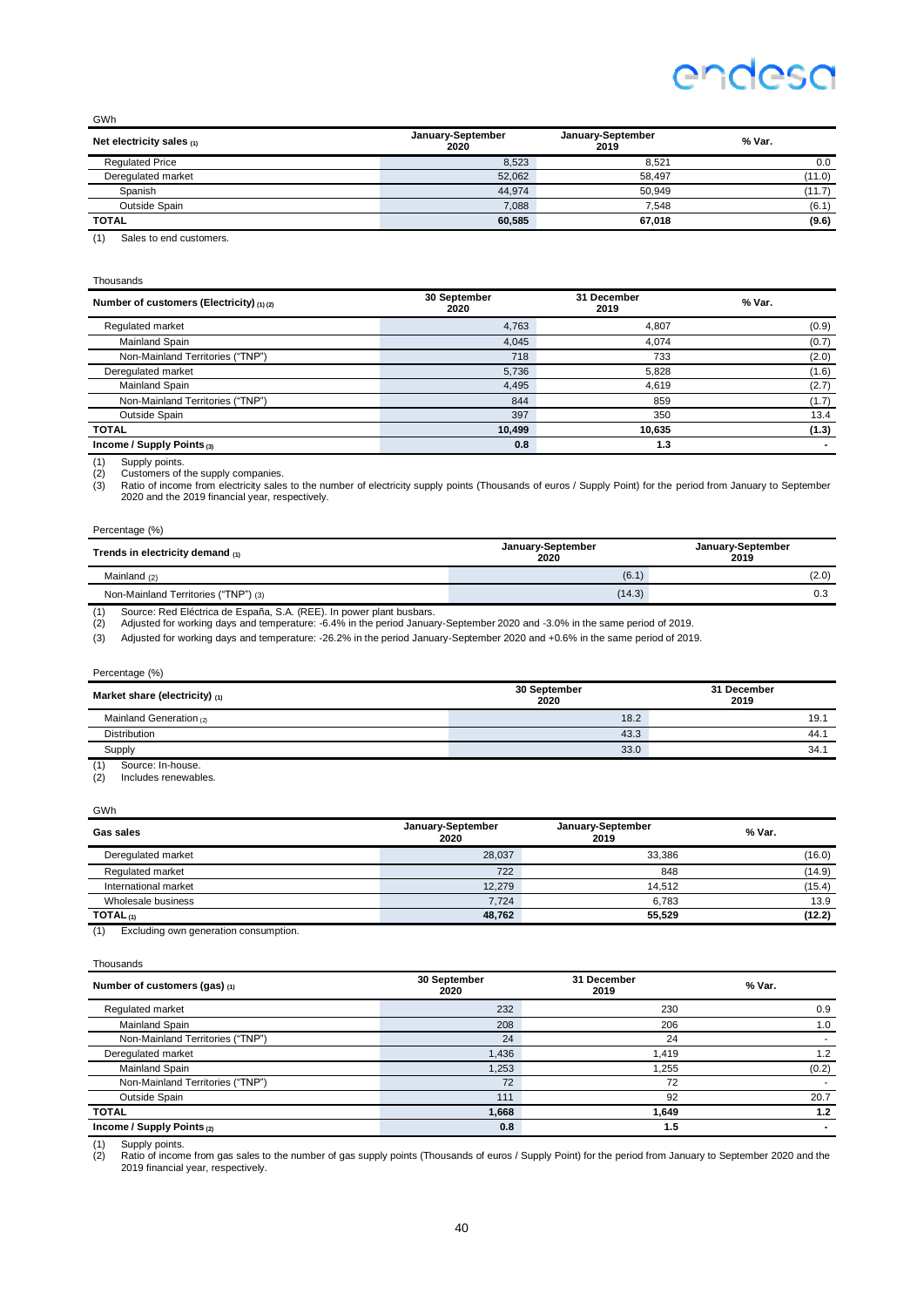GWh

| Net electricity sales (1) | January-September 2020 | January-September 2019 | % Var. |
|---|---|---|---|
| Regulated Price | 8,523 | 8,521 | 0.0 |
| Deregulated market | 52,062 | 58,497 | (11.0) |
| Spanish | 44,974 | 50,949 | (11.7) |
| Outside Spain | 7,088 | 7,548 | (6.1) |
| **TOTAL** | **60,585** | **67,018** | **(9.6)** |

(1) Sales to end customers.

Thousands

| Number of customers (Electricity) (1) (2) | 30 September 2020 | 31 December 2019 | % Var. |
|---|---|---|---|
| Regulated market | 4,763 | 4,807 | (0.9) |
| Mainland Spain | 4,045 | 4,074 | (0.7) |
| Non-Mainland Territories ("TNP") | 718 | 733 | (2.0) |
| Deregulated market | 5,736 | 5,828 | (1.6) |
| Mainland Spain | 4,495 | 4,619 | (2.7) |
| Non-Mainland Territories ("TNP") | 844 | 859 | (1.7) |
| Outside Spain | 397 | 350 | 13.4 |
| **TOTAL** | **10,499** | **10,635** | **(1.3)** |
| **Income / Supply Points (3)** | **0.8** | **1.3** | **-** |

(1) Supply points.
(2) Customers of the supply companies.
(3) Ratio of income from electricity sales to the number of electricity supply points (Thousands of euros / Supply Point) for the period from January to September 2020 and the 2019 financial year, respectively.

Percentage (%)

| Trends in electricity demand (1) | January-September 2020 | January-September 2019 |
|---|---|---|
| Mainland (2) | (6.1) | (2.0) |
| Non-Mainland Territories ("TNP") (3) | (14.3) | 0.3 |

(1) Source: Red Eléctrica de España, S.A. (REE). In power plant busbars.
(2) Adjusted for working days and temperature: -6.4% in the period January-September 2020 and -3.0% in the same period of 2019.
(3) Adjusted for working days and temperature: -26.2% in the period January-September 2020 and +0.6% in the same period of 2019.

Percentage (%)

| Market share (electricity) (1) | 30 September 2020 | 31 December 2019 |
|---|---|---|
| Mainland Generation (2) | 18.2 | 19.1 |
| Distribution | 43.3 | 44.1 |
| Supply | 33.0 | 34.1 |

(1) Source: In-house.
(2) Includes renewables.

GWh

| Gas sales | January-September 2020 | January-September 2019 | % Var. |
|---|---|---|---|
| Deregulated market | 28,037 | 33,386 | (16.0) |
| Regulated market | 722 | 848 | (14.9) |
| International market | 12,279 | 14,512 | (15.4) |
| Wholesale business | 7,724 | 6,783 | 13.9 |
| **TOTAL (1)** | **48,762** | **55,529** | **(12.2)** |

(1) Excluding own generation consumption.

Thousands

| Number of customers (gas) (1) | 30 September 2020 | 31 December 2019 | % Var. |
|---|---|---|---|
| Regulated market | 232 | 230 | 0.9 |
| Mainland Spain | 208 | 206 | 1.0 |
| Non-Mainland Territories ("TNP") | 24 | 24 | - |
| Deregulated market | 1,436 | 1,419 | 1.2 |
| Mainland Spain | 1,253 | 1,255 | (0.2) |
| Non-Mainland Territories ("TNP") | 72 | 72 | - |
| Outside Spain | 111 | 92 | 20.7 |
| **TOTAL** | **1,668** | **1,649** | **1.2** |
| **Income / Supply Points (2)** | **0.8** | **1.5** | **-** |

(1) Supply points.
(2) Ratio of income from gas sales to the number of gas supply points (Thousands of euros / Supply Point) for the period from January to September 2020 and the 2019 financial year, respectively.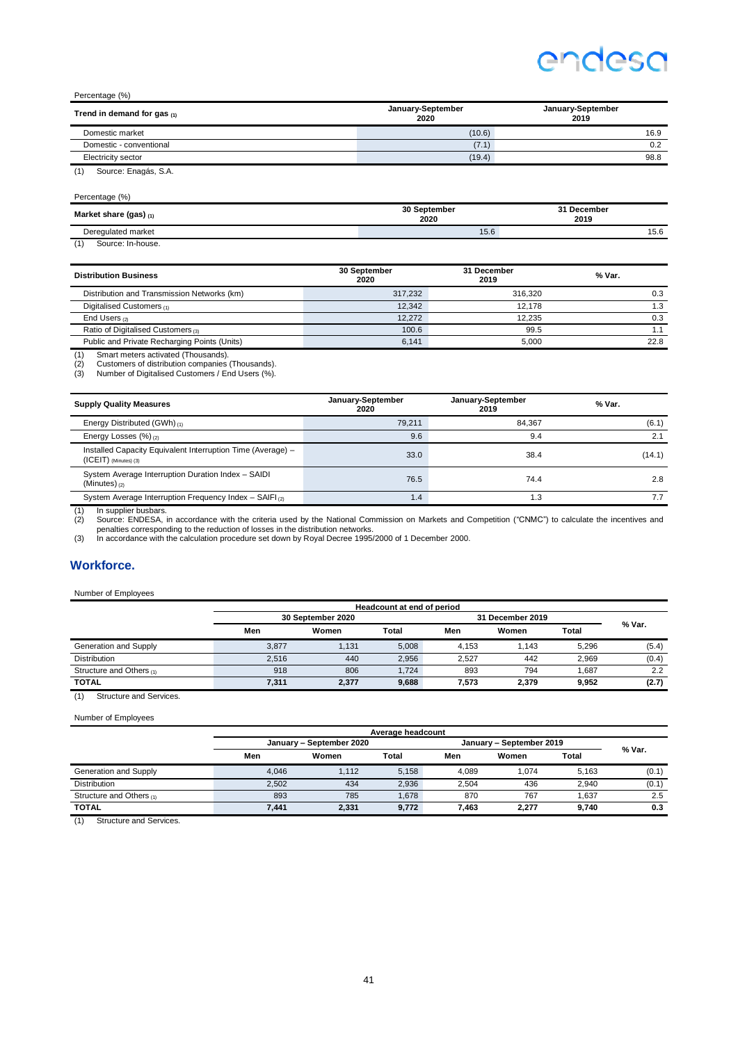Percentage (%)

| Trend in demand for gas (1) | January-September 2020 | January-September 2019 |
|---|---|---|
| Domestic market | (10.6) | 16.9 |
| Domestic - conventional | (7.1) | 0.2 |
| Electricity sector | (19.4) | 98.8 |

(1) Source: Enagás, S.A.

Percentage (%)

| Market share (gas) (1) | 30 September 2020 | 31 December 2019 |
|---|---|---|
| Deregulated market | 15.6 | 15.6 |

(1) Source: In-house.

| Distribution Business | 30 September 2020 | 31 December 2019 | % Var. |
|---|---|---|---|
| Distribution and Transmission Networks (km) | 317,232 | 316,320 | 0.3 |
| Digitalised Customers (1) | 12,342 | 12,178 | 1.3 |
| End Users (2) | 12,272 | 12,235 | 0.3 |
| Ratio of Digitalised Customers (3) | 100.6 | 99.5 | 1.1 |
| Public and Private Recharging Points (Units) | 6,141 | 5,000 | 22.8 |

(1) Smart meters activated (Thousands).
(2) Customers of distribution companies (Thousands).
(3) Number of Digitalised Customers / End Users (%).

| Supply Quality Measures | January-September 2020 | January-September 2019 | % Var. |
|---|---|---|---|
| Energy Distributed (GWh) (1) | 79,211 | 84,367 | (6.1) |
| Energy Losses (%) (2) | 9.6 | 9.4 | 2.1 |
| Installed Capacity Equivalent Interruption Time (Average) – (ICEIT) (Minutes) (3) | 33.0 | 38.4 | (14.1) |
| System Average Interruption Duration Index – SAIDI (Minutes) (2) | 76.5 | 74.4 | 2.8 |
| System Average Interruption Frequency Index – SAIFI (2) | 1.4 | 1.3 | 7.7 |

(1) In supplier busbars.
(2) Source: ENDESA, in accordance with the criteria used by the National Commission on Markets and Competition ("CNMC") to calculate the incentives and penalties corresponding to the reduction of losses in the distribution networks.
(3) In accordance with the calculation procedure set down by Royal Decree 1995/2000 of 1 December 2000.

## Workforce.

Number of Employees

| | Headcount at end of period | | | | | | |
|---|---|---|---|---|---|---|---|
| | 30 September 2020 | | | 31 December 2019 | | | % Var. |
| | Men | Women | Total | Men | Women | Total | |
| Generation and Supply | 3,877 | 1,131 | 5,008 | 4,153 | 1,143 | 5,296 | (5.4) |
| Distribution | 2,516 | 440 | 2,956 | 2,527 | 442 | 2,969 | (0.4) |
| Structure and Others (1) | 918 | 806 | 1,724 | 893 | 794 | 1,687 | 2.2 |
| **TOTAL** | **7,311** | **2,377** | **9,688** | **7,573** | **2,379** | **9,952** | **(2.7)** |

(1) Structure and Services.

Number of Employees

| | Average headcount | | | | | | |
|---|---|---|---|---|---|---|---|
| | January – September 2020 | | | January – September 2019 | | | % Var. |
| | Men | Women | Total | Men | Women | Total | |
| Generation and Supply | 4,046 | 1,112 | 5,158 | 4,089 | 1,074 | 5,163 | (0.1) |
| Distribution | 2,502 | 434 | 2,936 | 2,504 | 436 | 2,940 | (0.1) |
| Structure and Others (1) | 893 | 785 | 1,678 | 870 | 767 | 1,637 | 2.5 |
| **TOTAL** | **7,441** | **2,331** | **9,772** | **7,463** | **2,277** | **9,740** | **0.3** |

(1) Structure and Services.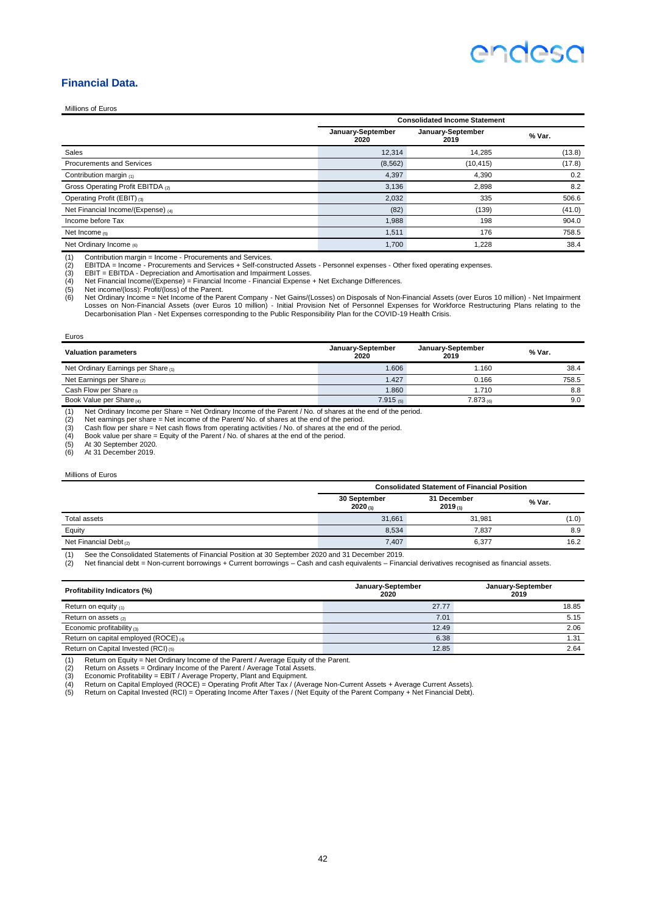## Financial Data.

Millions of Euros

| | Consolidated Income Statement | | |
|---|---|---|---|
| | January-September 2020 | January-September 2019 | % Var. |
| Sales | 12,314 | 14,285 | (13.8) |
| Procurements and Services | (8,562) | (10,415) | (17.8) |
| Contribution margin (1) | 4,397 | 4,390 | 0.2 |
| Gross Operating Profit EBITDA (2) | 3,136 | 2,898 | 8.2 |
| Operating Profit (EBIT) (3) | 2,032 | 335 | 506.6 |
| Net Financial Income/(Expense) (4) | (82) | (139) | (41.0) |
| Income before Tax | 1,988 | 198 | 904.0 |
| Net Income (5) | 1,511 | 176 | 758.5 |
| Net Ordinary Income (6) | 1,700 | 1,228 | 38.4 |

(1) Contribution margin = Income - Procurements and Services.
(2) EBITDA = Income - Procurements and Services + Self-constructed Assets - Personnel expenses - Other fixed operating expenses.
(3) EBIT = EBITDA - Depreciation and Amortisation and Impairment Losses.
(4) Net Financial Income/(Expense) = Financial Income - Financial Expense + Net Exchange Differences.
(5) Net income/(loss): Profit/(loss) of the Parent.
(6) Net Ordinary Income = Net Income of the Parent Company - Net Gains/(Losses) on Disposals of Non-Financial Assets (over Euros 10 million) - Net Impairment Losses on Non-Financial Assets (over Euros 10 million) - Initial Provision Net of Personnel Expenses for Workforce Restructuring Plans relating to the Decarbonisation Plan - Net Expenses corresponding to the Public Responsibility Plan for the COVID-19 Health Crisis.

Euros

| Valuation parameters | January-September 2020 | January-September 2019 | % Var. |
|---|---|---|---|
| Net Ordinary Earnings per Share (1) | 1.606 | 1.160 | 38.4 |
| Net Earnings per Share (2) | 1.427 | 0.166 | 758.5 |
| Cash Flow per Share (3) | 1.860 | 1.710 | 8.8 |
| Book Value per Share (4) | 7.915 (5) | 7.873 (6) | 9.0 |

(1) Net Ordinary Income per Share = Net Ordinary Income of the Parent / No. of shares at the end of the period.
(2) Net earnings per share = Net income of the Parent/ No. of shares at the end of the period.
(3) Cash flow per share = Net cash flows from operating activities / No. of shares at the end of the period.
(4) Book value per share = Equity of the Parent / No. of shares at the end of the period.
(5) At 30 September 2020.
(6) At 31 December 2019.

Millions of Euros

| | Consolidated Statement of Financial Position | | |
|---|---|---|---|
| | 30 September 2020 (1) | 31 December 2019 (1) | % Var. |
| Total assets | 31,661 | 31,981 | (1.0) |
| Equity | 8,534 | 7,837 | 8.9 |
| Net Financial Debt (2) | 7,407 | 6,377 | 16.2 |

(1) See the Consolidated Statements of Financial Position at 30 September 2020 and 31 December 2019.
(2) Net financial debt = Non-current borrowings + Current borrowings – Cash and cash equivalents – Financial derivatives recognised as financial assets.

| Profitability Indicators (%) | January-September 2020 | January-September 2019 |
|---|---|---|
| Return on equity (1) | 27.77 | 18.85 |
| Return on assets (2) | 7.01 | 5.15 |
| Economic profitability (3) | 12.49 | 2.06 |
| Return on capital employed (ROCE) (4) | 6.38 | 1.31 |
| Return on Capital Invested (RCI) (5) | 12.85 | 2.64 |

(1) Return on Equity = Net Ordinary Income of the Parent / Average Equity of the Parent.
(2) Return on Assets = Ordinary Income of the Parent / Average Total Assets.
(3) Economic Profitability = EBIT / Average Property, Plant and Equipment.
(4) Return on Capital Employed (ROCE) = Operating Profit After Tax / (Average Non-Current Assets + Average Current Assets).
(5) Return on Capital Invested (RCI) = Operating Income After Taxes / (Net Equity of the Parent Company + Net Financial Debt).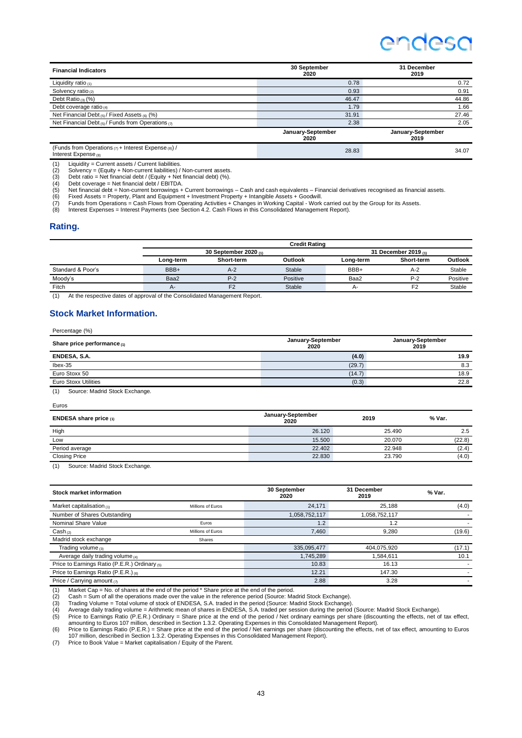| Financial Indicators | 30 September 2020 | 31 December 2019 |
|---|---|---|
| Liquidity ratio (1) | 0.78 | 0.72 |
| Solvency ratio (2) | 0.93 | 0.91 |
| Debt Ratio (3) (%) | 46.47 | 44.86 |
| Debt coverage ratio (4) | 1.79 | 1.66 |
| Net Financial Debt (5) / Fixed Assets (6) (%) | 31.91 | 27.46 |
| Net Financial Debt (5) / Funds from Operations (7) | 2.38 | 2.05 |
| | **January-September 2020** | **January-September 2019** |
| (Funds from Operations (7) + Interest Expense (8)) / Interest Expense (8) | 28.83 | 34.07 |

(1) Liquidity = Current assets / Current liabilities.
(2) Solvency = (Equity + Non-current liabilities) / Non-current assets.
(3) Debt ratio = Net financial debt / (Equity + Net financial debt) (%).
(4) Debt coverage = Net financial debt / EBITDA.
(5) Net financial debt = Non-current borrowings + Current borrowings – Cash and cash equivalents – Financial derivatives recognised as financial assets.
(6) Fixed Assets = Property, Plant and Equipment + Investment Property + Intangible Assets + Goodwill.
(7) Funds from Operations = Cash Flows from Operating Activities + Changes in Working Capital - Work carried out by the Group for its Assets.
(8) Interest Expenses = Interest Payments (see Section 4.2. Cash Flows in this Consolidated Management Report).

## Rating.

| | Credit Rating | | | | | |
|---|---|---|---|---|---|---|
| | 30 September 2020 (1) | | | 31 December 2019 (1) | | |
| | Long-term | Short-term | Outlook | Long-term | Short-term | Outlook |
| Standard & Poor's | BBB+ | A-2 | Stable | BBB+ | A-2 | Stable |
| Moody's | Baa2 | P-2 | Positive | Baa2 | P-2 | Positive |
| Fitch | A- | F2 | Stable | A- | F2 | Stable |

(1) At the respective dates of approval of the Consolidated Management Report.

## Stock Market Information.

Percentage (%)

| Share price performance (1) | January-September 2020 | January-September 2019 |
|---|---|---|
| **ENDESA, S.A.** | **(4.0)** | **19.9** |
| Ibex-35 | (29.7) | 8.3 |
| Euro Stoxx 50 | (14.7) | 18.9 |
| Euro Stoxx Utilities | (0.3) | 22.8 |

(1) Source: Madrid Stock Exchange.

Euros

| ENDESA share price (1) | January-September 2020 | 2019 | % Var. |
|---|---|---|---|
| High | 26.120 | 25.490 | 2.5 |
| Low | 15.500 | 20.070 | (22.8) |
| Period average | 22.402 | 22.948 | (2.4) |
| Closing Price | 22.830 | 23.790 | (4.0) |

(1) Source: Madrid Stock Exchange.

| Stock market information | | 30 September 2020 | 31 December 2019 | % Var. |
|---|---|---|---|---|
| Market capitalisation (1) | Millions of Euros | 24,171 | 25,188 | (4.0) |
| Number of Shares Outstanding | | 1,058,752,117 | 1,058,752,117 | - |
| Nominal Share Value | Euros | 1.2 | 1.2 | - |
| Cash (2) | Millions of Euros | 7,460 | 9,280 | (19.6) |
| Madrid stock exchange | Shares | | | |
| Trading volume (3) | | 335,095,477 | 404,075,920 | (17.1) |
| Average daily trading volume (4) | | 1,745,289 | 1,584,611 | 10.1 |
| Price to Earnings Ratio (P.E.R.) Ordinary (5) | | 10.83 | 16.13 | - |
| Price to Earnings Ratio (P.E.R.) (6) | | 12.21 | 147.30 | - |
| Price / Carrying amount (7) | | 2.88 | 3.28 | - |

(1) Market Cap = No. of shares at the end of the period * Share price at the end of the period.
(2) Cash = Sum of all the operations made over the value in the reference period (Source: Madrid Stock Exchange).
(3) Trading Volume = Total volume of stock of ENDESA, S.A. traded in the period (Source: Madrid Stock Exchange).
(4) Average daily trading volume = Arithmetic mean of shares in ENDESA, S.A. traded per session during the period (Source: Madrid Stock Exchange).
(5) Price to Earnings Ratio (P.E.R.) Ordinary = Share price at the end of the period / Net ordinary earnings per share (discounting the effects, net of tax effect, amounting to Euros 107 million, described in Section 1.3.2. Operating Expenses in this Consolidated Management Report).
(6) Price to Earnings Ratio (P.E.R.) = Share price at the end of the period / Net earnings per share (discounting the effects, net of tax effect, amounting to Euros 107 million, described in Section 1.3.2. Operating Expenses in this Consolidated Management Report).
(7) Price to Book Value = Market capitalisation / Equity of the Parent.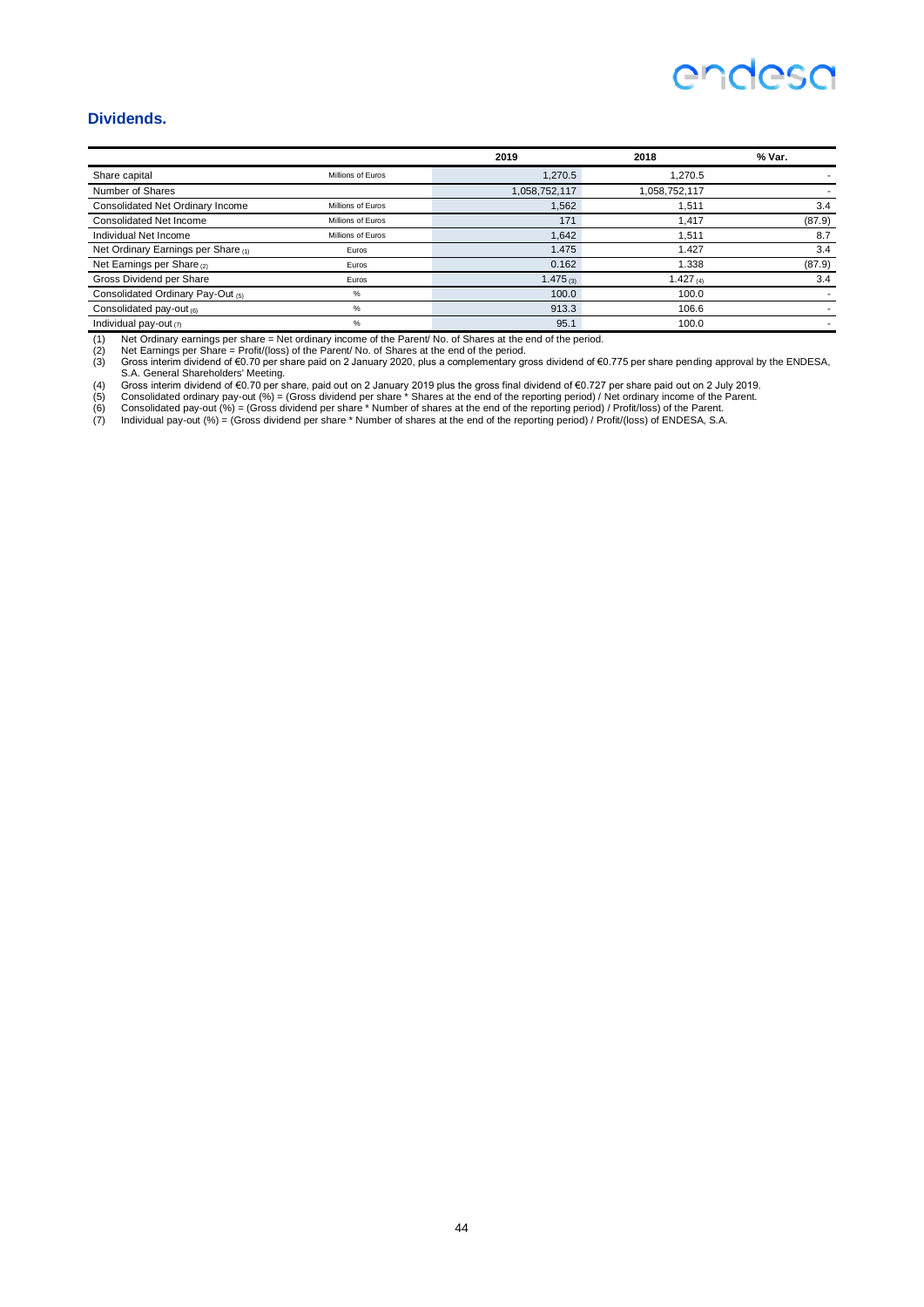## Dividends.

| | | 2019 | 2018 | % Var. |
|---|---|---|---|---|
| Share capital | Millions of Euros | 1,270.5 | 1,270.5 | - |
| Number of Shares | | 1,058,752,117 | 1,058,752,117 | - |
| Consolidated Net Ordinary Income | Millions of Euros | 1,562 | 1,511 | 3.4 |
| Consolidated Net Income | Millions of Euros | 171 | 1,417 | (87.9) |
| Individual Net Income | Millions of Euros | 1,642 | 1,511 | 8.7 |
| Net Ordinary Earnings per Share (1) | Euros | 1.475 | 1.427 | 3.4 |
| Net Earnings per Share (2) | Euros | 0.162 | 1.338 | (87.9) |
| Gross Dividend per Share | Euros | 1.475 (3) | 1.427 (4) | 3.4 |
| Consolidated Ordinary Pay-Out (5) | % | 100.0 | 100.0 | - |
| Consolidated pay-out (6) | % | 913.3 | 106.6 | - |
| Individual pay-out (7) | % | 95.1 | 100.0 | - |

(1) Net Ordinary earnings per share = Net ordinary income of the Parent/ No. of Shares at the end of the period.
(2) Net Earnings per Share = Profit/(loss) of the Parent/ No. of Shares at the end of the period.
(3) Gross interim dividend of €0.70 per share paid on 2 January 2020, plus a complementary gross dividend of €0.775 per share pending approval by the ENDESA, S.A. General Shareholders' Meeting.
(4) Gross interim dividend of €0.70 per share, paid out on 2 January 2019 plus the gross final dividend of €0.727 per share paid out on 2 July 2019.
(5) Consolidated ordinary pay-out (%) = (Gross dividend per share * Shares at the end of the reporting period) / Net ordinary income of the Parent.
(6) Consolidated pay-out (%) = (Gross dividend per share * Number of shares at the end of the reporting period) / Profit/loss) of the Parent.
(7) Individual pay-out (%) = (Gross dividend per share * Number of shares at the end of the reporting period) / Profit/(loss) of ENDESA, S.A.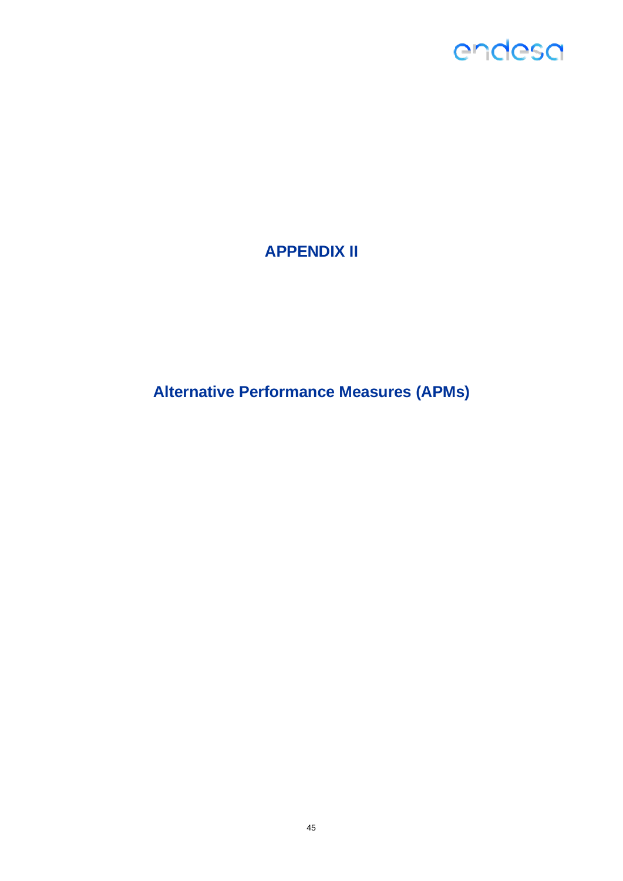# APPENDIX II

## Alternative Performance Measures (APMs)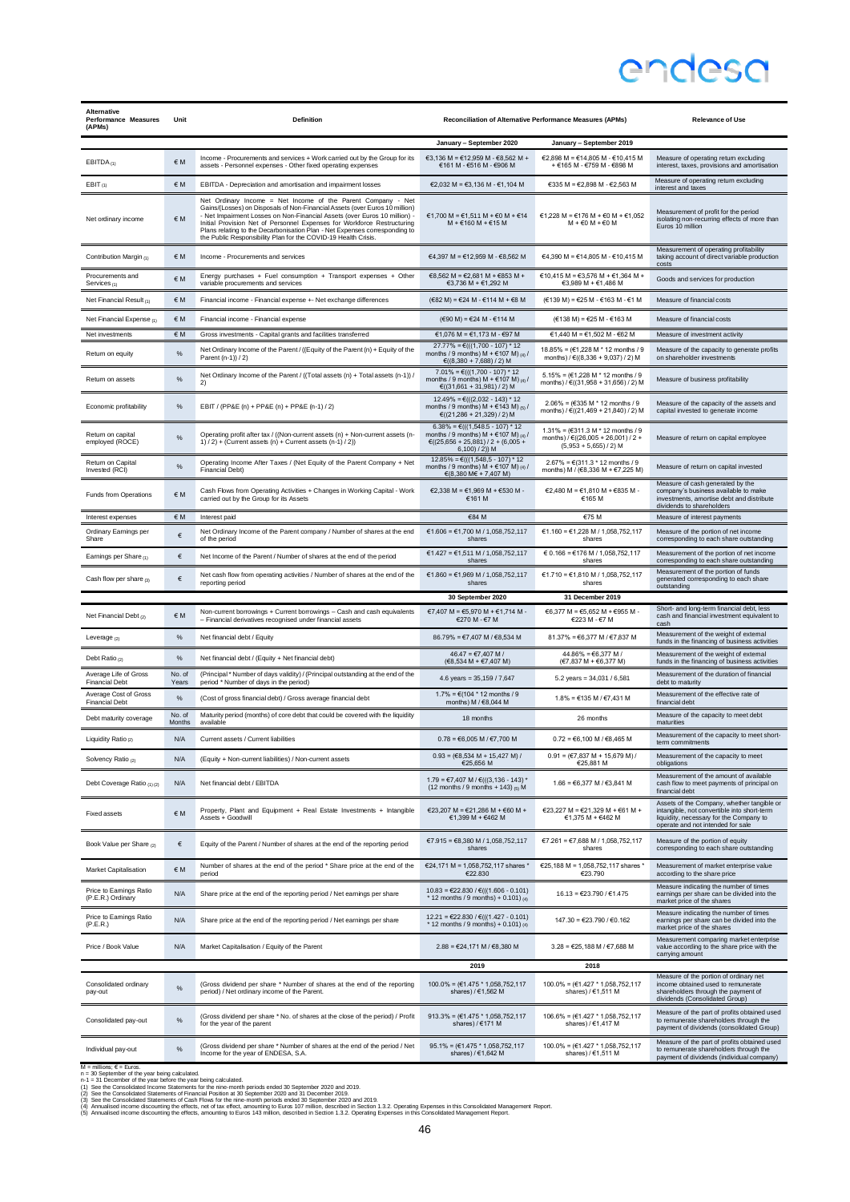| Alternative Performance Measures (APMs) | Unit | Definition | Reconciliation of Alternative Performance Measures (APMs) | | Relevance of Use |
|---|---|---|---|---|---|
| | | | January – September 2020 | January – September 2019 | |
| EBITDA (1) | € M | Income - Procurements and services + Work carried out by the Group for its assets - Personnel expenses - Other fixed operating expenses | €3,136 M = €12,959 M - €8,562 M + €161 M - €516 M - €906 M | €2,898 M = €14,805 M - €10,415 M + €165 M - €759 M - €898 M | Measure of operating return excluding interest, taxes, provisions and amortisation |
| EBIT (1) | € M | EBITDA - Depreciation and amortisation and impairment losses | €2,032 M = €3,136 M - €1,104 M | €335 M = €2,898 M - €2,563 M | Measure of operating return excluding interest and taxes |
| Net ordinary income | € M | Net Ordinary Income = Net Income of the Parent Company - Net Gains/(Losses) on Disposals of Non-Financial Assets (over Euros 10 million) - Net Impairment Losses on Non-Financial Assets (over Euros 10 million) - Initial Provision Net of Personnel Expenses for Workforce Restructuring Plans relating to the Decarbonisation Plan - Net Expenses corresponding to the Public Responsibility Plan for the COVID-19 Health Crisis. | €1,700 M = €1,511 M + €0 M + €14 M + €160 M + €15 M | €1,228 M = €176 M + €0 M + €1,052 M + €0 M + €0 M | Measurement of profit for the period isolating non-recurring effects of more than Euros 10 million |
| Contribution Margin (1) | € M | Income - Procurements and services | €4,397 M = €12,959 M - €8,562 M | €4,390 M = €14,805 M - €10,415 M | Measurement of operating profitability taking account of direct variable production costs |
| Procurements and Services (1) | € M | Energy purchases + Fuel consumption + Transport expenses + Other variable procurements and services | €8,562 M = €2,681 M + €853 M + €3,736 M + €1,292 M | €10,415 M = €3,576 M + €1,364 M + €3,989 M + €1,486 M | Goods and services for production |
| Net Financial Result (1) | € M | Financial income - Financial expense +- Net exchange differences | (€82 M) = €24 M - €114 M + €8 M | (€139 M) = €25 M - €163 M - €1 M | Measure of financial costs |
| Net Financial Expense (1) | € M | Financial income - Financial expense | (€90 M) = €24 M - €114 M | (€138 M) = €25 M - €163 M | Measure of financial costs |
| Net investments | € M | Gross investments - Capital grants and facilities transferred | €1,076 M = €1,173 M - €97 M | €1,440 M = €1,502 M - €62 M | Measure of investment activity |
| Return on equity | % | Net Ordinary Income of the Parent / ((Equity of the Parent (n) + Equity of the Parent (n-1)) / 2) | 27.77% = €(((1,700 - 107) * 12 months / 9 months) M + €107 M) (4) / €((8,380 + 7,688) / 2) M | 18.85% = (€1,228 M * 12 months / 9 months) / €((8,336 + 9,037) / 2) M | Measure of the capacity to generate profits on shareholder investments |
| Return on assets | % | Net Ordinary Income of the Parent / ((Total assets (n) + Total assets (n-1)) / 2) | 7.01% = €(((1,700 - 107) * 12 months / 9 months) M + €107 M) (4) / €((31,661 + 31,981) / 2) M | 5.15% = (€1,228 M * 12 months / 9 months) / €((31,958 + 31,656) / 2) M | Measure of business profitability |
| Economic profitability | % | EBIT / (PP&E (n) + PP&E (n) + PP&E (n-1) / 2) | 12.49% = €(((2,032 - 143) * 12 months / 9 months) M + €143 M) (5) / €((21,286 + 21,329) / 2) M | 2.06% = (€335 M * 12 months / 9 months) / €((21,469 + 21,840) / 2) M | Measure of the capacity of the assets and capital invested to generate income |
| Return on capital employed (ROCE) | % | Operating profit after tax / ((Non-current assets (n) + Non-current assets (n-1) / 2) + (Current assets (n) + Current assets (n-1) / 2)) | 6.38% = €(((1,548.5 - 107) * 12 months / 9 months) M + €107 M) (4) / €((25,656 + 25,881) / 2 + (6,005 + 6,100) / 2)) M | 1.31% = (€311.3 M * 12 months / 9 months) / €((26,005 + 26,001) / 2 + (5,953 + 5,655) / 2) M | Measure of return on capital employee |
| Return on Capital Invested (RCI) | % | Operating Income After Taxes / (Net Equity of the Parent Company + Net Financial Debt) | 12.85% = €(((1,548.5 - 107) * 12 months / 9 months) M + €107 M) (4) / €(8,380 M€ + 7,407 M) | 2.67% = €(311.3 * 12 months / 9 months) M / (€8,336 M + €7,225 M) | Measure of return on capital invested |
| Funds from Operations | € M | Cash Flows from Operating Activities + Changes in Working Capital - Work carried out by the Group for its Assets | €2,338 M = €1,969 M + €530 M - €161 M | €2,480 M = €1,810 M + €835 M - €165 M | Measure of cash generated by the company's business available to make investments, amortise debt and distribute dividends to shareholders |
| Interest expenses | € M | Interest paid | €84 M | €75 M | Measure of interest payments |
| Ordinary Earnings per Share | € | Net Ordinary Income of the Parent company / Number of shares at the end of the period | €1.606 = €1,700 M / 1,058,752,117 shares | €1.160 = €1,228 M / 1,058,752,117 shares | Measure of the portion of net income corresponding to each share outstanding |
| Earnings per Share (1) | € | Net Income of the Parent / Number of shares at the end of the period | €1.427 = €1,511 M / 1,058,752,117 shares | € 0.166 = €176 M / 1,058,752,117 shares | Measurement of the portion of net income corresponding to each share outstanding |
| Cash flow per share (3) | € | Net cash flow from operating activities / Number of shares at the end of the reporting period | €1.860 = €1,969 M / 1,058,752,117 shares | €1.710 = €1,810 M / 1,058,752,117 shares | Measurement of the portion of funds generated corresponding to each share outstanding |
| | | | 30 September 2020 | 31 December 2019 | |
| Net Financial Debt (2) | € M | Non-current borrowings + Current borrowings – Cash and cash equivalents – Financial derivatives recognised under financial assets | €7,407 M = €5,970 M + €1,714 M - €270 M - €7 M | €6,377 M = €5,652 M + €955 M - €223 M - €7 M | Short- and long-term financial debt, less cash and financial investment equivalent to cash |
| Leverage (2) | % | Net financial debt / Equity | 86.79% = €7,407 M / €8,534 M | 81.37% = €6,377 M / €7,837 M | Measurement of the weight of external funds in the financing of business activities |
| Debt Ratio (2) | % | Net financial debt / (Equity + Net financial debt) | 46.47 = €7,407 M / (€8,534 M + €7,407 M) | 44.86% = €6,377 M / (€7,837 M + €6,377 M) | Measurement of the weight of external funds in the financing of business activities |
| Average Life of Gross Financial Debt | No. of Years | (Principal * Number of days validity) / (Principal outstanding at the end of the period * Number of days in the period) | 4.6 years = 35,159 / 7,647 | 5.2 years = 34,031 / 6,581 | Measurement of the duration of financial debt to maturity |
| Average Cost of Gross Financial Debt | % | (Cost of gross financial debt) / Gross average financial debt | 1.7% = €(104 * 12 months / 9 months) M / €8,044 M | 1.8% = €135 M / €7,431 M | Measure of the effective rate of financial debt |
| Debt maturity coverage | No. of Months | Maturity period (months) of core debt that could be covered with the liquidity available | 18 months | 26 months | Measure of the capacity to meet debt maturities |
| Liquidity Ratio (2) | N/A | Current assets / Current liabilities | 0.78 = €6,005 M / €7,700 M | 0.72 = €6,100 M / €8,465 M | Measurement of the capacity to meet short-term commitments |
| Solvency Ratio (2) | N/A | (Equity + Non-current liabilities) / Non-current assets | 0.93 = (€8,534 M + 15,427 M) / €25,656 M | 0.91 = (€7,837 M + 15,679 M) / €25,881 M | Measurement of the capacity to meet obligations |
| Debt Coverage Ratio (1) (2) | N/A | Net financial debt / EBITDA | 1.79 = €7,407 M / €(((3,136 - 143) * (12 months / 9 months) + 143) (5) M | 1.66 = €6,377 M / €3,841 M | Measurement of the amount of available cash flow to meet payments of principal on financial debt |
| Fixed assets | € M | Property, Plant and Equipment + Real Estate Investments + Intangible Assets + Goodwill | €23,207 M = €21,286 M + €60 M + €1,399 M + €462 M | €23,227 M = €21,329 M + €61 M + €1,375 M + €462 M | Assets of the Company, whether tangible or intangible, not convertible into short-term liquidity, necessary for the Company to operate and not intended for sale |
| Book Value per Share (2) | € | Equity of the Parent / Number of shares at the end of the reporting period | €7.915 = €8,380 M / 1,058,752,117 shares | €7.261 = €7,688 M / 1,058,752,117 shares | Measure of the portion of equity corresponding to each share outstanding |
| Market Capitalisation | € M | Number of shares at the end of the period * Share price at the end of the period | €24,171 M = 1,058,752,117 shares * €22.830 | €25,188 M = 1,058,752,117 shares * €23.790 | Measurement of market enterprise value according to the share price |
| Price to Earnings Ratio (P.E.R.) Ordinary | N/A | Share price at the end of the reporting period / Net earnings per share | 10.83 = €22.830 / €(((1.606 - 0.101) * 12 months / 9 months) + 0.101) (4) | 16.13 = €23.790 / €1.475 | Measure indicating the number of times earnings per share can be divided into the market price of the shares |
| Price to Earnings Ratio (P.E.R.) | N/A | Share price at the end of the reporting period / Net earnings per share | 12.21 = €22.830 / €(((1.427 - 0.101) * 12 months / 9 months) + 0.101) (4) | 147.30 = €23.790 / €0.162 | Measure indicating the number of times earnings per share can be divided into the market price of the shares |
| Price / Book Value | N/A | Market Capitalisation / Equity of the Parent | 2.88 = €24,171 M / €8,380 M | 3.28 = €25,188 M / €7,688 M | Measurement comparing market enterprise value according to the share price with the carrying amount |
| | | | 2019 | 2018 | |
| Consolidated ordinary pay-out | % | (Gross dividend per share * Number of shares at the end of the reporting period) / Net ordinary income of the Parent. | 100.0% = (€1.475 * 1,058,752,117 shares) / €1,562 M | 100.0% = (€1.427 * 1,058,752,117 shares) / €1,511 M | Measure of the portion of ordinary net income obtained used to remunerate shareholders through the payment of dividends (Consolidated Group) |
| Consolidated pay-out | % | (Gross dividend per share * No. of shares at the close of the period) / Profit for the year of the parent | 913.3% = (€1.475 * 1,058,752,117 shares) / €171 M | 106.6% = (€1.427 * 1,058,752,117 shares) / €1,417 M | Measure of the part of profits obtained used to remunerate shareholders through the payment of dividends (consolidated Group) |
| Individual pay-out | % | (Gross dividend per share * Number of shares at the end of the period / Net Income for the year of ENDESA, S.A. | 95.1% = (€1.475 * 1,058,752,117 shares) / €1,642 M | 100.0% = (€1.427 * 1,058,752,117 shares) / €1,511 M | Measure of the part of profits obtained used to remunerate shareholders through the payment of dividends (individual company) |

M = millions; € = Euros.
n = 30 September of the year being calculated.
n-1 = 31 December of the year before the year being calculated.
(1) See the Consolidated Income Statements for the nine-month periods ended 30 September 2020 and 2019.
(2) See the Consolidated Statements of Financial Position at 30 September 2020 and 31 December 2019.
(3) See the Consolidated Statements of Cash Flows for the nine-month periods ended 30 September 2020 and 2019.
(4) Annualised income discounting the effects, net of tax effect, amounting to Euros 107 million, described in Section 1.3.2. Operating Expenses in this Consolidated Management Report.
(5) Annualised income discounting the effects, amounting to Euros 143 million, described in Section 1.3.2. Operating Expenses in this Consolidated Management Report.